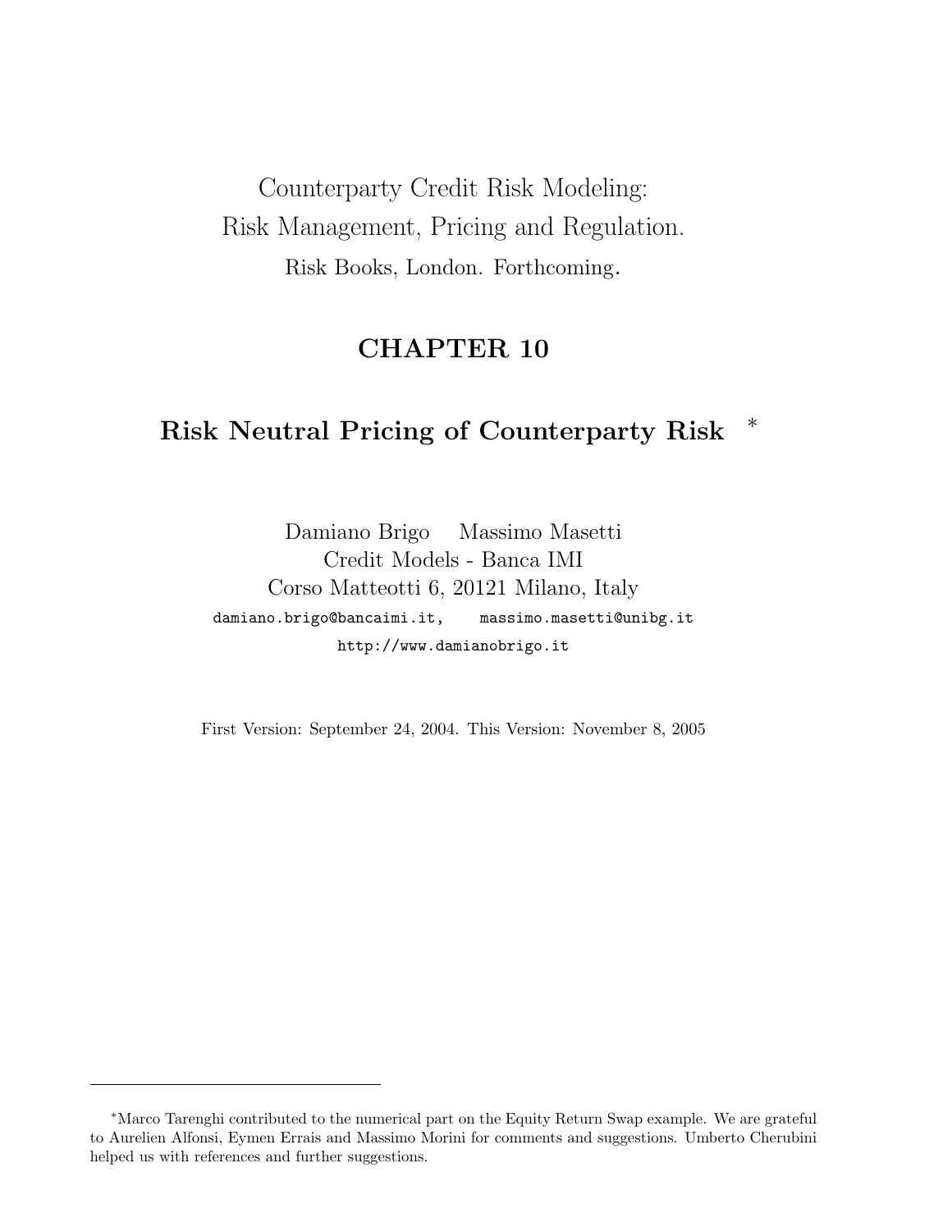Counterparty Credit Risk Modeling:
Risk Management, Pricing and Regulation.
Risk Books, London. Forthcoming.

# CHAPTER 10

## Risk Neutral Pricing of Counterparty Risk [*]

Damiano Brigo   Massimo Masetti
Credit Models - Banca IMI
Corso Matteotti 6, 20121 Milano, Italy
damiano.brigo@bancaimi.it,   massimo.masetti@unibg.it
http://www.damianobrigo.it

First Version: September 24, 2004. This Version: November 8, 2005

---

[*] Marco Tarenghi contributed to the numerical part on the Equity Return Swap example. We are grateful to Aurelien Alfonsi, Eymen Errais and Massimo Morini for comments and suggestions. Umberto Cherubini helped us with references and further suggestions.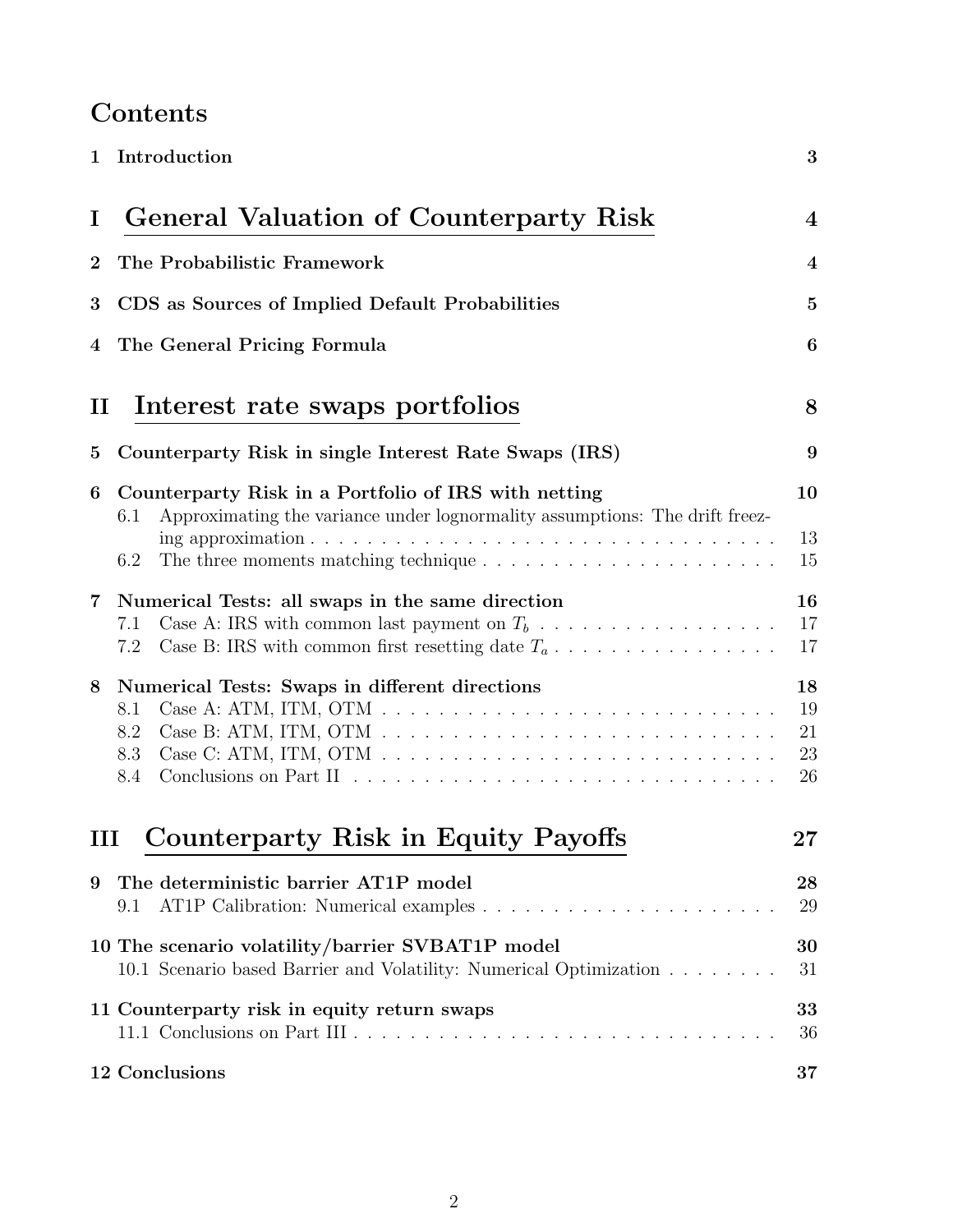# Contents

**1 Introduction** **3**

**I General Valuation of Counterparty Risk** **4**

**2 The Probabilistic Framework** **4**

**3 CDS as Sources of Implied Default Probabilities** **5**

**4 The General Pricing Formula** **6**

**II Interest rate swaps portfolios** **8**

**5 Counterparty Risk in single Interest Rate Swaps (IRS)** **9**

**6 Counterparty Risk in a Portfolio of IRS with netting** **10**

- 6.1 Approximating the variance under lognormality assumptions: The drift freezing approximation . . . . . . . . . . . . . . . . . . . . . . . . . . . . . . . . . . . 13
- 6.2 The three moments matching technique . . . . . . . . . . . . . . . . . . . . . 15

**7 Numerical Tests: all swaps in the same direction** **16**

- 7.1 Case A: IRS with common last payment on $T_b$ . . . . . . . . . . . . . . . . . 17
- 7.2 Case B: IRS with common first resetting date $T_a$ . . . . . . . . . . . . . . . . 17

**8 Numerical Tests: Swaps in different directions** **18**

- 8.1 Case A: ATM, ITM, OTM . . . . . . . . . . . . . . . . . . . . . . . . . . . . . 19
- 8.2 Case B: ATM, ITM, OTM . . . . . . . . . . . . . . . . . . . . . . . . . . . . . 21
- 8.3 Case C: ATM, ITM, OTM . . . . . . . . . . . . . . . . . . . . . . . . . . . . . 23
- 8.4 Conclusions on Part II . . . . . . . . . . . . . . . . . . . . . . . . . . . . . . 26

**III Counterparty Risk in Equity Payoffs** **27**

**9 The deterministic barrier AT1P model** **28**

- 9.1 AT1P Calibration: Numerical examples . . . . . . . . . . . . . . . . . . . . . 29

**10 The scenario volatility/barrier SVBAT1P model** **30**

- 10.1 Scenario based Barrier and Volatility: Numerical Optimization . . . . . . . . 31

**11 Counterparty risk in equity return swaps** **33**

- 11.1 Conclusions on Part III . . . . . . . . . . . . . . . . . . . . . . . . . . . . . . 36

**12 Conclusions** **37**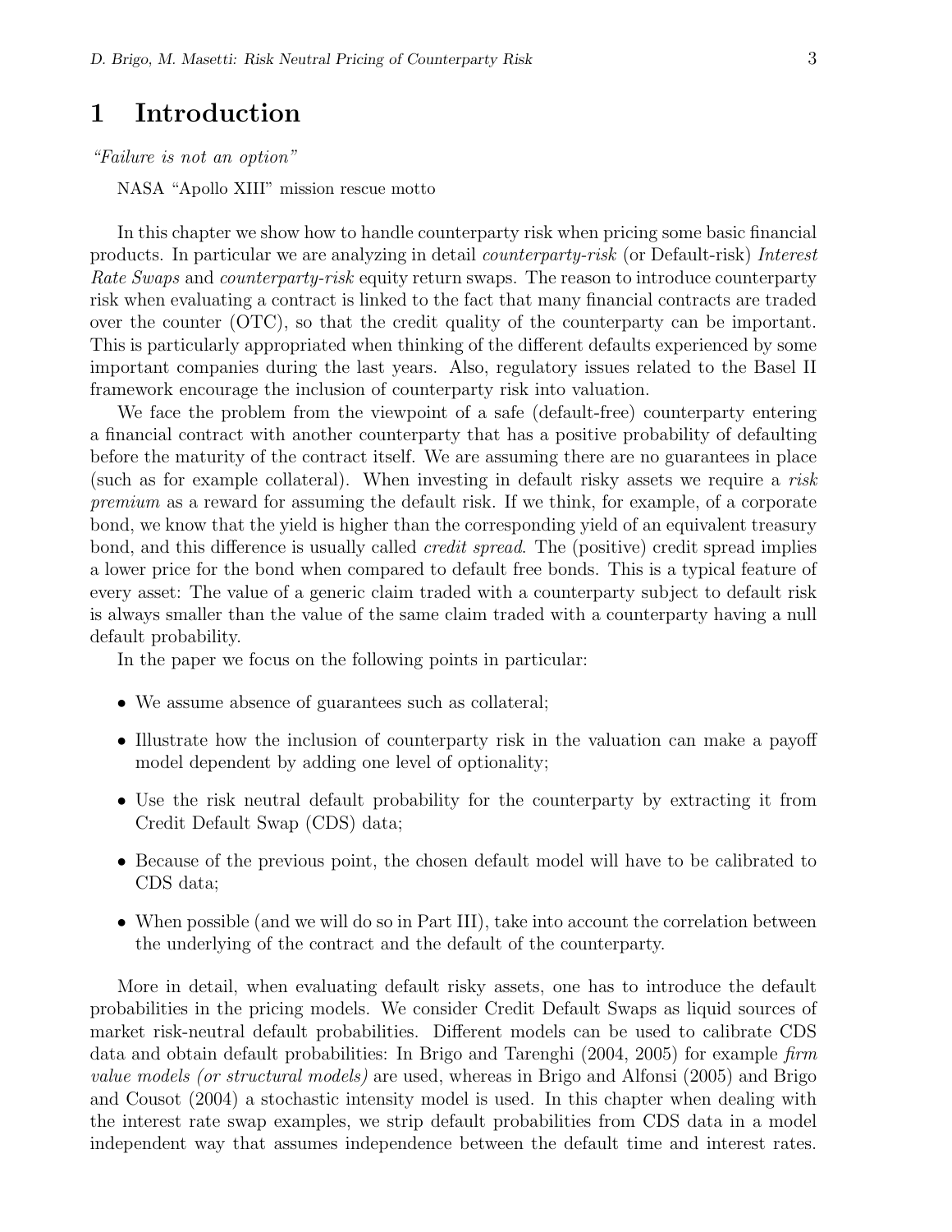# 1 Introduction

*"Failure is not an option"*

NASA "Apollo XIII" mission rescue motto

In this chapter we show how to handle counterparty risk when pricing some basic financial products. In particular we are analyzing in detail *counterparty-risk* (or Default-risk) *Interest Rate Swaps* and *counterparty-risk* equity return swaps. The reason to introduce counterparty risk when evaluating a contract is linked to the fact that many financial contracts are traded over the counter (OTC), so that the credit quality of the counterparty can be important. This is particularly appropriated when thinking of the different defaults experienced by some important companies during the last years. Also, regulatory issues related to the Basel II framework encourage the inclusion of counterparty risk into valuation.

We face the problem from the viewpoint of a safe (default-free) counterparty entering a financial contract with another counterparty that has a positive probability of defaulting before the maturity of the contract itself. We are assuming there are no guarantees in place (such as for example collateral). When investing in default risky assets we require a *risk premium* as a reward for assuming the default risk. If we think, for example, of a corporate bond, we know that the yield is higher than the corresponding yield of an equivalent treasury bond, and this difference is usually called *credit spread*. The (positive) credit spread implies a lower price for the bond when compared to default free bonds. This is a typical feature of every asset: The value of a generic claim traded with a counterparty subject to default risk is always smaller than the value of the same claim traded with a counterparty having a null default probability.

In the paper we focus on the following points in particular:

- We assume absence of guarantees such as collateral;
- Illustrate how the inclusion of counterparty risk in the valuation can make a payoff model dependent by adding one level of optionality;
- Use the risk neutral default probability for the counterparty by extracting it from Credit Default Swap (CDS) data;
- Because of the previous point, the chosen default model will have to be calibrated to CDS data;
- When possible (and we will do so in Part III), take into account the correlation between the underlying of the contract and the default of the counterparty.

More in detail, when evaluating default risky assets, one has to introduce the default probabilities in the pricing models. We consider Credit Default Swaps as liquid sources of market risk-neutral default probabilities. Different models can be used to calibrate CDS data and obtain default probabilities: In Brigo and Tarenghi (2004, 2005) for example *firm value models (or structural models)* are used, whereas in Brigo and Alfonsi (2005) and Brigo and Cousot (2004) a stochastic intensity model is used. In this chapter when dealing with the interest rate swap examples, we strip default probabilities from CDS data in a model independent way that assumes independence between the default time and interest rates.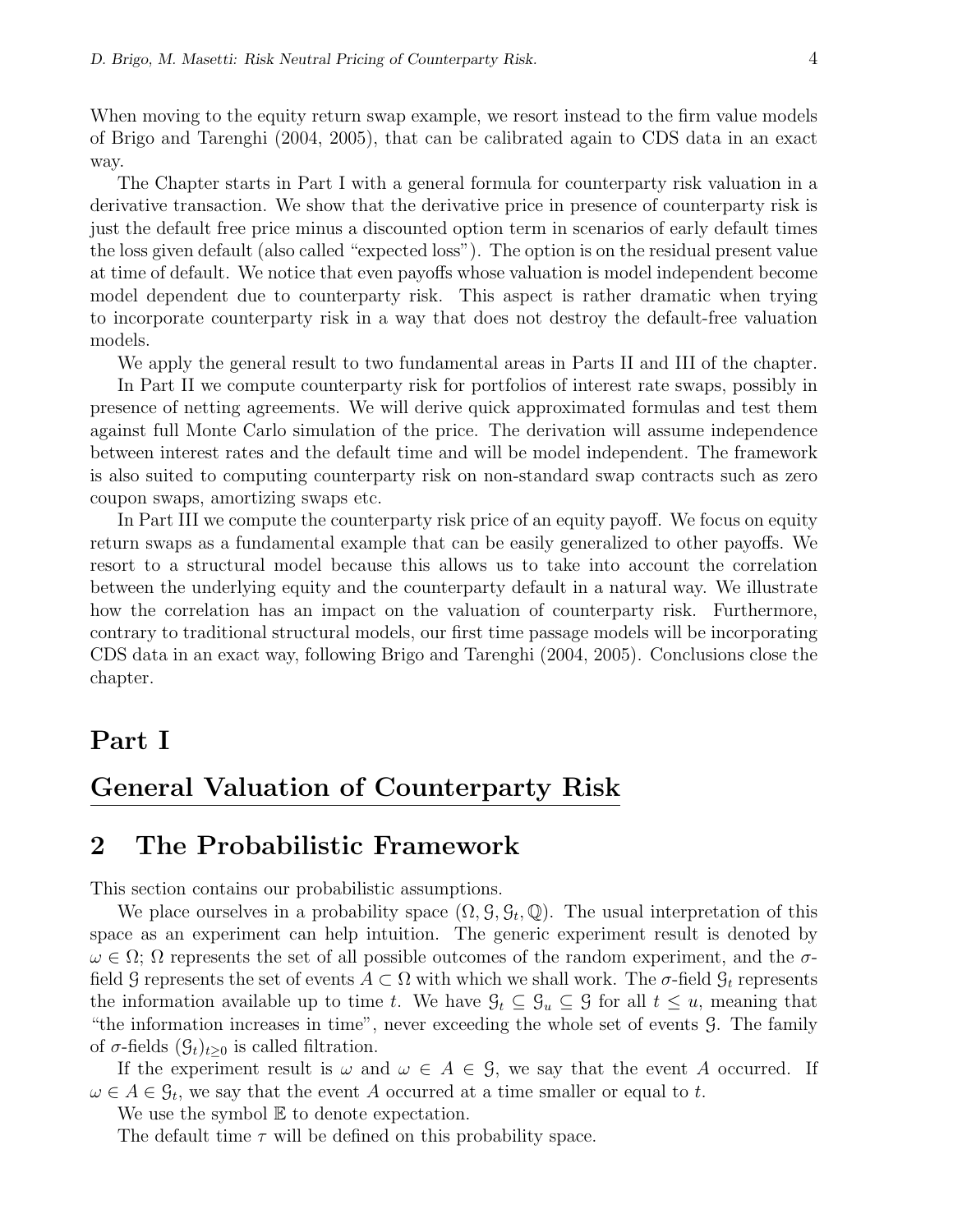When moving to the equity return swap example, we resort instead to the firm value models of Brigo and Tarenghi (2004, 2005), that can be calibrated again to CDS data in an exact way.

The Chapter starts in Part I with a general formula for counterparty risk valuation in a derivative transaction. We show that the derivative price in presence of counterparty risk is just the default free price minus a discounted option term in scenarios of early default times the loss given default (also called "expected loss"). The option is on the residual present value at time of default. We notice that even payoffs whose valuation is model independent become model dependent due to counterparty risk. This aspect is rather dramatic when trying to incorporate counterparty risk in a way that does not destroy the default-free valuation models.

We apply the general result to two fundamental areas in Parts II and III of the chapter.

In Part II we compute counterparty risk for portfolios of interest rate swaps, possibly in presence of netting agreements. We will derive quick approximated formulas and test them against full Monte Carlo simulation of the price. The derivation will assume independence between interest rates and the default time and will be model independent. The framework is also suited to computing counterparty risk on non-standard swap contracts such as zero coupon swaps, amortizing swaps etc.

In Part III we compute the counterparty risk price of an equity payoff. We focus on equity return swaps as a fundamental example that can be easily generalized to other payoffs. We resort to a structural model because this allows us to take into account the correlation between the underlying equity and the counterparty default in a natural way. We illustrate how the correlation has an impact on the valuation of counterparty risk. Furthermore, contrary to traditional structural models, our first time passage models will be incorporating CDS data in an exact way, following Brigo and Tarenghi (2004, 2005). Conclusions close the chapter.

# Part I

# General Valuation of Counterparty Risk

## 2 The Probabilistic Framework

This section contains our probabilistic assumptions.

We place ourselves in a probability space $(\Omega, \mathcal{G}, \mathcal{G}_t, \mathbb{Q})$. The usual interpretation of this space as an experiment can help intuition. The generic experiment result is denoted by $\omega \in \Omega$; $\Omega$ represents the set of all possible outcomes of the random experiment, and the $\sigma$-field $\mathcal{G}$ represents the set of events $A \subset \Omega$ with which we shall work. The $\sigma$-field $\mathcal{G}_t$ represents the information available up to time $t$. We have $\mathcal{G}_t \subseteq \mathcal{G}_u \subseteq \mathcal{G}$ for all $t \leq u$, meaning that "the information increases in time", never exceeding the whole set of events $\mathcal{G}$. The family of $\sigma$-fields $(\mathcal{G}_t)_{t \geq 0}$ is called filtration.

If the experiment result is $\omega$ and $\omega \in A \in \mathcal{G}$, we say that the event $A$ occurred. If $\omega \in A \in \mathcal{G}_t$, we say that the event $A$ occurred at a time smaller or equal to $t$.

We use the symbol $\mathbb{E}$ to denote expectation.

The default time $\tau$ will be defined on this probability space.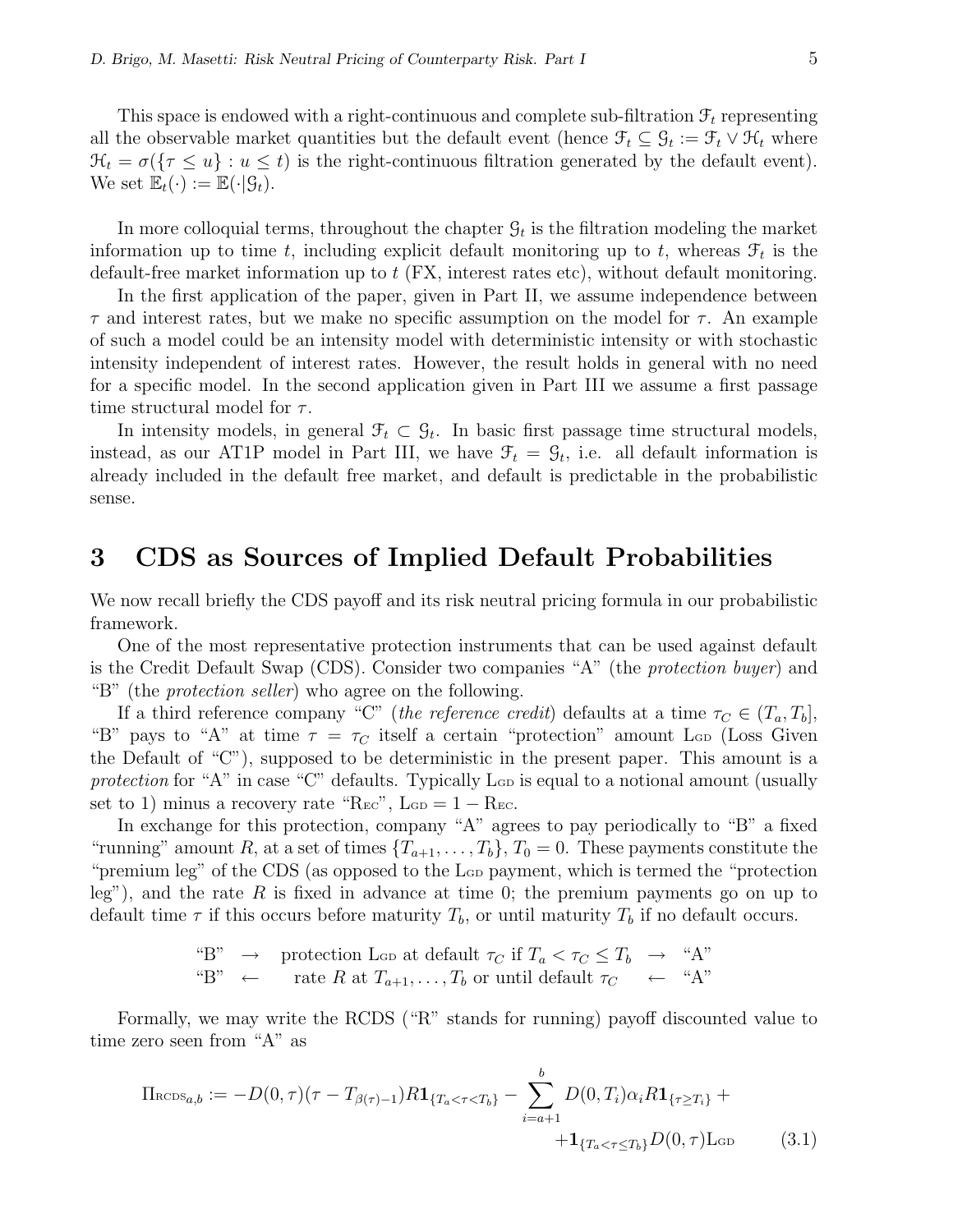This space is endowed with a right-continuous and complete sub-filtration $\mathcal{F}_t$ representing all the observable market quantities but the default event (hence $\mathcal{F}_t \subseteq \mathcal{G}_t := \mathcal{F}_t \vee \mathcal{H}_t$ where $\mathcal{H}_t = \sigma(\{\tau \leq u\} : u \leq t)$ is the right-continuous filtration generated by the default event). We set $\mathbb{E}_t(\cdot) := \mathbb{E}(\cdot|\mathcal{G}_t)$.

In more colloquial terms, throughout the chapter $\mathcal{G}_t$ is the filtration modeling the market information up to time $t$, including explicit default monitoring up to $t$, whereas $\mathcal{F}_t$ is the default-free market information up to $t$ (FX, interest rates etc), without default monitoring.

In the first application of the paper, given in Part II, we assume independence between $\tau$ and interest rates, but we make no specific assumption on the model for $\tau$. An example of such a model could be an intensity model with deterministic intensity or with stochastic intensity independent of interest rates. However, the result holds in general with no need for a specific model. In the second application given in Part III we assume a first passage time structural model for $\tau$.

In intensity models, in general $\mathcal{F}_t \subset \mathcal{G}_t$. In basic first passage time structural models, instead, as our AT1P model in Part III, we have $\mathcal{F}_t = \mathcal{G}_t$, i.e. all default information is already included in the default free market, and default is predictable in the probabilistic sense.

# 3 CDS as Sources of Implied Default Probabilities

We now recall briefly the CDS payoff and its risk neutral pricing formula in our probabilistic framework.

One of the most representative protection instruments that can be used against default is the Credit Default Swap (CDS). Consider two companies "A" (the *protection buyer*) and "B" (the *protection seller*) who agree on the following.

If a third reference company "C" (*the reference credit*) defaults at a time $\tau_C \in (T_a, T_b]$, "B" pays to "A" at time $\tau = \tau_C$ itself a certain "protection" amount $\mathrm{L_{GD}}$ (Loss Given the Default of "C"), supposed to be deterministic in the present paper. This amount is a *protection* for "A" in case "C" defaults. Typically $\mathrm{L_{GD}}$ is equal to a notional amount (usually set to 1) minus a recovery rate "$\mathrm{R_{EC}}$", $\mathrm{L_{GD}} = 1 - \mathrm{R_{EC}}$.

In exchange for this protection, company "A" agrees to pay periodically to "B" a fixed "running" amount $R$, at a set of times $\{T_{a+1}, \ldots, T_b\}$, $T_0 = 0$. These payments constitute the "premium leg" of the CDS (as opposed to the $\mathrm{L_{GD}}$ payment, which is termed the "protection leg"), and the rate $R$ is fixed in advance at time 0; the premium payments go on up to default time $\tau$ if this occurs before maturity $T_b$, or until maturity $T_b$ if no default occurs.

$$
\begin{array}{ccccc}
\text{"B"} & \rightarrow & \text{protection } \mathrm{L_{GD}} \text{ at default } \tau_C \text{ if } T_a < \tau_C \leq T_b & \rightarrow & \text{"A"} \\
\text{"B"} & \leftarrow & \text{rate } R \text{ at } T_{a+1}, \ldots, T_b \text{ or until default } \tau_C & \leftarrow & \text{"A"}
\end{array}
$$

Formally, we may write the RCDS ("R" stands for running) payoff discounted value to time zero seen from "A" as

$$
\begin{aligned}
\Pi_{\mathrm{RCDS}_{a,b}} := -D(0,\tau)(\tau - T_{\beta(\tau)-1})R\mathbf{1}_{\{T_a<\tau<T_b\}} - \sum_{i=a+1}^{b} D(0,T_i)\alpha_i R\mathbf{1}_{\{\tau \geq T_i\}} + \\
+\mathbf{1}_{\{T_a<\tau\leq T_b\}} D(0,\tau)\mathrm{L_{GD}} \qquad (3.1)
\end{aligned}
$$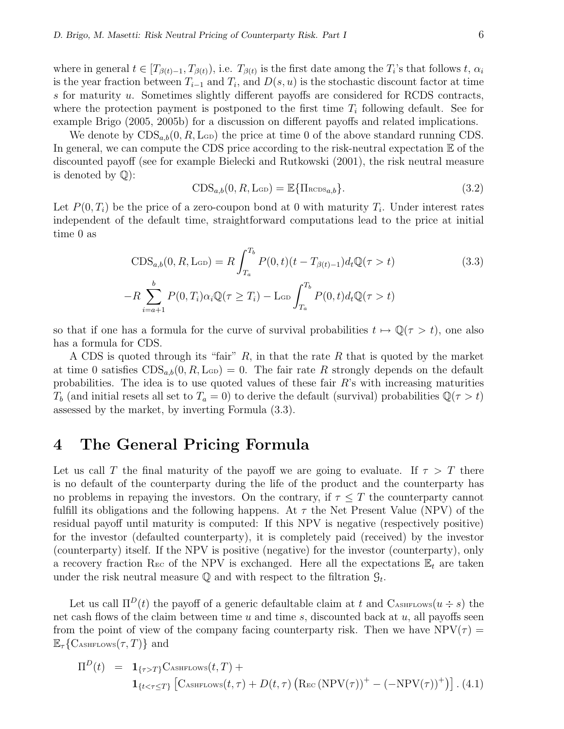where in general $t \in [T_{\beta(t)-1}, T_{\beta(t)})$, i.e. $T_{\beta(t)}$ is the first date among the $T_i$'s that follows $t$, $\alpha_i$ is the year fraction between $T_{i-1}$ and $T_i$, and $D(s,u)$ is the stochastic discount factor at time $s$ for maturity $u$. Sometimes slightly different payoffs are considered for RCDS contracts, where the protection payment is postponed to the first time $T_i$ following default. See for example Brigo (2005, 2005b) for a discussion on different payoffs and related implications.

We denote by $\mathrm{CDS}_{a,b}(0, R, \mathrm{L_{GD}})$ the price at time 0 of the above standard running CDS. In general, we can compute the CDS price according to the risk-neutral expectation $\mathbb{E}$ of the discounted payoff (see for example Bielecki and Rutkowski (2001), the risk neutral measure is denoted by $\mathbb{Q}$):

$$\mathrm{CDS}_{a,b}(0, R, \mathrm{L_{GD}}) = \mathbb{E}\{\Pi_{\mathrm{RCDS}_{a,b}}\}. \tag{3.2}$$

Let $P(0, T_i)$ be the price of a zero-coupon bond at 0 with maturity $T_i$. Under interest rates independent of the default time, straightforward computations lead to the price at initial time 0 as

$$\begin{aligned}\mathrm{CDS}_{a,b}(0, R, \mathrm{L_{GD}}) = R \int_{T_a}^{T_b} P(0,t)(t - T_{\beta(t)-1}) d_t \mathbb{Q}(\tau > t) \\ -R \sum_{i=a+1}^{b} P(0, T_i)\alpha_i \mathbb{Q}(\tau \geq T_i) - \mathrm{L_{GD}} \int_{T_a}^{T_b} P(0,t) d_t \mathbb{Q}(\tau > t)\end{aligned} \tag{3.3}$$

so that if one has a formula for the curve of survival probabilities $t \mapsto \mathbb{Q}(\tau > t)$, one also has a formula for CDS.

A CDS is quoted through its "fair" $R$, in that the rate $R$ that is quoted by the market at time 0 satisfies $\mathrm{CDS}_{a,b}(0, R, \mathrm{L_{GD}}) = 0$. The fair rate $R$ strongly depends on the default probabilities. The idea is to use quoted values of these fair $R$'s with increasing maturities $T_b$ (and initial resets all set to $T_a = 0$) to derive the default (survival) probabilities $\mathbb{Q}(\tau > t)$ assessed by the market, by inverting Formula (3.3).

# 4 The General Pricing Formula

Let us call $T$ the final maturity of the payoff we are going to evaluate. If $\tau > T$ there is no default of the counterparty during the life of the product and the counterparty has no problems in repaying the investors. On the contrary, if $\tau \leq T$ the counterparty cannot fulfill its obligations and the following happens. At $\tau$ the Net Present Value (NPV) of the residual payoff until maturity is computed: If this NPV is negative (respectively positive) for the investor (defaulted counterparty), it is completely paid (received) by the investor (counterparty) itself. If the NPV is positive (negative) for the investor (counterparty), only a recovery fraction $\mathrm{R_{EC}}$ of the NPV is exchanged. Here all the expectations $\mathbb{E}_t$ are taken under the risk neutral measure $\mathbb{Q}$ and with respect to the filtration $\mathcal{G}_t$.

Let us call $\Pi^D(t)$ the payoff of a generic defaultable claim at $t$ and $\mathrm{C_{ASHFLOWS}}(u \div s)$ the net cash flows of the claim between time $u$ and time $s$, discounted back at $u$, all payoffs seen from the point of view of the company facing counterparty risk. Then we have $\mathrm{NPV}(\tau) = \mathbb{E}_\tau\{\mathrm{C_{ASHFLOWS}}(\tau, T)\}$ and

$$\begin{aligned}\Pi^D(t) \;=\;& \mathbf{1}_{\{\tau > T\}} \mathrm{C_{ASHFLOWS}}(t, T) + \\ & \mathbf{1}_{\{t < \tau \leq T\}} \left[\mathrm{C_{ASHFLOWS}}(t, \tau) + D(t,\tau)\left(\mathrm{R_{EC}}\left(\mathrm{NPV}(\tau)\right)^+ - \left(-\mathrm{NPV}(\tau)\right)^+\right)\right].\end{aligned} \tag{4.1}$$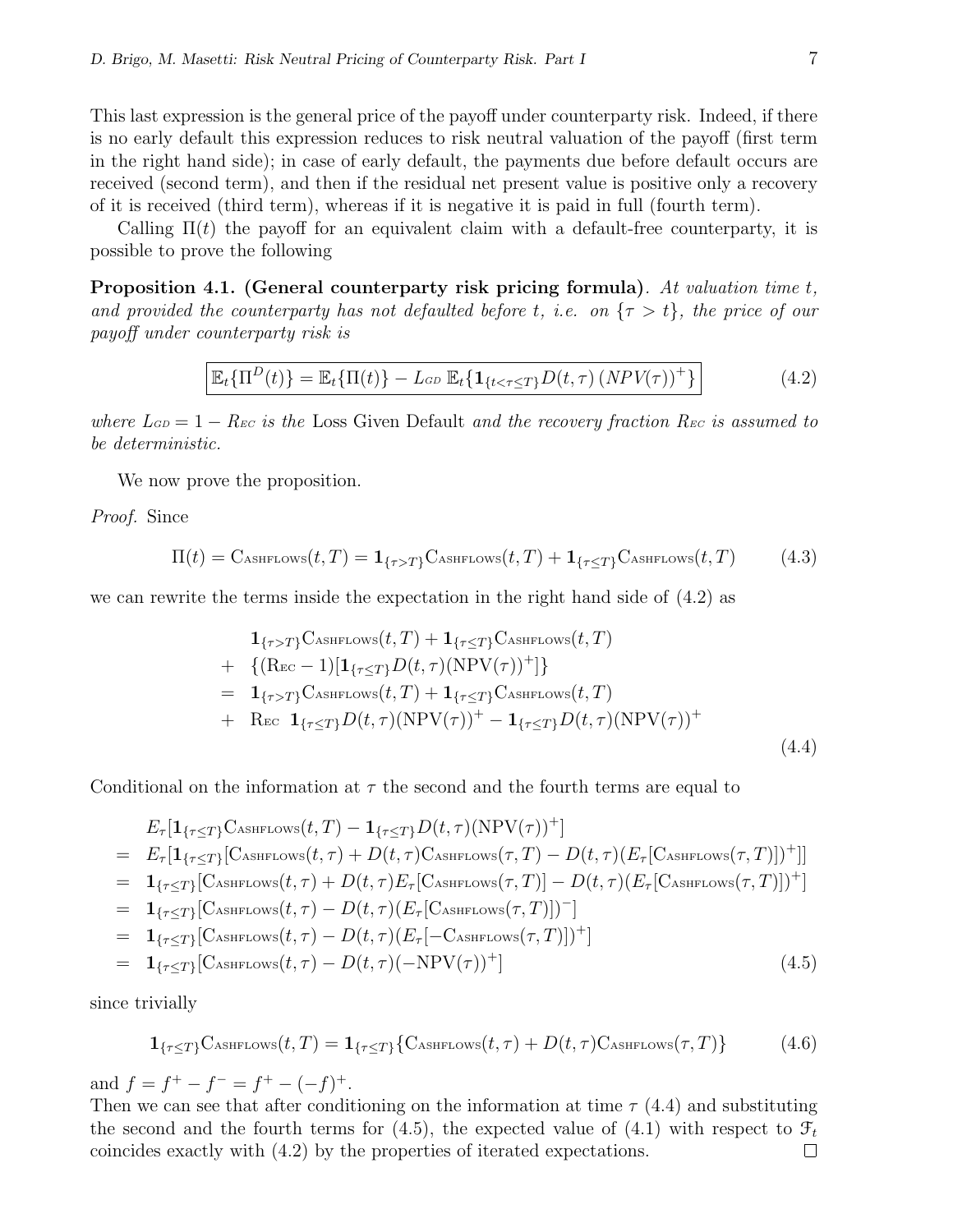This last expression is the general price of the payoff under counterparty risk. Indeed, if there is no early default this expression reduces to risk neutral valuation of the payoff (first term in the right hand side); in case of early default, the payments due before default occurs are received (second term), and then if the residual net present value is positive only a recovery of it is received (third term), whereas if it is negative it is paid in full (fourth term).

Calling $\Pi(t)$ the payoff for an equivalent claim with a default-free counterparty, it is possible to prove the following

**Proposition 4.1. (General counterparty risk pricing formula)**. *At valuation time $t$, and provided the counterparty has not defaulted before $t$, i.e. on $\{\tau > t\}$, the price of our payoff under counterparty risk is*

$$\boxed{\mathbb{E}_t\{\Pi^D(t)\} = \mathbb{E}_t\{\Pi(t)\} - L_{GD}\ \mathbb{E}_t\{\mathbf{1}_{\{t<\tau\leq T\}}D(t,\tau)\,(NPV(\tau))^+\}} \tag{4.2}$$

*where $L_{GD} = 1 - R_{EC}$ is the* Loss Given Default *and the recovery fraction $R_{EC}$ is assumed to be deterministic.*

We now prove the proposition.

*Proof.* Since

$$\Pi(t) = \text{Cashflows}(t,T) = \mathbf{1}_{\{\tau>T\}}\text{Cashflows}(t,T) + \mathbf{1}_{\{\tau\leq T\}}\text{Cashflows}(t,T) \tag{4.3}$$

we can rewrite the terms inside the expectation in the right hand side of (4.2) as

$$\begin{aligned}
& \mathbf{1}_{\{\tau>T\}}\text{Cashflows}(t,T) + \mathbf{1}_{\{\tau\leq T\}}\text{Cashflows}(t,T) \\
+ \ & \{(\text{R}_{\text{EC}} - 1)[\mathbf{1}_{\{\tau\leq T\}}D(t,\tau)(\text{NPV}(\tau))^+]\} \\
= \ & \mathbf{1}_{\{\tau>T\}}\text{Cashflows}(t,T) + \mathbf{1}_{\{\tau\leq T\}}\text{Cashflows}(t,T) \\
+ \ & \text{R}_{\text{EC}}\ \mathbf{1}_{\{\tau\leq T\}}D(t,\tau)(\text{NPV}(\tau))^+ - \mathbf{1}_{\{\tau\leq T\}}D(t,\tau)(\text{NPV}(\tau))^+
\end{aligned} \tag{4.4}$$

Conditional on the information at $\tau$ the second and the fourth terms are equal to

$$\begin{aligned}
& E_\tau[\mathbf{1}_{\{\tau\leq T\}}\text{Cashflows}(t,T) - \mathbf{1}_{\{\tau\leq T\}}D(t,\tau)(\text{NPV}(\tau))^+] \\
= \ & E_\tau[\mathbf{1}_{\{\tau\leq T\}}[\text{Cashflows}(t,\tau) + D(t,\tau)\text{Cashflows}(\tau,T) - D(t,\tau)(E_\tau[\text{Cashflows}(\tau,T)])^+]] \\
= \ & \mathbf{1}_{\{\tau\leq T\}}[\text{Cashflows}(t,\tau) + D(t,\tau)E_\tau[\text{Cashflows}(\tau,T)] - D(t,\tau)(E_\tau[\text{Cashflows}(\tau,T)])^+] \\
= \ & \mathbf{1}_{\{\tau\leq T\}}[\text{Cashflows}(t,\tau) - D(t,\tau)(E_\tau[\text{Cashflows}(\tau,T)])^-] \\
= \ & \mathbf{1}_{\{\tau\leq T\}}[\text{Cashflows}(t,\tau) - D(t,\tau)(E_\tau[-\text{Cashflows}(\tau,T)])^+] \\
= \ & \mathbf{1}_{\{\tau\leq T\}}[\text{Cashflows}(t,\tau) - D(t,\tau)(-\text{NPV}(\tau))^+]
\end{aligned} \tag{4.5}$$

since trivially

$$\mathbf{1}_{\{\tau\leq T\}}\text{Cashflows}(t,T) = \mathbf{1}_{\{\tau\leq T\}}\{\text{Cashflows}(t,\tau) + D(t,\tau)\text{Cashflows}(\tau,T)\} \tag{4.6}$$

and $f = f^+ - f^- = f^+ - (-f)^+$.

Then we can see that after conditioning on the information at time $\tau$ (4.4) and substituting the second and the fourth terms for (4.5), the expected value of (4.1) with respect to $\mathcal{F}_t$ coincides exactly with (4.2) by the properties of iterated expectations. $\square$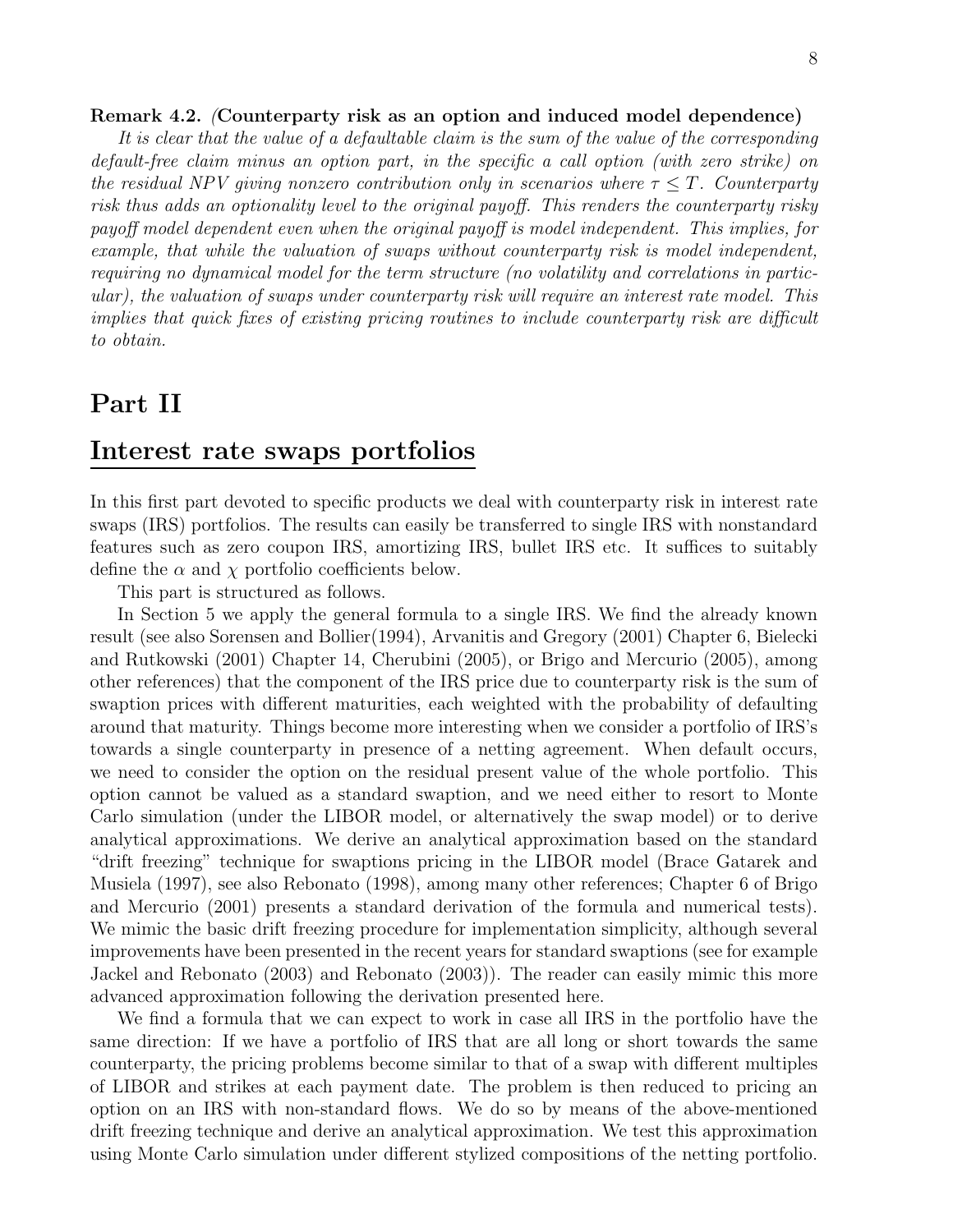**Remark 4.2.** *(***Counterparty risk as an option and induced model dependence***)*
*It is clear that the value of a defaultable claim is the sum of the value of the corresponding default-free claim minus an option part, in the specific a call option (with zero strike) on the residual NPV giving nonzero contribution only in scenarios where $\tau \leq T$. Counterparty risk thus adds an optionality level to the original payoff. This renders the counterparty risky payoff model dependent even when the original payoff is model independent. This implies, for example, that while the valuation of swaps without counterparty risk is model independent, requiring no dynamical model for the term structure (no volatility and correlations in particular), the valuation of swaps under counterparty risk will require an interest rate model. This implies that quick fixes of existing pricing routines to include counterparty risk are difficult to obtain.*

# Part II

# Interest rate swaps portfolios

In this first part devoted to specific products we deal with counterparty risk in interest rate swaps (IRS) portfolios. The results can easily be transferred to single IRS with nonstandard features such as zero coupon IRS, amortizing IRS, bullet IRS etc. It suffices to suitably define the $\alpha$ and $\chi$ portfolio coefficients below.

This part is structured as follows.

In Section 5 we apply the general formula to a single IRS. We find the already known result (see also Sorensen and Bollier(1994), Arvanitis and Gregory (2001) Chapter 6, Bielecki and Rutkowski (2001) Chapter 14, Cherubini (2005), or Brigo and Mercurio (2005), among other references) that the component of the IRS price due to counterparty risk is the sum of swaption prices with different maturities, each weighted with the probability of defaulting around that maturity. Things become more interesting when we consider a portfolio of IRS's towards a single counterparty in presence of a netting agreement. When default occurs, we need to consider the option on the residual present value of the whole portfolio. This option cannot be valued as a standard swaption, and we need either to resort to Monte Carlo simulation (under the LIBOR model, or alternatively the swap model) or to derive analytical approximations. We derive an analytical approximation based on the standard "drift freezing" technique for swaptions pricing in the LIBOR model (Brace Gatarek and Musiela (1997), see also Rebonato (1998), among many other references; Chapter 6 of Brigo and Mercurio (2001) presents a standard derivation of the formula and numerical tests). We mimic the basic drift freezing procedure for implementation simplicity, although several improvements have been presented in the recent years for standard swaptions (see for example Jackel and Rebonato (2003) and Rebonato (2003)). The reader can easily mimic this more advanced approximation following the derivation presented here.

We find a formula that we can expect to work in case all IRS in the portfolio have the same direction: If we have a portfolio of IRS that are all long or short towards the same counterparty, the pricing problems become similar to that of a swap with different multiples of LIBOR and strikes at each payment date. The problem is then reduced to pricing an option on an IRS with non-standard flows. We do so by means of the above-mentioned drift freezing technique and derive an analytical approximation. We test this approximation using Monte Carlo simulation under different stylized compositions of the netting portfolio.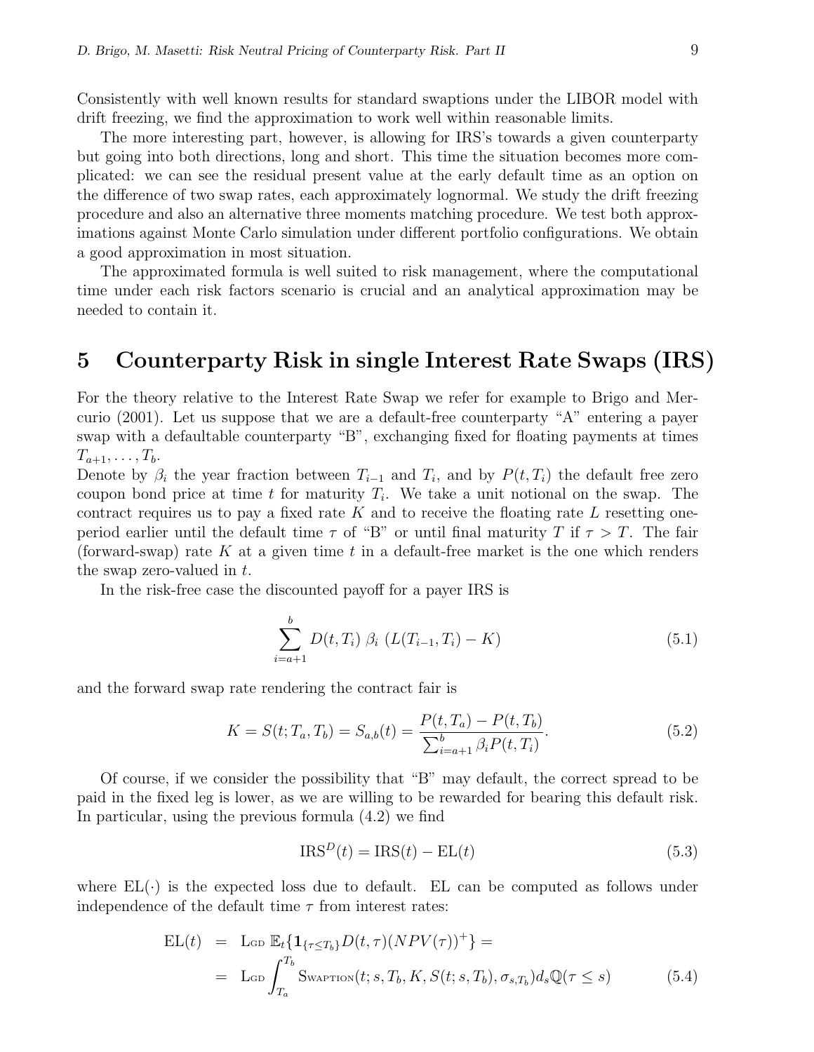Consistently with well known results for standard swaptions under the LIBOR model with drift freezing, we find the approximation to work well within reasonable limits.

The more interesting part, however, is allowing for IRS's towards a given counterparty but going into both directions, long and short. This time the situation becomes more complicated: we can see the residual present value at the early default time as an option on the difference of two swap rates, each approximately lognormal. We study the drift freezing procedure and also an alternative three moments matching procedure. We test both approximations against Monte Carlo simulation under different portfolio configurations. We obtain a good approximation in most situation.

The approximated formula is well suited to risk management, where the computational time under each risk factors scenario is crucial and an analytical approximation may be needed to contain it.

# 5 Counterparty Risk in single Interest Rate Swaps (IRS)

For the theory relative to the Interest Rate Swap we refer for example to Brigo and Mercurio (2001). Let us suppose that we are a default-free counterparty "A" entering a payer swap with a defaultable counterparty "B", exchanging fixed for floating payments at times $T_{a+1}, \ldots, T_b$.
Denote by $\beta_i$ the year fraction between $T_{i-1}$ and $T_i$, and by $P(t, T_i)$ the default free zero coupon bond price at time $t$ for maturity $T_i$. We take a unit notional on the swap. The contract requires us to pay a fixed rate $K$ and to receive the floating rate $L$ resetting one-period earlier until the default time $\tau$ of "B" or until final maturity $T$ if $\tau > T$. The fair (forward-swap) rate $K$ at a given time $t$ in a default-free market is the one which renders the swap zero-valued in $t$.

In the risk-free case the discounted payoff for a payer IRS is

$$\sum_{i=a+1}^{b} D(t, T_i)\, \beta_i\, (L(T_{i-1}, T_i) - K) \tag{5.1}$$

and the forward swap rate rendering the contract fair is

$$K = S(t; T_a, T_b) = S_{a,b}(t) = \frac{P(t, T_a) - P(t, T_b)}{\sum_{i=a+1}^{b} \beta_i P(t, T_i)}. \tag{5.2}$$

Of course, if we consider the possibility that "B" may default, the correct spread to be paid in the fixed leg is lower, as we are willing to be rewarded for bearing this default risk. In particular, using the previous formula (4.2) we find

$$\mathrm{IRS}^D(t) = \mathrm{IRS}(t) - \mathrm{EL}(t) \tag{5.3}$$

where $\mathrm{EL}(\cdot)$ is the expected loss due to default. EL can be computed as follows under independence of the default time $\tau$ from interest rates:

$$\begin{aligned} \mathrm{EL}(t) &= \mathrm{L{\scriptstyle GD}}\, \mathbb{E}_t\{\mathbf{1}_{\{\tau \le T_b\}} D(t, \tau) (NPV(\tau))^+\} = \\ &= \mathrm{L{\scriptstyle GD}} \int_{T_a}^{T_b} \mathrm{S{\scriptstyle WAPTION}}(t; s, T_b, K, S(t; s, T_b), \sigma_{s,T_b}) d_s \mathbb{Q}(\tau \le s) \end{aligned} \tag{5.4}$$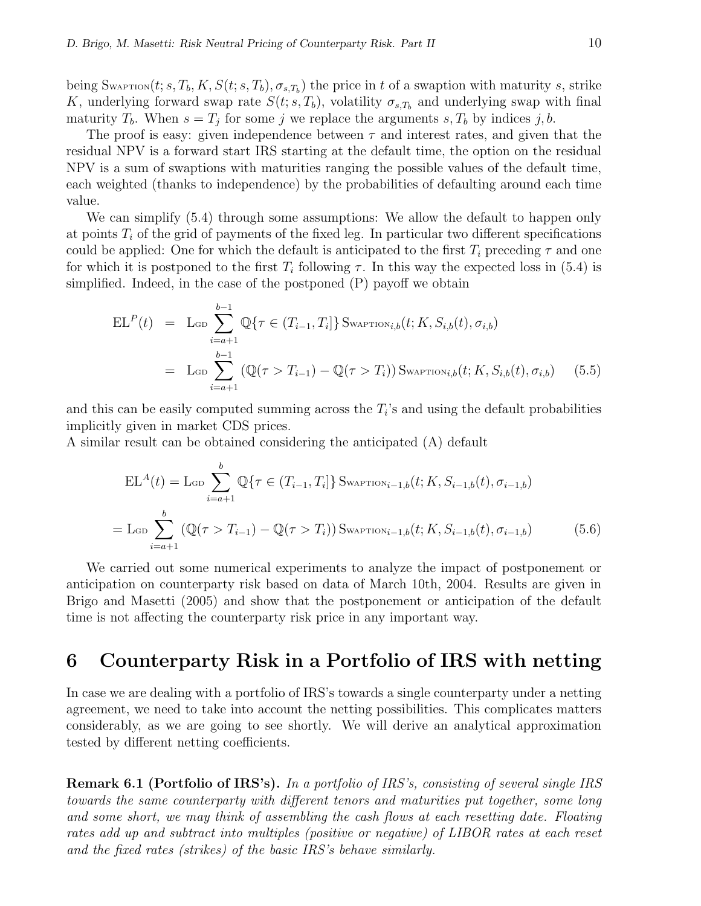being $\text{Swaption}(t; s, T_b, K, S(t; s, T_b), \sigma_{s,T_b})$ the price in $t$ of a swaption with maturity $s$, strike $K$, underlying forward swap rate $S(t; s, T_b)$, volatility $\sigma_{s,T_b}$ and underlying swap with final maturity $T_b$. When $s = T_j$ for some $j$ we replace the arguments $s, T_b$ by indices $j, b$.

The proof is easy: given independence between $\tau$ and interest rates, and given that the residual NPV is a forward start IRS starting at the default time, the option on the residual NPV is a sum of swaptions with maturities ranging the possible values of the default time, each weighted (thanks to independence) by the probabilities of defaulting around each time value.

We can simplify (5.4) through some assumptions: We allow the default to happen only at points $T_i$ of the grid of payments of the fixed leg. In particular two different specifications could be applied: One for which the default is anticipated to the first $T_i$ preceding $\tau$ and one for which it is postponed to the first $T_i$ following $\tau$. In this way the expected loss in (5.4) is simplified. Indeed, in the case of the postponed (P) payoff we obtain

$$
\begin{aligned}
\text{EL}^P(t) &= \text{L}_{\text{GD}} \sum_{i=a+1}^{b-1} \mathbb{Q}\{\tau \in (T_{i-1}, T_i]\} \, \text{Swaption}_{i,b}(t; K, S_{i,b}(t), \sigma_{i,b}) \\
&= \text{L}_{\text{GD}} \sum_{i=a+1}^{b-1} \left(\mathbb{Q}(\tau > T_{i-1}) - \mathbb{Q}(\tau > T_i)\right) \text{Swaption}_{i,b}(t; K, S_{i,b}(t), \sigma_{i,b}) \qquad (5.5)
\end{aligned}
$$

and this can be easily computed summing across the $T_i$'s and using the default probabilities implicitly given in market CDS prices.

A similar result can be obtained considering the anticipated (A) default

$$
\text{EL}^A(t) = \text{L}_{\text{GD}} \sum_{i=a+1}^{b} \mathbb{Q}\{\tau \in (T_{i-1}, T_i]\} \, \text{Swaption}_{i-1,b}(t; K, S_{i-1,b}(t), \sigma_{i-1,b})
$$

$$
= \text{L}_{\text{GD}} \sum_{i=a+1}^{b} \left(\mathbb{Q}(\tau > T_{i-1}) - \mathbb{Q}(\tau > T_i)\right) \text{Swaption}_{i-1,b}(t; K, S_{i-1,b}(t), \sigma_{i-1,b}) \qquad (5.6)
$$

We carried out some numerical experiments to analyze the impact of postponement or anticipation on counterparty risk based on data of March 10th, 2004. Results are given in Brigo and Masetti (2005) and show that the postponement or anticipation of the default time is not affecting the counterparty risk price in any important way.

# 6 Counterparty Risk in a Portfolio of IRS with netting

In case we are dealing with a portfolio of IRS's towards a single counterparty under a netting agreement, we need to take into account the netting possibilities. This complicates matters considerably, as we are going to see shortly. We will derive an analytical approximation tested by different netting coefficients.

**Remark 6.1 (Portfolio of IRS's).** *In a portfolio of IRS's, consisting of several single IRS towards the same counterparty with different tenors and maturities put together, some long and some short, we may think of assembling the cash flows at each resetting date. Floating rates add up and subtract into multiples (positive or negative) of LIBOR rates at each reset and the fixed rates (strikes) of the basic IRS's behave similarly.*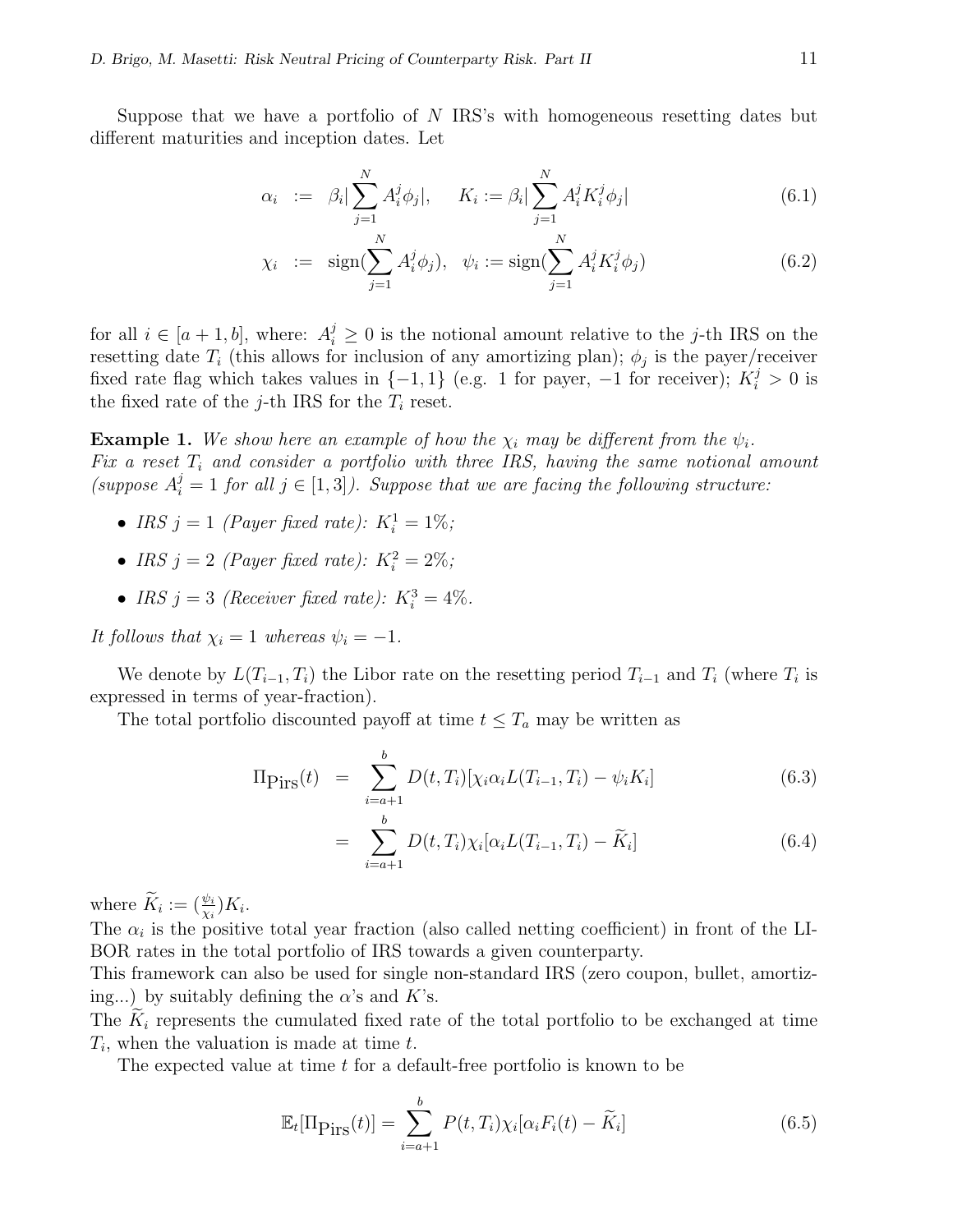Suppose that we have a portfolio of $N$ IRS's with homogeneous resetting dates but different maturities and inception dates. Let

$$
\alpha_i := \beta_i |\sum_{j=1}^{N} A_i^j \phi_j|, \quad K_i := \beta_i |\sum_{j=1}^{N} A_i^j K_i^j \phi_j| \tag{6.1}
$$

$$
\chi_i := \text{sign}(\sum_{j=1}^{N} A_i^j \phi_j), \quad \psi_i := \text{sign}(\sum_{j=1}^{N} A_i^j K_i^j \phi_j) \tag{6.2}
$$

for all $i \in [a+1, b]$, where: $A_i^j \geq 0$ is the notional amount relative to the $j$-th IRS on the resetting date $T_i$ (this allows for inclusion of any amortizing plan); $\phi_j$ is the payer/receiver fixed rate flag which takes values in $\{-1, 1\}$ (e.g. 1 for payer, $-1$ for receiver); $K_i^j > 0$ is the fixed rate of the $j$-th IRS for the $T_i$ reset.

**Example 1.** *We show here an example of how the $\chi_i$ may be different from the $\psi_i$. Fix a reset $T_i$ and consider a portfolio with three IRS, having the same notional amount (suppose $A_i^j = 1$ for all $j \in [1, 3]$). Suppose that we are facing the following structure:*

- *IRS $j = 1$ (Payer fixed rate): $K_i^1 = 1\%$;*
- *IRS $j = 2$ (Payer fixed rate): $K_i^2 = 2\%$;*
- *IRS $j = 3$ (Receiver fixed rate): $K_i^3 = 4\%$.*

*It follows that $\chi_i = 1$ whereas $\psi_i = -1$.*

We denote by $L(T_{i-1}, T_i)$ the Libor rate on the resetting period $T_{i-1}$ and $T_i$ (where $T_i$ is expressed in terms of year-fraction).

The total portfolio discounted payoff at time $t \leq T_a$ may be written as

$$
\begin{aligned}
\Pi_{\text{Pirs}}(t) &= \sum_{i=a+1}^{b} D(t, T_i)[\chi_i \alpha_i L(T_{i-1}, T_i) - \psi_i K_i] &(6.3)\\
&= \sum_{i=a+1}^{b} D(t, T_i)\chi_i[\alpha_i L(T_{i-1}, T_i) - \widetilde{K}_i] &(6.4)
\end{aligned}
$$

where $\widetilde{K}_i := (\frac{\psi_i}{\chi_i})K_i$.

The $\alpha_i$ is the positive total year fraction (also called netting coefficient) in front of the LIBOR rates in the total portfolio of IRS towards a given counterparty.

This framework can also be used for single non-standard IRS (zero coupon, bullet, amortizing...) by suitably defining the $\alpha$'s and $K$'s.

The $\widetilde{K}_i$ represents the cumulated fixed rate of the total portfolio to be exchanged at time $T_i$, when the valuation is made at time $t$.

The expected value at time $t$ for a default-free portfolio is known to be

$$
\mathbb{E}_t[\Pi_{\text{Pirs}}(t)] = \sum_{i=a+1}^{b} P(t, T_i)\chi_i[\alpha_i F_i(t) - \widetilde{K}_i] \tag{6.5}
$$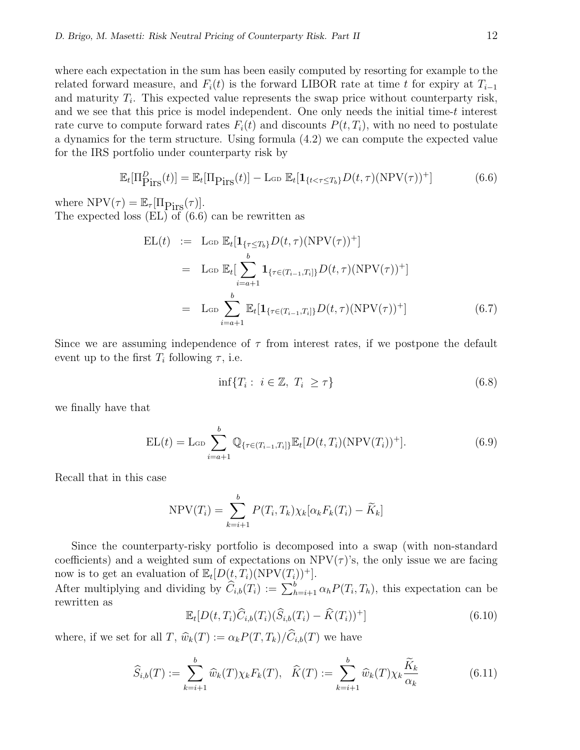where each expectation in the sum has been easily computed by resorting for example to the related forward measure, and $F_i(t)$ is the forward LIBOR rate at time $t$ for expiry at $T_{i-1}$ and maturity $T_i$. This expected value represents the swap price without counterparty risk, and we see that this price is model independent. One only needs the initial time-$t$ interest rate curve to compute forward rates $F_i(t)$ and discounts $P(t, T_i)$, with no need to postulate a dynamics for the term structure. Using formula (4.2) we can compute the expected value for the IRS portfolio under counterparty risk by

$$\mathbb{E}_t[\Pi^D_{\text{Pirs}}(t)] = \mathbb{E}_t[\Pi_{\text{Pirs}}(t)] - \text{L}_{\text{GD}}\, \mathbb{E}_t[\mathbf{1}_{\{t<\tau\leq T_b\}} D(t,\tau)(\text{NPV}(\tau))^+] \tag{6.6}$$

where $\text{NPV}(\tau) = \mathbb{E}_\tau[\Pi_{\text{Pirs}}(\tau)]$.
The expected loss (EL) of (6.6) can be rewritten as

$$\begin{aligned}
\text{EL}(t) &:= \text{L}_{\text{GD}}\, \mathbb{E}_t[\mathbf{1}_{\{\tau\leq T_b\}} D(t,\tau)(\text{NPV}(\tau))^+] \\
&= \text{L}_{\text{GD}}\, \mathbb{E}_t[\sum_{i=a+1}^{b} \mathbf{1}_{\{\tau\in(T_{i-1},T_i]\}} D(t,\tau)(\text{NPV}(\tau))^+] \\
&= \text{L}_{\text{GD}} \sum_{i=a+1}^{b} \mathbb{E}_t[\mathbf{1}_{\{\tau\in(T_{i-1},T_i]\}} D(t,\tau)(\text{NPV}(\tau))^+]
\end{aligned} \tag{6.7}$$

Since we are assuming independence of $\tau$ from interest rates, if we postpone the default event up to the first $T_i$ following $\tau$, i.e.

$$\inf\{T_i : \ i\in\mathbb{Z},\ T_i \ \geq \tau\} \tag{6.8}$$

we finally have that

$$\text{EL}(t) = \text{L}_{\text{GD}} \sum_{i=a+1}^{b} \mathbb{Q}_{\{\tau\in(T_{i-1},T_i]\}} \mathbb{E}_t[D(t,T_i)(\text{NPV}(T_i))^+]. \tag{6.9}$$

Recall that in this case

$$\text{NPV}(T_i) = \sum_{k=i+1}^{b} P(T_i, T_k)\chi_k[\alpha_k F_k(T_i) - \widetilde{K}_k]$$

Since the counterparty-risky portfolio is decomposed into a swap (with non-standard coefficients) and a weighted sum of expectations on $\text{NPV}(\tau)$'s, the only issue we are facing now is to get an evaluation of $\mathbb{E}_t[D(t,T_i)(\text{NPV}(T_i))^+]$.
After multiplying and dividing by $\widehat{C}_{i,b}(T_i) := \sum_{h=i+1}^{b} \alpha_h P(T_i, T_h)$, this expectation can be rewritten as

$$\mathbb{E}_t[D(t,T_i)\widehat{C}_{i,b}(T_i)(\widehat{S}_{i,b}(T_i) - \widehat{K}(T_i))^+] \tag{6.10}$$

where, if we set for all $T$, $\widehat{w}_k(T) := \alpha_k P(T, T_k)/\widehat{C}_{i,b}(T)$ we have

$$\widehat{S}_{i,b}(T) := \sum_{k=i+1}^{b} \widehat{w}_k(T)\chi_k F_k(T), \quad \widehat{K}(T) := \sum_{k=i+1}^{b} \widehat{w}_k(T)\chi_k \frac{\widetilde{K}_k}{\alpha_k} \tag{6.11}$$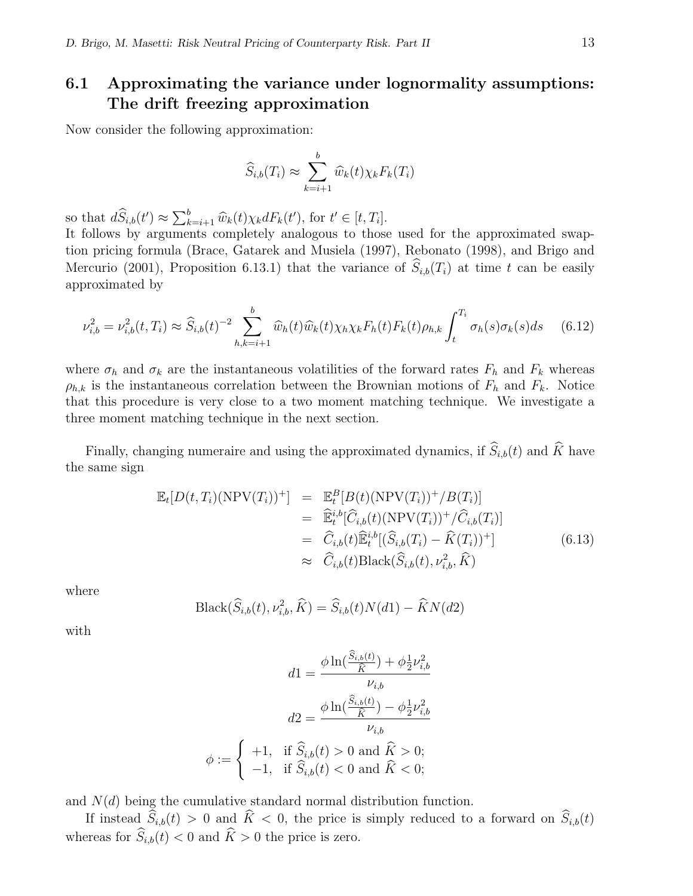### 6.1 Approximating the variance under lognormality assumptions: The drift freezing approximation

Now consider the following approximation:

$$\widehat{S}_{i,b}(T_i) \approx \sum_{k=i+1}^{b} \widehat{w}_k(t)\chi_k F_k(T_i)$$

so that $d\widehat{S}_{i,b}(t') \approx \sum_{k=i+1}^{b} \widehat{w}_k(t)\chi_k dF_k(t')$, for $t' \in [t, T_i]$.
It follows by arguments completely analogous to those used for the approximated swaption pricing formula (Brace, Gatarek and Musiela (1997), Rebonato (1998), and Brigo and Mercurio (2001), Proposition 6.13.1) that the variance of $\widehat{S}_{i,b}(T_i)$ at time $t$ can be easily approximated by

$$\nu_{i,b}^2 = \nu_{i,b}^2(t, T_i) \approx \widehat{S}_{i,b}(t)^{-2} \sum_{h,k=i+1}^{b} \widehat{w}_h(t)\widehat{w}_k(t)\chi_h\chi_k F_h(t)F_k(t)\rho_{h,k} \int_t^{T_i} \sigma_h(s)\sigma_k(s)ds \quad (6.12)$$

where $\sigma_h$ and $\sigma_k$ are the instantaneous volatilities of the forward rates $F_h$ and $F_k$ whereas $\rho_{h,k}$ is the instantaneous correlation between the Brownian motions of $F_h$ and $F_k$. Notice that this procedure is very close to a two moment matching technique. We investigate a three moment matching technique in the next section.

Finally, changing numeraire and using the approximated dynamics, if $\widehat{S}_{i,b}(t)$ and $\widehat{K}$ have the same sign

$$\begin{aligned}
\mathbb{E}_t[D(t, T_i)(\text{NPV}(T_i))^+] &= \mathbb{E}_t^B[B(t)(\text{NPV}(T_i))^+/B(T_i)] \\
&= \widehat{\mathbb{E}}_t^{i,b}[\widehat{C}_{i,b}(t)(\text{NPV}(T_i))^+/\widehat{C}_{i,b}(T_i)] \\
&= \widehat{C}_{i,b}(t)\widehat{\mathbb{E}}_t^{i,b}[(\widehat{S}_{i,b}(T_i) - \widehat{K}(T_i))^+] \\
&\approx \widehat{C}_{i,b}(t)\text{Black}(\widehat{S}_{i,b}(t), \nu_{i,b}^2, \widehat{K})
\end{aligned} \quad (6.13)$$

where

$$\text{Black}(\widehat{S}_{i,b}(t), \nu_{i,b}^2, \widehat{K}) = \widehat{S}_{i,b}(t)N(d1) - \widehat{K}N(d2)$$

with

$$d1 = \frac{\phi \ln(\frac{\widehat{S}_{i,b}(t)}{\widehat{K}}) + \phi\frac{1}{2}\nu_{i,b}^2}{\nu_{i,b}}$$

$$d2 = \frac{\phi \ln(\frac{\widehat{S}_{i,b}(t)}{\widehat{K}}) - \phi\frac{1}{2}\nu_{i,b}^2}{\nu_{i,b}}$$

$$\phi := \begin{cases} +1, & \text{if } \widehat{S}_{i,b}(t) > 0 \text{ and } \widehat{K} > 0; \\ -1, & \text{if } \widehat{S}_{i,b}(t) < 0 \text{ and } \widehat{K} < 0; \end{cases}$$

and $N(d)$ being the cumulative standard normal distribution function.

If instead $\widehat{S}_{i,b}(t) > 0$ and $\widehat{K} < 0$, the price is simply reduced to a forward on $\widehat{S}_{i,b}(t)$ whereas for $\widehat{S}_{i,b}(t) < 0$ and $\widehat{K} > 0$ the price is zero.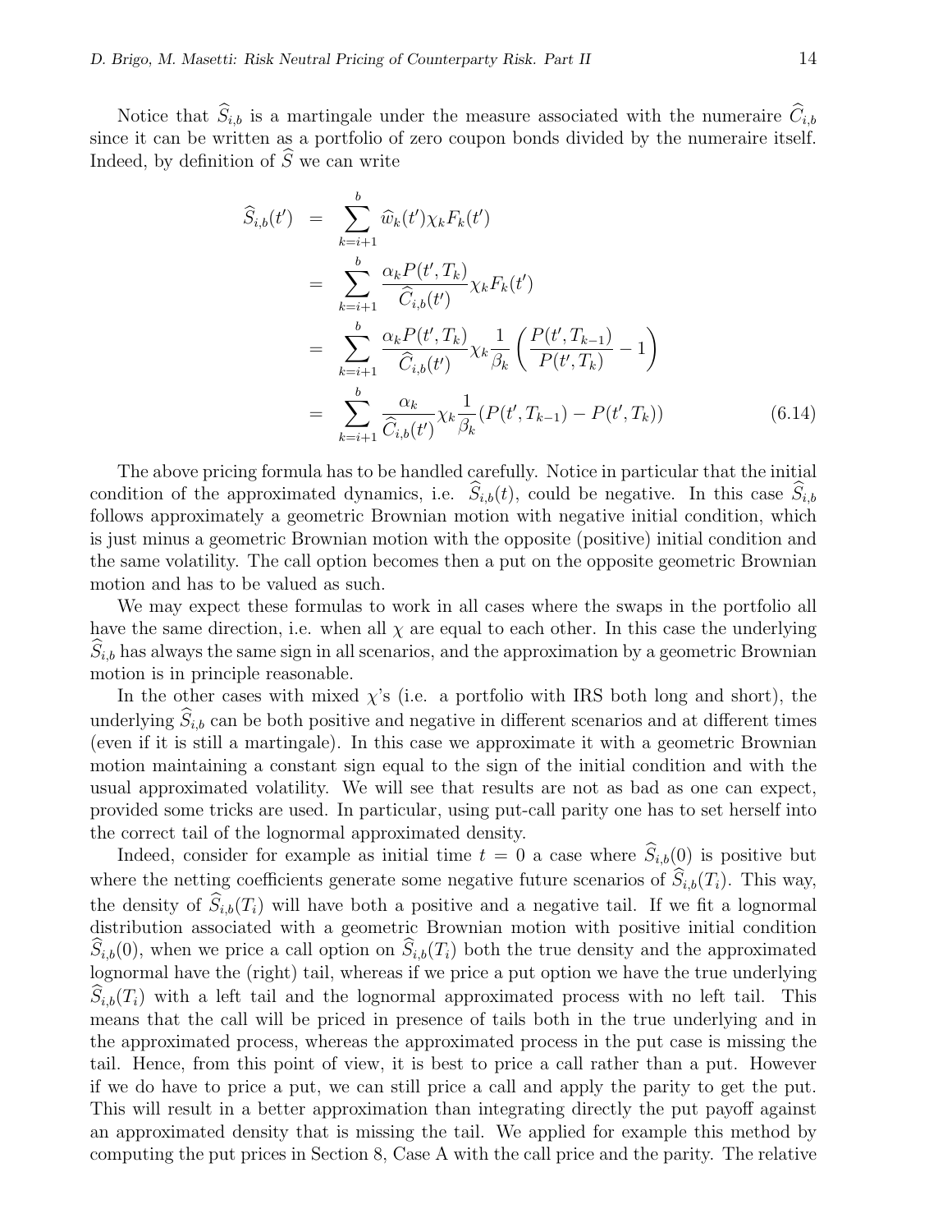Notice that $\widehat{S}_{i,b}$ is a martingale under the measure associated with the numeraire $\widehat{C}_{i,b}$ since it can be written as a portfolio of zero coupon bonds divided by the numeraire itself. Indeed, by definition of $\widehat{S}$ we can write

$$
\begin{aligned}
\widehat{S}_{i,b}(t') &= \sum_{k=i+1}^{b} \widehat{w}_k(t')\chi_k F_k(t') \\
&= \sum_{k=i+1}^{b} \frac{\alpha_k P(t',T_k)}{\widehat{C}_{i,b}(t')}\chi_k F_k(t') \\
&= \sum_{k=i+1}^{b} \frac{\alpha_k P(t',T_k)}{\widehat{C}_{i,b}(t')}\chi_k \frac{1}{\beta_k}\left(\frac{P(t',T_{k-1})}{P(t',T_k)} - 1\right) \\
&= \sum_{k=i+1}^{b} \frac{\alpha_k}{\widehat{C}_{i,b}(t')}\chi_k \frac{1}{\beta_k}(P(t',T_{k-1}) - P(t',T_k)) \qquad (6.14)
\end{aligned}
$$

The above pricing formula has to be handled carefully. Notice in particular that the initial condition of the approximated dynamics, i.e. $\widehat{S}_{i,b}(t)$, could be negative. In this case $\widehat{S}_{i,b}$ follows approximately a geometric Brownian motion with negative initial condition, which is just minus a geometric Brownian motion with the opposite (positive) initial condition and the same volatility. The call option becomes then a put on the opposite geometric Brownian motion and has to be valued as such.

We may expect these formulas to work in all cases where the swaps in the portfolio all have the same direction, i.e. when all $\chi$ are equal to each other. In this case the underlying $\widehat{S}_{i,b}$ has always the same sign in all scenarios, and the approximation by a geometric Brownian motion is in principle reasonable.

In the other cases with mixed $\chi$'s (i.e. a portfolio with IRS both long and short), the underlying $\widehat{S}_{i,b}$ can be both positive and negative in different scenarios and at different times (even if it is still a martingale). In this case we approximate it with a geometric Brownian motion maintaining a constant sign equal to the sign of the initial condition and with the usual approximated volatility. We will see that results are not as bad as one can expect, provided some tricks are used. In particular, using put-call parity one has to set herself into the correct tail of the lognormal approximated density.

Indeed, consider for example as initial time $t = 0$ a case where $\widehat{S}_{i,b}(0)$ is positive but where the netting coefficients generate some negative future scenarios of $\widehat{S}_{i,b}(T_i)$. This way, the density of $\widehat{S}_{i,b}(T_i)$ will have both a positive and a negative tail. If we fit a lognormal distribution associated with a geometric Brownian motion with positive initial condition $\widehat{S}_{i,b}(0)$, when we price a call option on $\widehat{S}_{i,b}(T_i)$ both the true density and the approximated lognormal have the (right) tail, whereas if we price a put option we have the true underlying $\widehat{S}_{i,b}(T_i)$ with a left tail and the lognormal approximated process with no left tail. This means that the call will be priced in presence of tails both in the true underlying and in the approximated process, whereas the approximated process in the put case is missing the tail. Hence, from this point of view, it is best to price a call rather than a put. However if we do have to price a put, we can still price a call and apply the parity to get the put. This will result in a better approximation than integrating directly the put payoff against an approximated density that is missing the tail. We applied for example this method by computing the put prices in Section 8, Case A with the call price and the parity. The relative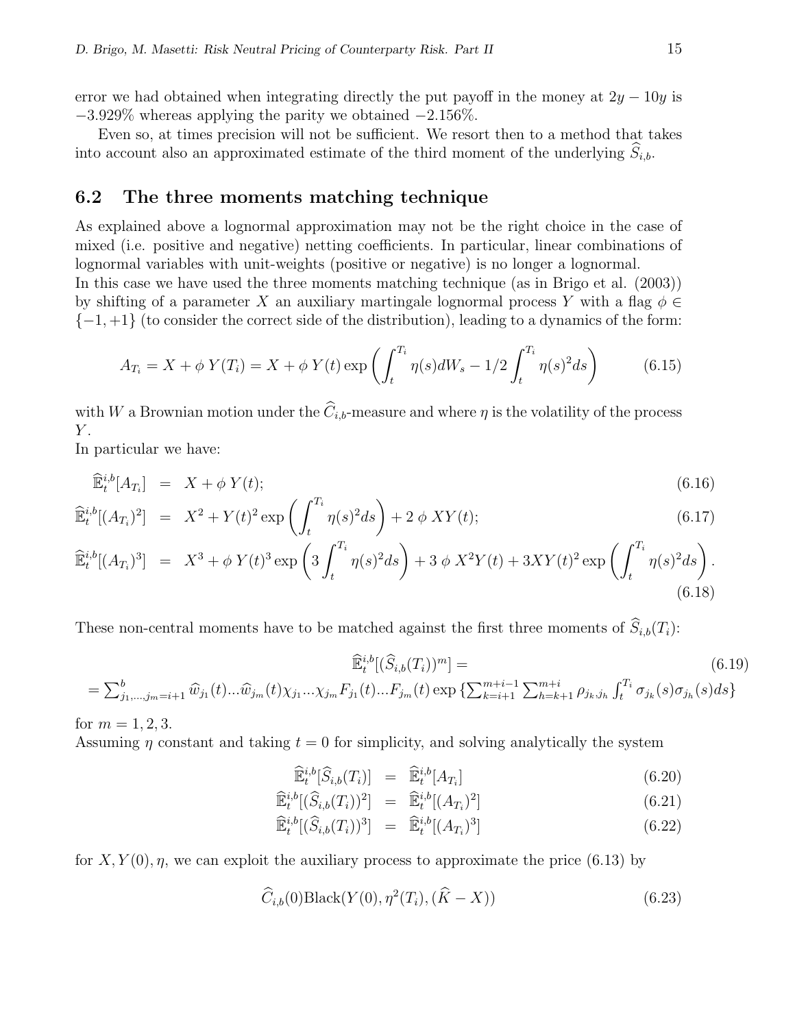error we had obtained when integrating directly the put payoff in the money at $2y - 10y$ is $-3.929\%$ whereas applying the parity we obtained $-2.156\%$.

Even so, at times precision will not be sufficient. We resort then to a method that takes into account also an approximated estimate of the third moment of the underlying $\widehat{S}_{i,b}$.

## 6.2 The three moments matching technique

As explained above a lognormal approximation may not be the right choice in the case of mixed (i.e. positive and negative) netting coefficients. In particular, linear combinations of lognormal variables with unit-weights (positive or negative) is no longer a lognormal.
In this case we have used the three moments matching technique (as in Brigo et al. (2003)) by shifting of a parameter $X$ an auxiliary martingale lognormal process $Y$ with a flag $\phi \in \{-1, +1\}$ (to consider the correct side of the distribution), leading to a dynamics of the form:

$$A_{T_i} = X + \phi\, Y(T_i) = X + \phi\, Y(t) \exp\left( \int_t^{T_i} \eta(s) dW_s - 1/2 \int_t^{T_i} \eta(s)^2 ds \right) \tag{6.15}$$

with $W$ a Brownian motion under the $\widehat{C}_{i,b}$-measure and where $\eta$ is the volatility of the process $Y$.
In particular we have:

$$\widehat{\mathbb{E}}_t^{i,b}[A_{T_i}] = X + \phi\, Y(t); \tag{6.16}$$

$$\widehat{\mathbb{E}}_t^{i,b}[(A_{T_i})^2] = X^2 + Y(t)^2 \exp\left( \int_t^{T_i} \eta(s)^2 ds \right) + 2\, \phi\, XY(t); \tag{6.17}$$

$$\widehat{\mathbb{E}}_t^{i,b}[(A_{T_i})^3] = X^3 + \phi\, Y(t)^3 \exp\left( 3 \int_t^{T_i} \eta(s)^2 ds \right) + 3\, \phi\, X^2 Y(t) + 3XY(t)^2 \exp\left( \int_t^{T_i} \eta(s)^2 ds \right). \tag{6.18}$$

These non-central moments have to be matched against the first three moments of $\widehat{S}_{i,b}(T_i)$:

$$\widehat{\mathbb{E}}_t^{i,b}[(\widehat{S}_{i,b}(T_i))^m] = \tag{6.19}$$

$$= \sum_{j_1,\ldots,j_m=i+1}^{b} \widehat{w}_{j_1}(t) \ldots \widehat{w}_{j_m}(t) \chi_{j_1} \ldots \chi_{j_m} F_{j_1}(t) \ldots F_{j_m}(t) \exp\left\{ \sum_{k=i+1}^{m+i-1} \sum_{h=k+1}^{m+i} \rho_{j_k,j_h} \int_t^{T_i} \sigma_{j_k}(s) \sigma_{j_h}(s) ds \right\}$$

for $m = 1, 2, 3$.
Assuming $\eta$ constant and taking $t = 0$ for simplicity, and solving analytically the system

$$\widehat{\mathbb{E}}_t^{i,b}[\widehat{S}_{i,b}(T_i)] = \widehat{\mathbb{E}}_t^{i,b}[A_{T_i}] \tag{6.20}$$

$$\widehat{\mathbb{E}}_t^{i,b}[(\widehat{S}_{i,b}(T_i))^2] = \widehat{\mathbb{E}}_t^{i,b}[(A_{T_i})^2] \tag{6.21}$$

$$\widehat{\mathbb{E}}_t^{i,b}[(\widehat{S}_{i,b}(T_i))^3] = \widehat{\mathbb{E}}_t^{i,b}[(A_{T_i})^3] \tag{6.22}$$

for $X, Y(0), \eta$, we can exploit the auxiliary process to approximate the price (6.13) by

$$\widehat{C}_{i,b}(0) \text{Black}(Y(0), \eta^2(T_i), (\widehat{K} - X)) \tag{6.23}$$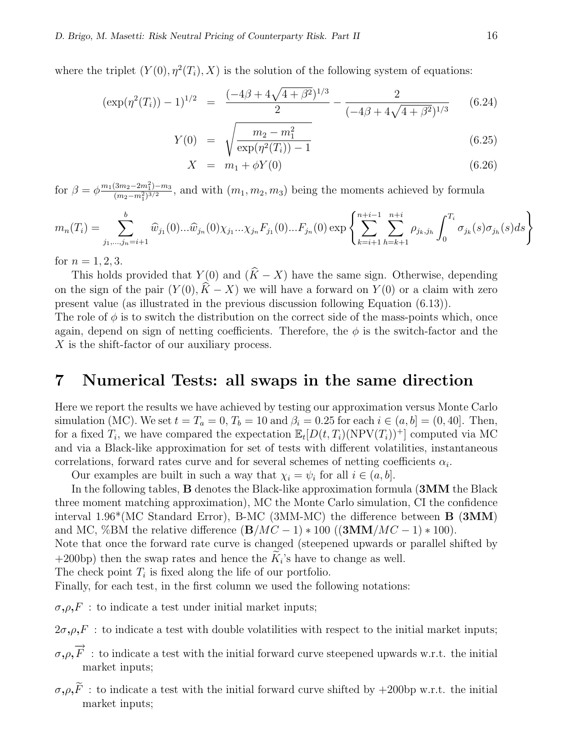where the triplet $(Y(0), \eta^2(T_i), X)$ is the solution of the following system of equations:

$$
\begin{aligned}
(\exp(\eta^2(T_i)) - 1)^{1/2} &= \frac{(-4\beta + 4\sqrt{4+\beta^2})^{1/3}}{2} - \frac{2}{(-4\beta + 4\sqrt{4+\beta^2})^{1/3}} &\quad (6.24)\\
Y(0) &= \sqrt{\frac{m_2 - m_1^2}{\exp(\eta^2(T_i)) - 1}} &\quad (6.25)\\
X &= m_1 + \phi Y(0) &\quad (6.26)
\end{aligned}
$$

for $\beta = \phi \frac{m_1(3m_2 - 2m_1^2) - m_3}{(m_2 - m_1^2)^{3/2}}$, and with $(m_1, m_2, m_3)$ being the moments achieved by formula

$$
m_n(T_i) = \sum_{j_1,\dots,j_n=i+1}^{b} \widehat{w}_{j_1}(0)\dots\widehat{w}_{j_n}(0)\chi_{j_1}\dots\chi_{j_n}F_{j_1}(0)\dots F_{j_n}(0)\exp\left\{\sum_{k=i+1}^{n+i-1}\sum_{h=k+1}^{n+i}\rho_{j_k,j_h}\int_0^{T_i}\sigma_{j_k}(s)\sigma_{j_h}(s)ds\right\}
$$

for $n = 1, 2, 3$.

This holds provided that $Y(0)$ and $(\widehat{K} - X)$ have the same sign. Otherwise, depending on the sign of the pair $(Y(0), \widehat{K} - X)$ we will have a forward on $Y(0)$ or a claim with zero present value (as illustrated in the previous discussion following Equation (6.13)).
The role of $\phi$ is to switch the distribution on the correct side of the mass-points which, once again, depend on sign of netting coefficients. Therefore, the $\phi$ is the switch-factor and the $X$ is the shift-factor of our auxiliary process.

# 7 Numerical Tests: all swaps in the same direction

Here we report the results we have achieved by testing our approximation versus Monte Carlo simulation (MC). We set $t = T_a = 0$, $T_b = 10$ and $\beta_i = 0.25$ for each $i \in (a, b] = (0, 40]$. Then, for a fixed $T_i$, we have compared the expectation $\mathbb{E}_t[D(t, T_i)(\text{NPV}(T_i))^+]$ computed via MC and via a Black-like approximation for set of tests with different volatilities, instantaneous correlations, forward rates curve and for several schemes of netting coefficients $\alpha_i$.

Our examples are built in such a way that $\chi_i = \psi_i$ for all $i \in (a, b]$.

In the following tables, **B** denotes the Black-like approximation formula (**3MM** the Black three moment matching approximation), MC the Monte Carlo simulation, CI the confidence interval 1.96*(MC Standard Error), B-MC (3MM-MC) the difference between **B** (**3MM**) and MC, %BM the relative difference ($\mathbf{B}/MC - 1) * 100$ (($\mathbf{3MM}/MC - 1) * 100$).
Note that once the forward rate curve is changed (steepened upwards or parallel shifted by +200bp) then the swap rates and hence the $\widetilde{K}_i$'s have to change as well.
The check point $T_i$ is fixed along the life of our portfolio.
Finally, for each test, in the first column we used the following notations:

$\sigma$,$\rho$,$F$ : to indicate a test under initial market inputs;

$2\sigma$,$\rho$,$F$ : to indicate a test with double volatilities with respect to the initial market inputs;

$\sigma$,$\rho$,$\overrightarrow{F}$ : to indicate a test with the initial forward curve steepened upwards w.r.t. the initial market inputs;

$\sigma$,$\rho$,$\widetilde{F}$ : to indicate a test with the initial forward curve shifted by +200bp w.r.t. the initial market inputs;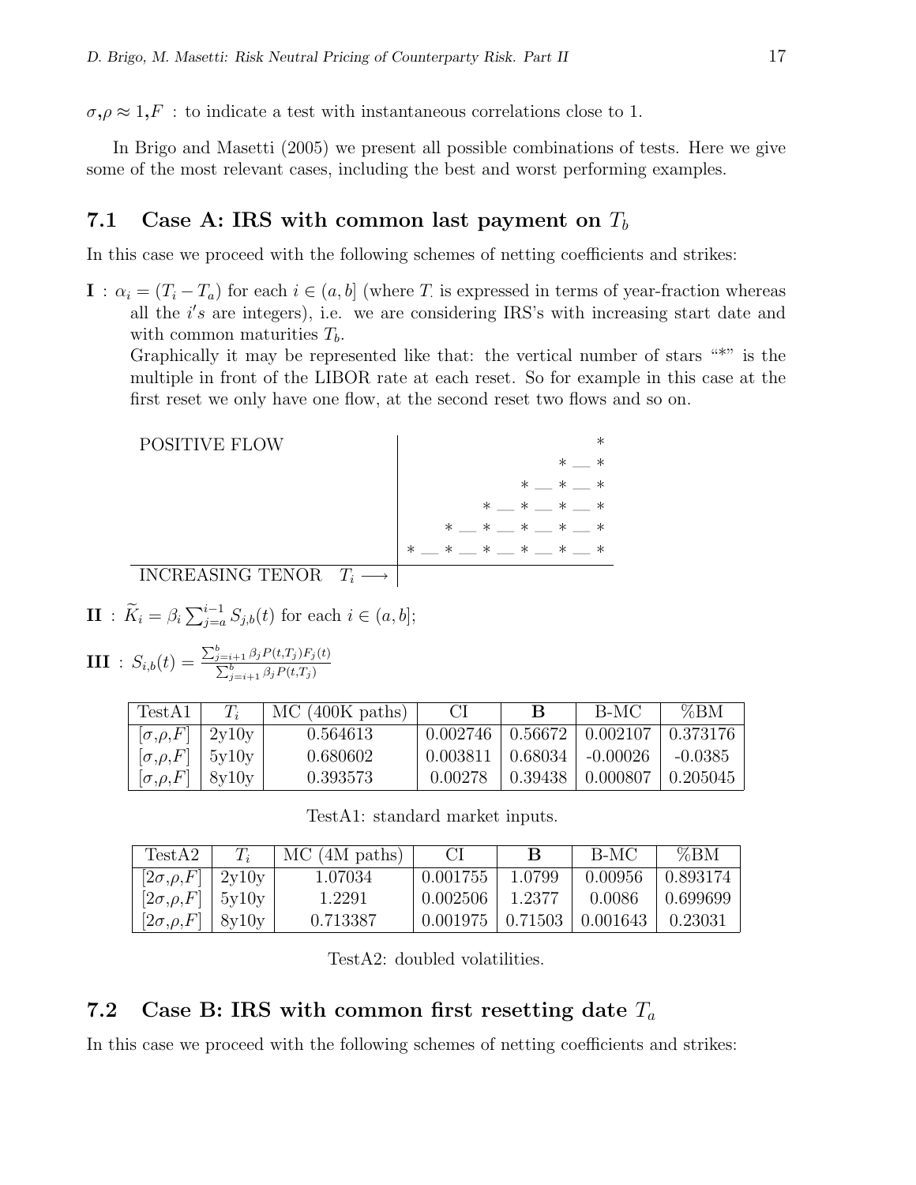$\sigma$,$\rho \approx 1$,$F$ : to indicate a test with instantaneous correlations close to 1.

In Brigo and Masetti (2005) we present all possible combinations of tests. Here we give some of the most relevant cases, including the best and worst performing examples.

### 7.1 Case A: IRS with common last payment on $T_b$

In this case we proceed with the following schemes of netting coefficients and strikes:

**I** : $\alpha_i = (T_i - T_a)$ for each $i \in (a, b]$ (where $T_\cdot$ is expressed in terms of year-fraction whereas all the $i's$ are integers), i.e. we are considering IRS's with increasing start date and with common maturities $T_b$.

Graphically it may be represented like that: the vertical number of stars "*" is the multiple in front of the LIBOR rate at each reset. So for example in this case at the first reset we only have one flow, at the second reset two flows and so on.

```
POSITIVE FLOW                |                          *
                             |                      * __ *
                             |                  * __ * __ *
                             |              * __ * __ * __ *
                             |          * __ * __ * __ * __ *
                             |      * __ * __ * __ * __ * __ *
-----------------------------+--------------------------------
INCREASING TENOR   T_i --->  |
```

**II** : $\widetilde{K}_i = \beta_i \sum_{j=a}^{i-1} S_{j,b}(t)$ for each $i \in (a, b]$;

**III** : $S_{i,b}(t) = \frac{\sum_{j=i+1}^{b} \beta_j P(t,T_j) F_j(t)}{\sum_{j=i+1}^{b} \beta_j P(t,T_j)}$

| TestA1 | $T_i$ | MC (400K paths) | CI | **B** | B-MC | %BM |
|---|---|---|---|---|---|---|
| $[\sigma,\rho,F]$ | 2y10y | 0.564613 | 0.002746 | 0.56672 | 0.002107 | 0.373176 |
| $[\sigma,\rho,F]$ | 5y10y | 0.680602 | 0.003811 | 0.68034 | -0.00026 | -0.0385 |
| $[\sigma,\rho,F]$ | 8y10y | 0.393573 | 0.00278 | 0.39438 | 0.000807 | 0.205045 |

TestA1: standard market inputs.

| TestA2 | $T_i$ | MC (4M paths) | CI | **B** | B-MC | %BM |
|---|---|---|---|---|---|---|
| $[2\sigma,\rho,F]$ | 2y10y | 1.07034 | 0.001755 | 1.0799 | 0.00956 | 0.893174 |
| $[2\sigma,\rho,F]$ | 5y10y | 1.2291 | 0.002506 | 1.2377 | 0.0086 | 0.699699 |
| $[2\sigma,\rho,F]$ | 8y10y | 0.713387 | 0.001975 | 0.71503 | 0.001643 | 0.23031 |

TestA2: doubled volatilities.

### 7.2 Case B: IRS with common first resetting date $T_a$

In this case we proceed with the following schemes of netting coefficients and strikes: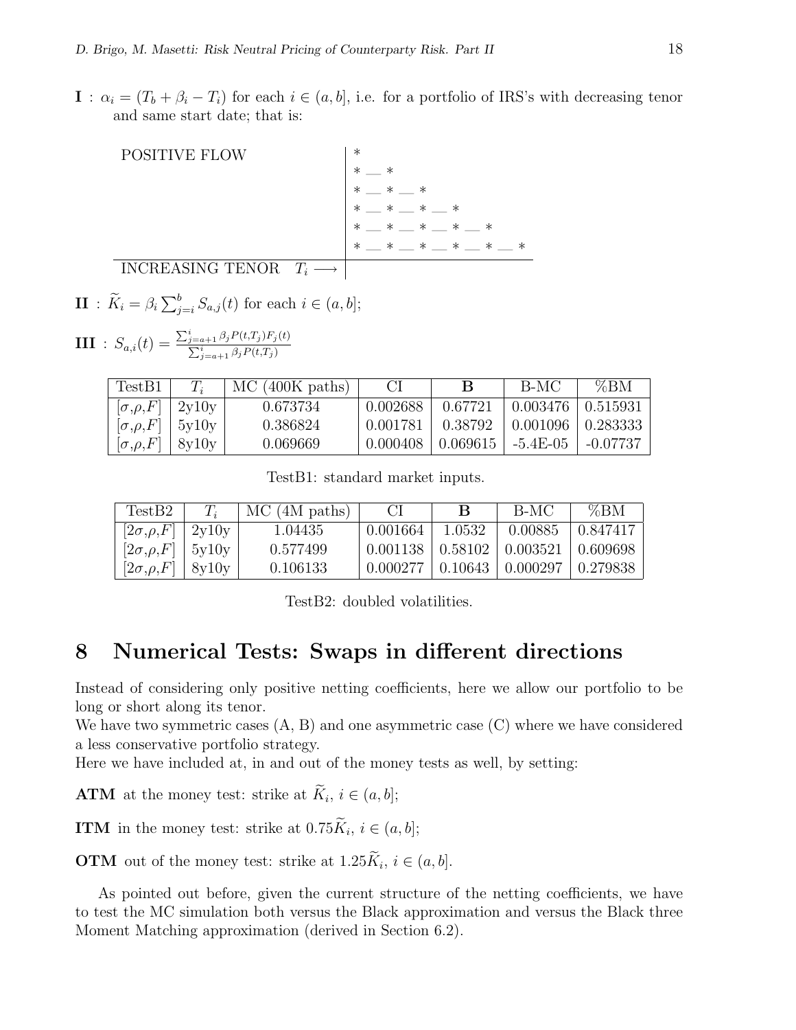**I** : $\alpha_i = (T_b + \beta_i - T_i)$ for each $i \in (a, b]$, i.e. for a portfolio of IRS's with decreasing tenor and same start date; that is:

```
POSITIVE FLOW              | *
                           | * __ *
                           | * __ * __ *
                           | * __ * __ * __ *
                           | * __ * __ * __ * __ *
                           | * __ * __ * __ * __ * __ *
INCREASING TENOR  T_i ⟶    |
```

**II** : $\widetilde{K}_i = \beta_i \sum_{j=i}^{b} S_{a,j}(t)$ for each $i \in (a, b]$;

**III** : $S_{a,i}(t) = \frac{\sum_{j=a+1}^{i} \beta_j P(t,T_j) F_j(t)}{\sum_{j=a+1}^{i} \beta_j P(t,T_j)}$

| TestB1 | $T_i$ | MC (400K paths) | CI | **B** | B-MC | %BM |
|---|---|---|---|---|---|---|
| $[\sigma,\rho,F]$ | 2y10y | 0.673734 | 0.002688 | 0.67721 | 0.003476 | 0.515931 |
| $[\sigma,\rho,F]$ | 5y10y | 0.386824 | 0.001781 | 0.38792 | 0.001096 | 0.283333 |
| $[\sigma,\rho,F]$ | 8y10y | 0.069669 | 0.000408 | 0.069615 | -5.4E-05 | -0.07737 |

TestB1: standard market inputs.

| TestB2 | $T_i$ | MC (4M paths) | CI | **B** | B-MC | %BM |
|---|---|---|---|---|---|---|
| $[2\sigma,\rho,F]$ | 2y10y | 1.04435 | 0.001664 | 1.0532 | 0.00885 | 0.847417 |
| $[2\sigma,\rho,F]$ | 5y10y | 0.577499 | 0.001138 | 0.58102 | 0.003521 | 0.609698 |
| $[2\sigma,\rho,F]$ | 8y10y | 0.106133 | 0.000277 | 0.10643 | 0.000297 | 0.279838 |

TestB2: doubled volatilities.

# 8 Numerical Tests: Swaps in different directions

Instead of considering only positive netting coefficients, here we allow our portfolio to be long or short along its tenor.
We have two symmetric cases (A, B) and one asymmetric case (C) where we have considered a less conservative portfolio strategy.
Here we have included at, in and out of the money tests as well, by setting:

**ATM** at the money test: strike at $\widetilde{K}_i$, $i \in (a, b]$;

**ITM** in the money test: strike at $0.75\widetilde{K}_i$, $i \in (a, b]$;

**OTM** out of the money test: strike at $1.25\widetilde{K}_i$, $i \in (a, b]$.

As pointed out before, given the current structure of the netting coefficients, we have to test the MC simulation both versus the Black approximation and versus the Black three Moment Matching approximation (derived in Section 6.2).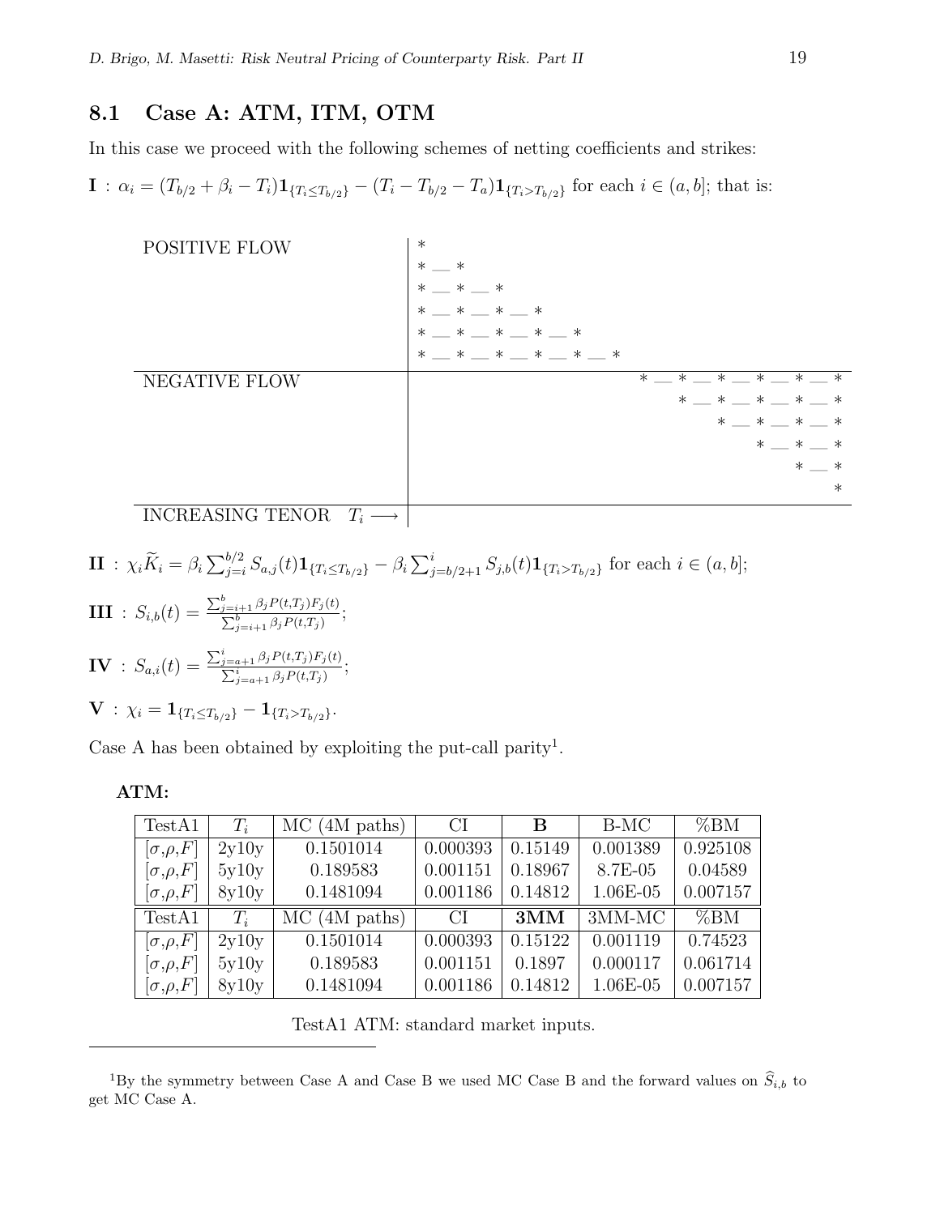## 8.1 Case A: ATM, ITM, OTM

In this case we proceed with the following schemes of netting coefficients and strikes:

**I** : $\alpha_i = (T_{b/2} + \beta_i - T_i)\mathbf{1}_{\{T_i \leq T_{b/2}\}} - (T_i - T_{b/2} - T_a)\mathbf{1}_{\{T_i > T_{b/2}\}}$ for each $i \in (a, b]$; that is:

```
POSITIVE FLOW               | *
                            | * __ *
                            | * __ * __ *
                            | * __ * __ * __ *
                            | * __ * __ * __ * __ *
                            | * __ * __ * __ * __ * __ *
----------------------------+------------------------------------------------------------
NEGATIVE FLOW               |                                * __ * __ * __ * __ * __ *
                            |                                     * __ * __ * __ * __ *
                            |                                          * __ * __ * __ *
                            |                                               * __ * __ *
                            |                                                    * __ *
                            |                                                         *
----------------------------+------------------------------------------------------------
INCREASING TENOR   T_i ⟶    |
```

**II** : $\chi_i \widetilde{K}_i = \beta_i \sum_{j=i}^{b/2} S_{a,j}(t)\mathbf{1}_{\{T_i \leq T_{b/2}\}} - \beta_i \sum_{j=b/2+1}^{i} S_{j,b}(t)\mathbf{1}_{\{T_i > T_{b/2}\}}$ for each $i \in (a, b]$;

**III** : $S_{i,b}(t) = \frac{\sum_{j=i+1}^{b} \beta_j P(t,T_j) F_j(t)}{\sum_{j=i+1}^{b} \beta_j P(t,T_j)}$;

**IV** : $S_{a,i}(t) = \frac{\sum_{j=a+1}^{i} \beta_j P(t,T_j) F_j(t)}{\sum_{j=a+1}^{i} \beta_j P(t,T_j)}$;

**V** : $\chi_i = \mathbf{1}_{\{T_i \leq T_{b/2}\}} - \mathbf{1}_{\{T_i > T_{b/2}\}}$.

Case A has been obtained by exploiting the put-call parity[1].

**ATM:**

| TestA1 | $T_i$ | MC (4M paths) | CI | **B** | B-MC | %BM |
|---|---|---|---|---|---|---|
| [$\sigma$,$\rho$,$F$] | 2y10y | 0.1501014 | 0.000393 | 0.15149 | 0.001389 | 0.925108 |
| [$\sigma$,$\rho$,$F$] | 5y10y | 0.189583 | 0.001151 | 0.18967 | 8.7E-05 | 0.04589 |
| [$\sigma$,$\rho$,$F$] | 8y10y | 0.1481094 | 0.001186 | 0.14812 | 1.06E-05 | 0.007157 |
| TestA1 | $T_i$ | MC (4M paths) | CI | **3MM** | 3MM-MC | %BM |
| [$\sigma$,$\rho$,$F$] | 2y10y | 0.1501014 | 0.000393 | 0.15122 | 0.001119 | 0.74523 |
| [$\sigma$,$\rho$,$F$] | 5y10y | 0.189583 | 0.001151 | 0.1897 | 0.000117 | 0.061714 |
| [$\sigma$,$\rho$,$F$] | 8y10y | 0.1481094 | 0.001186 | 0.14812 | 1.06E-05 | 0.007157 |

TestA1 ATM: standard market inputs.

[1]By the symmetry between Case A and Case B we used MC Case B and the forward values on $\widehat{S}_{i,b}$ to get MC Case A.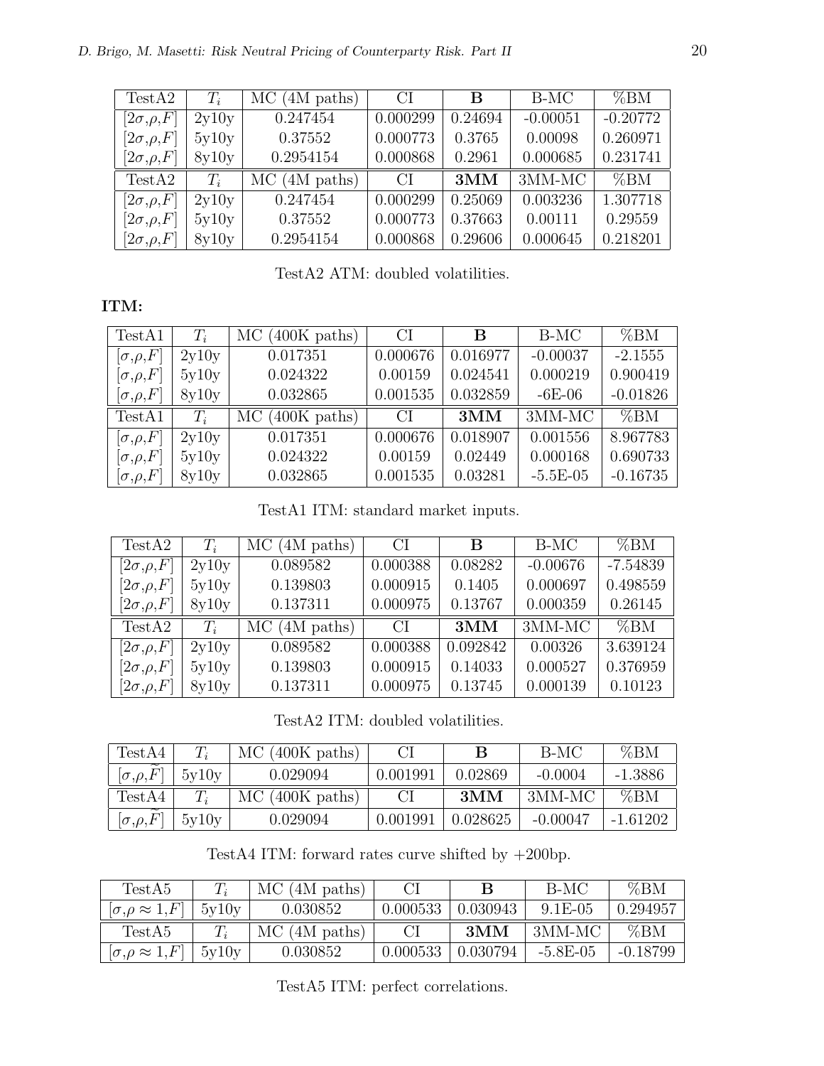| TestA2 | $T_i$ | MC (4M paths) | CI | **B** | B-MC | %BM |
|---|---|---|---|---|---|---|
| $[2\sigma,\rho,F]$ | 2y10y | 0.247454 | 0.000299 | 0.24694 | -0.00051 | -0.20772 |
| $[2\sigma,\rho,F]$ | 5y10y | 0.37552 | 0.000773 | 0.3765 | 0.00098 | 0.260971 |
| $[2\sigma,\rho,F]$ | 8y10y | 0.2954154 | 0.000868 | 0.2961 | 0.000685 | 0.231741 |
| TestA2 | $T_i$ | MC (4M paths) | CI | **3MM** | 3MM-MC | %BM |
| $[2\sigma,\rho,F]$ | 2y10y | 0.247454 | 0.000299 | 0.25069 | 0.003236 | 1.307718 |
| $[2\sigma,\rho,F]$ | 5y10y | 0.37552 | 0.000773 | 0.37663 | 0.00111 | 0.29559 |
| $[2\sigma,\rho,F]$ | 8y10y | 0.2954154 | 0.000868 | 0.29606 | 0.000645 | 0.218201 |

TestA2 ATM: doubled volatilities.

**ITM:**

| TestA1 | $T_i$ | MC (400K paths) | CI | **B** | B-MC | %BM |
|---|---|---|---|---|---|---|
| $[\sigma,\rho,F]$ | 2y10y | 0.017351 | 0.000676 | 0.016977 | -0.00037 | -2.1555 |
| $[\sigma,\rho,F]$ | 5y10y | 0.024322 | 0.00159 | 0.024541 | 0.000219 | 0.900419 |
| $[\sigma,\rho,F]$ | 8y10y | 0.032865 | 0.001535 | 0.032859 | -6E-06 | -0.01826 |
| TestA1 | $T_i$ | MC (400K paths) | CI | **3MM** | 3MM-MC | %BM |
| $[\sigma,\rho,F]$ | 2y10y | 0.017351 | 0.000676 | 0.018907 | 0.001556 | 8.967783 |
| $[\sigma,\rho,F]$ | 5y10y | 0.024322 | 0.00159 | 0.02449 | 0.000168 | 0.690733 |
| $[\sigma,\rho,F]$ | 8y10y | 0.032865 | 0.001535 | 0.03281 | -5.5E-05 | -0.16735 |

TestA1 ITM: standard market inputs.

| TestA2 | $T_i$ | MC (4M paths) | CI | **B** | B-MC | %BM |
|---|---|---|---|---|---|---|
| $[2\sigma,\rho,F]$ | 2y10y | 0.089582 | 0.000388 | 0.08282 | -0.00676 | -7.54839 |
| $[2\sigma,\rho,F]$ | 5y10y | 0.139803 | 0.000915 | 0.1405 | 0.000697 | 0.498559 |
| $[2\sigma,\rho,F]$ | 8y10y | 0.137311 | 0.000975 | 0.13767 | 0.000359 | 0.26145 |
| TestA2 | $T_i$ | MC (4M paths) | CI | **3MM** | 3MM-MC | %BM |
| $[2\sigma,\rho,F]$ | 2y10y | 0.089582 | 0.000388 | 0.092842 | 0.00326 | 3.639124 |
| $[2\sigma,\rho,F]$ | 5y10y | 0.139803 | 0.000915 | 0.14033 | 0.000527 | 0.376959 |
| $[2\sigma,\rho,F]$ | 8y10y | 0.137311 | 0.000975 | 0.13745 | 0.000139 | 0.10123 |

TestA2 ITM: doubled volatilities.

| TestA4 | $T_i$ | MC (400K paths) | CI | **B** | B-MC | %BM |
|---|---|---|---|---|---|---|
| $[\sigma,\rho,\widetilde{F}]$ | 5y10y | 0.029094 | 0.001991 | 0.02869 | -0.0004 | -1.3886 |
| TestA4 | $T_i$ | MC (400K paths) | CI | **3MM** | 3MM-MC | %BM |
| $[\sigma,\rho,\widetilde{F}]$ | 5y10y | 0.029094 | 0.001991 | 0.028625 | -0.00047 | -1.61202 |

TestA4 ITM: forward rates curve shifted by +200bp.

| TestA5 | $T_i$ | MC (4M paths) | CI | **B** | B-MC | %BM |
|---|---|---|---|---|---|---|
| $[\sigma,\rho \approx 1,F]$ | 5y10y | 0.030852 | 0.000533 | 0.030943 | 9.1E-05 | 0.294957 |
| TestA5 | $T_i$ | MC (4M paths) | CI | **3MM** | 3MM-MC | %BM |
| $[\sigma,\rho \approx 1,F]$ | 5y10y | 0.030852 | 0.000533 | 0.030794 | -5.8E-05 | -0.18799 |

TestA5 ITM: perfect correlations.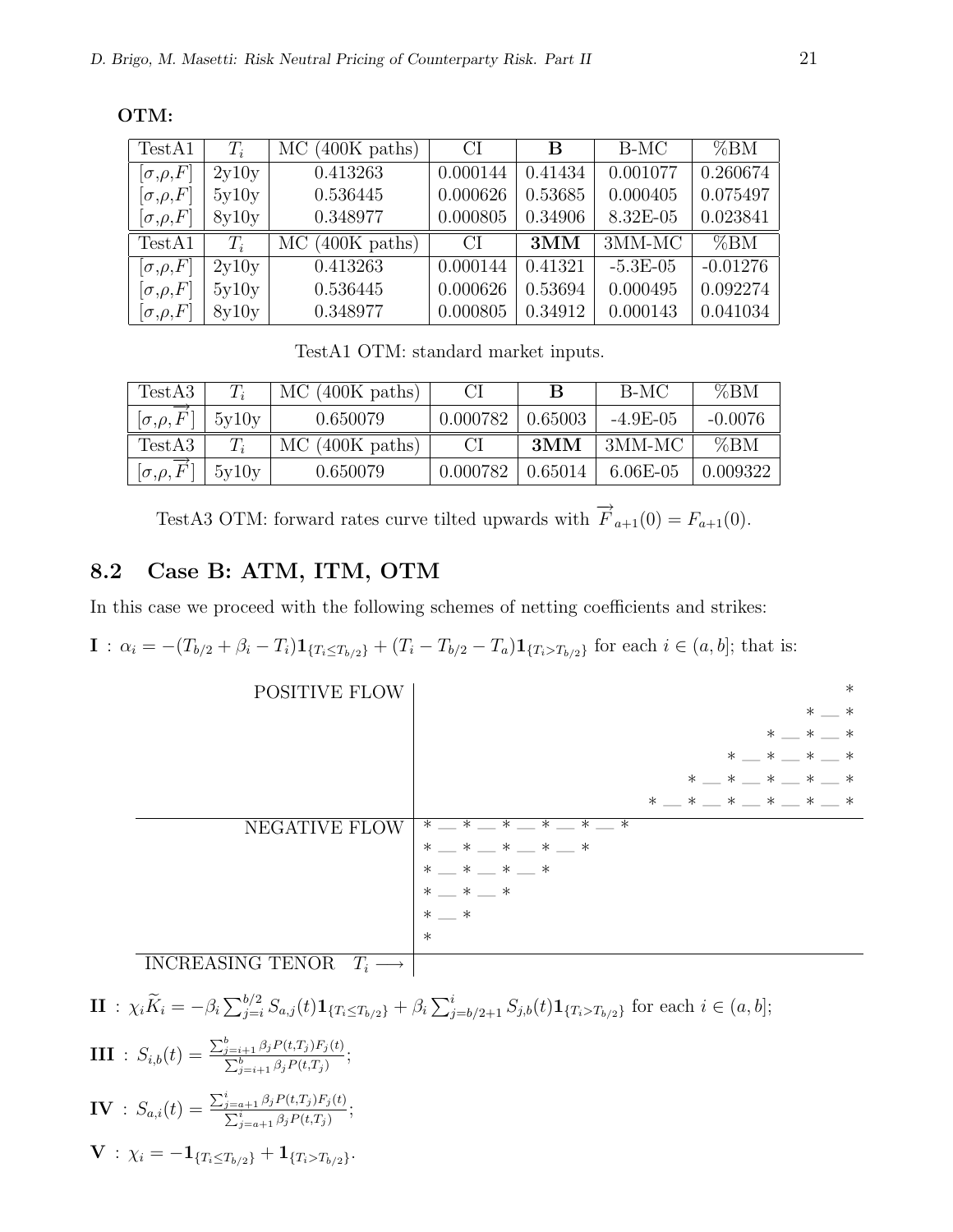**OTM:**

| TestA1 | $T_i$ | MC (400K paths) | CI | **B** | B-MC | %BM |
|---|---|---|---|---|---|---|
| $[\sigma,\rho,F]$ | 2y10y | 0.413263 | 0.000144 | 0.41434 | 0.001077 | 0.260674 |
| $[\sigma,\rho,F]$ | 5y10y | 0.536445 | 0.000626 | 0.53685 | 0.000405 | 0.075497 |
| $[\sigma,\rho,F]$ | 8y10y | 0.348977 | 0.000805 | 0.34906 | 8.32E-05 | 0.023841 |
| TestA1 | $T_i$ | MC (400K paths) | CI | **3MM** | 3MM-MC | %BM |
| $[\sigma,\rho,F]$ | 2y10y | 0.413263 | 0.000144 | 0.41321 | -5.3E-05 | -0.01276 |
| $[\sigma,\rho,F]$ | 5y10y | 0.536445 | 0.000626 | 0.53694 | 0.000495 | 0.092274 |
| $[\sigma,\rho,F]$ | 8y10y | 0.348977 | 0.000805 | 0.34912 | 0.000143 | 0.041034 |

TestA1 OTM: standard market inputs.

| TestA3 | $T_i$ | MC (400K paths) | CI | **B** | B-MC | %BM |
|---|---|---|---|---|---|---|
| $[\sigma,\rho,\overrightarrow{F}]$ | 5y10y | 0.650079 | 0.000782 | 0.65003 | -4.9E-05 | -0.0076 |
| TestA3 | $T_i$ | MC (400K paths) | CI | **3MM** | 3MM-MC | %BM |
| $[\sigma,\rho,\overrightarrow{F}]$ | 5y10y | 0.650079 | 0.000782 | 0.65014 | 6.06E-05 | 0.009322 |

TestA3 OTM: forward rates curve tilted upwards with $\overrightarrow{F}_{a+1}(0) = F_{a+1}(0)$.

## 8.2 Case B: ATM, ITM, OTM

In this case we proceed with the following schemes of netting coefficients and strikes:

**I** : $\alpha_i = -(T_{b/2} + \beta_i - T_i)\mathbf{1}_{\{T_i \le T_{b/2}\}} + (T_i - T_{b/2} - T_a)\mathbf{1}_{\{T_i > T_{b/2}\}}$ for each $i \in (a, b]$; that is:

```
POSITIVE FLOW        |                                   *
                     |                               * __ *
                     |                          * __ * __ *
                     |                     * __ * __ * __ *
                     |                * __ * __ * __ * __ *
                     |           * __ * __ * __ * __ * __ *
---------------------+------------------------------------------
NEGATIVE FLOW        | * __ * __ * __ * __ * __ *
                     | * __ * __ * __ * __ *
                     | * __ * __ * __ *
                     | * __ * __ *
                     | * __ *
                     | *
---------------------+------------------------------------------
INCREASING TENOR T_i --> |
```

**II** : $\chi_i \widetilde{K}_i = -\beta_i \sum_{j=i}^{b/2} S_{a,j}(t)\mathbf{1}_{\{T_i \le T_{b/2}\}} + \beta_i \sum_{j=b/2+1}^{i} S_{j,b}(t)\mathbf{1}_{\{T_i > T_{b/2}\}}$ for each $i \in (a, b]$;

**III** : $S_{i,b}(t) = \frac{\sum_{j=i+1}^{b} \beta_j P(t,T_j) F_j(t)}{\sum_{j=i+1}^{b} \beta_j P(t,T_j)}$;

**IV** : $S_{a,i}(t) = \frac{\sum_{j=a+1}^{i} \beta_j P(t,T_j) F_j(t)}{\sum_{j=a+1}^{i} \beta_j P(t,T_j)}$;

**V** : $\chi_i = -\mathbf{1}_{\{T_i \le T_{b/2}\}} + \mathbf{1}_{\{T_i > T_{b/2}\}}$.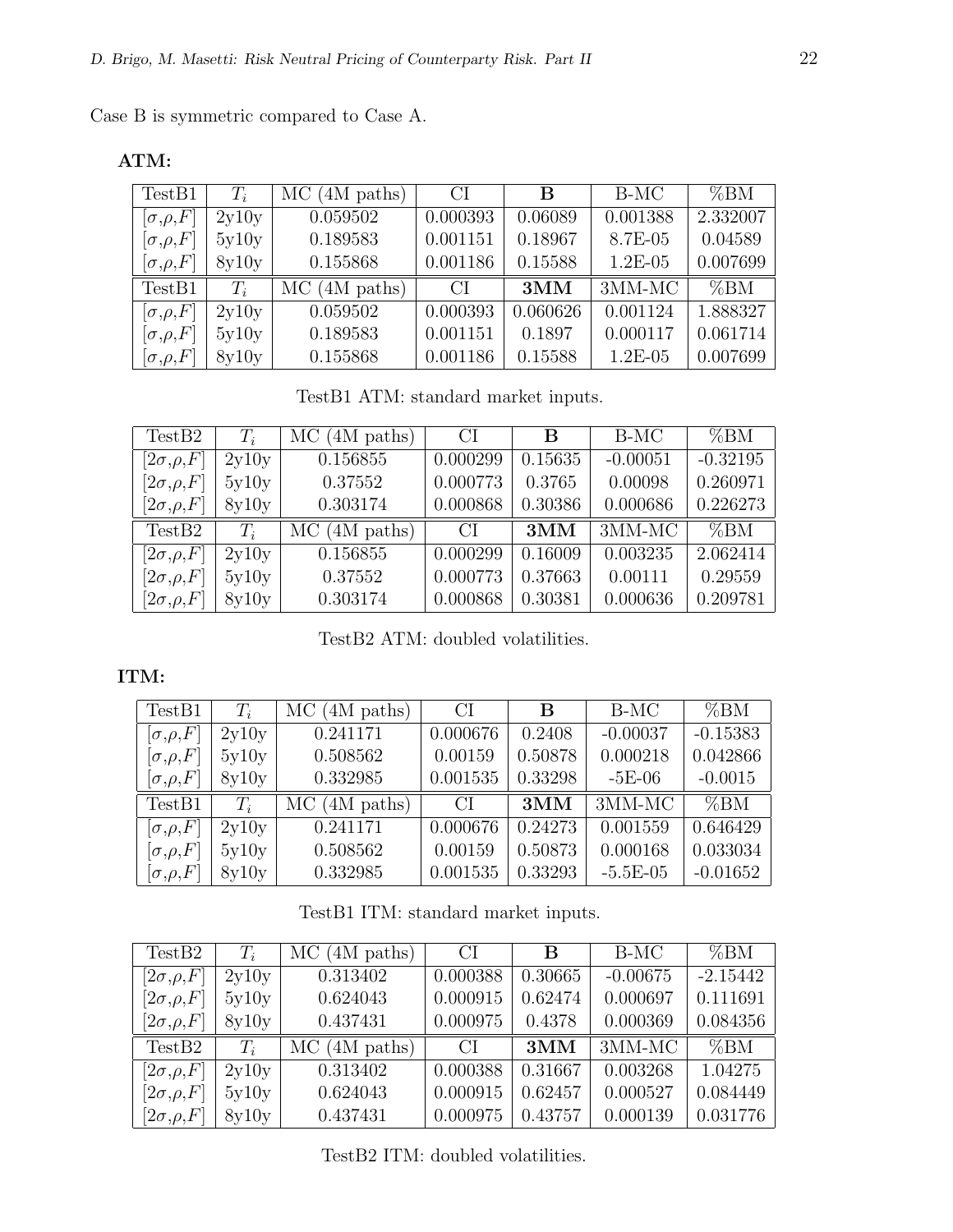Case B is symmetric compared to Case A.

**ATM:**

| TestB1 | $T_i$ | MC (4M paths) | CI | **B** | B-MC | %BM |
|---|---|---|---|---|---|---|
| $[\sigma,\rho,F]$ | 2y10y | 0.059502 | 0.000393 | 0.06089 | 0.001388 | 2.332007 |
| $[\sigma,\rho,F]$ | 5y10y | 0.189583 | 0.001151 | 0.18967 | 8.7E-05 | 0.04589 |
| $[\sigma,\rho,F]$ | 8y10y | 0.155868 | 0.001186 | 0.15588 | 1.2E-05 | 0.007699 |
| TestB1 | $T_i$ | MC (4M paths) | CI | **3MM** | 3MM-MC | %BM |
| $[\sigma,\rho,F]$ | 2y10y | 0.059502 | 0.000393 | 0.060626 | 0.001124 | 1.888327 |
| $[\sigma,\rho,F]$ | 5y10y | 0.189583 | 0.001151 | 0.1897 | 0.000117 | 0.061714 |
| $[\sigma,\rho,F]$ | 8y10y | 0.155868 | 0.001186 | 0.15588 | 1.2E-05 | 0.007699 |

TestB1 ATM: standard market inputs.

| TestB2 | $T_i$ | MC (4M paths) | CI | **B** | B-MC | %BM |
|---|---|---|---|---|---|---|
| $[2\sigma,\rho,F]$ | 2y10y | 0.156855 | 0.000299 | 0.15635 | -0.00051 | -0.32195 |
| $[2\sigma,\rho,F]$ | 5y10y | 0.37552 | 0.000773 | 0.3765 | 0.00098 | 0.260971 |
| $[2\sigma,\rho,F]$ | 8y10y | 0.303174 | 0.000868 | 0.30386 | 0.000686 | 0.226273 |
| TestB2 | $T_i$ | MC (4M paths) | CI | **3MM** | 3MM-MC | %BM |
| $[2\sigma,\rho,F]$ | 2y10y | 0.156855 | 0.000299 | 0.16009 | 0.003235 | 2.062414 |
| $[2\sigma,\rho,F]$ | 5y10y | 0.37552 | 0.000773 | 0.37663 | 0.00111 | 0.29559 |
| $[2\sigma,\rho,F]$ | 8y10y | 0.303174 | 0.000868 | 0.30381 | 0.000636 | 0.209781 |

TestB2 ATM: doubled volatilities.

**ITM:**

| TestB1 | $T_i$ | MC (4M paths) | CI | **B** | B-MC | %BM |
|---|---|---|---|---|---|---|
| $[\sigma,\rho,F]$ | 2y10y | 0.241171 | 0.000676 | 0.2408 | -0.00037 | -0.15383 |
| $[\sigma,\rho,F]$ | 5y10y | 0.508562 | 0.00159 | 0.50878 | 0.000218 | 0.042866 |
| $[\sigma,\rho,F]$ | 8y10y | 0.332985 | 0.001535 | 0.33298 | -5E-06 | -0.0015 |
| TestB1 | $T_i$ | MC (4M paths) | CI | **3MM** | 3MM-MC | %BM |
| $[\sigma,\rho,F]$ | 2y10y | 0.241171 | 0.000676 | 0.24273 | 0.001559 | 0.646429 |
| $[\sigma,\rho,F]$ | 5y10y | 0.508562 | 0.00159 | 0.50873 | 0.000168 | 0.033034 |
| $[\sigma,\rho,F]$ | 8y10y | 0.332985 | 0.001535 | 0.33293 | -5.5E-05 | -0.01652 |

TestB1 ITM: standard market inputs.

| TestB2 | $T_i$ | MC (4M paths) | CI | **B** | B-MC | %BM |
|---|---|---|---|---|---|---|
| $[2\sigma,\rho,F]$ | 2y10y | 0.313402 | 0.000388 | 0.30665 | -0.00675 | -2.15442 |
| $[2\sigma,\rho,F]$ | 5y10y | 0.624043 | 0.000915 | 0.62474 | 0.000697 | 0.111691 |
| $[2\sigma,\rho,F]$ | 8y10y | 0.437431 | 0.000975 | 0.4378 | 0.000369 | 0.084356 |
| TestB2 | $T_i$ | MC (4M paths) | CI | **3MM** | 3MM-MC | %BM |
| $[2\sigma,\rho,F]$ | 2y10y | 0.313402 | 0.000388 | 0.31667 | 0.003268 | 1.04275 |
| $[2\sigma,\rho,F]$ | 5y10y | 0.624043 | 0.000915 | 0.62457 | 0.000527 | 0.084449 |
| $[2\sigma,\rho,F]$ | 8y10y | 0.437431 | 0.000975 | 0.43757 | 0.000139 | 0.031776 |

TestB2 ITM: doubled volatilities.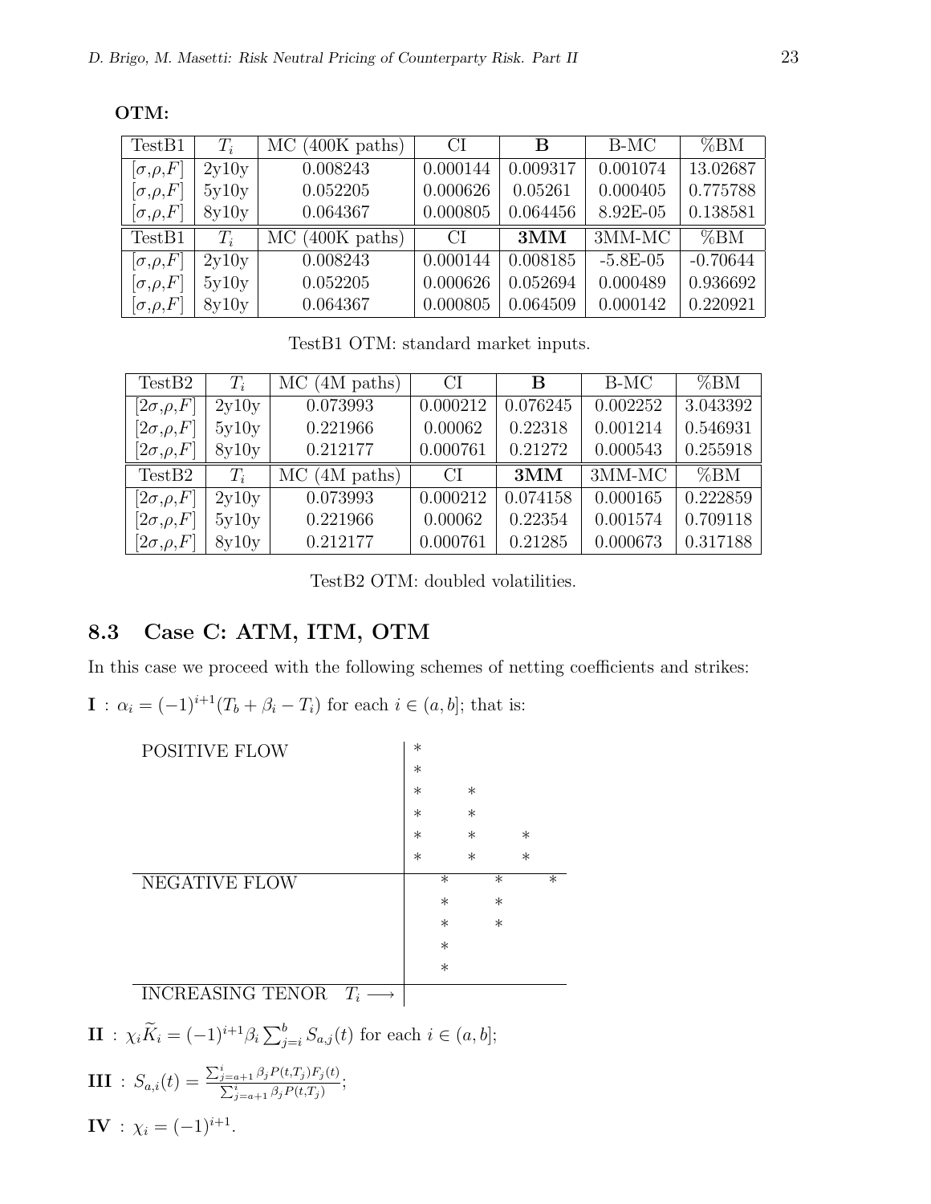**OTM:**

| TestB1 | $T_i$ | MC (400K paths) | CI | **B** | B-MC | %BM |
|---|---|---|---|---|---|---|
| $[\sigma,\rho,F]$ | 2y10y | 0.008243 | 0.000144 | 0.009317 | 0.001074 | 13.02687 |
| $[\sigma,\rho,F]$ | 5y10y | 0.052205 | 0.000626 | 0.05261 | 0.000405 | 0.775788 |
| $[\sigma,\rho,F]$ | 8y10y | 0.064367 | 0.000805 | 0.064456 | 8.92E-05 | 0.138581 |
| TestB1 | $T_i$ | MC (400K paths) | CI | **3MM** | 3MM-MC | %BM |
| $[\sigma,\rho,F]$ | 2y10y | 0.008243 | 0.000144 | 0.008185 | -5.8E-05 | -0.70644 |
| $[\sigma,\rho,F]$ | 5y10y | 0.052205 | 0.000626 | 0.052694 | 0.000489 | 0.936692 |
| $[\sigma,\rho,F]$ | 8y10y | 0.064367 | 0.000805 | 0.064509 | 0.000142 | 0.220921 |

TestB1 OTM: standard market inputs.

| TestB2 | $T_i$ | MC (4M paths) | CI | **B** | B-MC | %BM |
|---|---|---|---|---|---|---|
| $[2\sigma,\rho,F]$ | 2y10y | 0.073993 | 0.000212 | 0.076245 | 0.002252 | 3.043392 |
| $[2\sigma,\rho,F]$ | 5y10y | 0.221966 | 0.00062 | 0.22318 | 0.001214 | 0.546931 |
| $[2\sigma,\rho,F]$ | 8y10y | 0.212177 | 0.000761 | 0.21272 | 0.000543 | 0.255918 |
| TestB2 | $T_i$ | MC (4M paths) | CI | **3MM** | 3MM-MC | %BM |
| $[2\sigma,\rho,F]$ | 2y10y | 0.073993 | 0.000212 | 0.074158 | 0.000165 | 0.222859 |
| $[2\sigma,\rho,F]$ | 5y10y | 0.221966 | 0.00062 | 0.22354 | 0.001574 | 0.709118 |
| $[2\sigma,\rho,F]$ | 8y10y | 0.212177 | 0.000761 | 0.21285 | 0.000673 | 0.317188 |

TestB2 OTM: doubled volatilities.

## 8.3 Case C: ATM, ITM, OTM

In this case we proceed with the following schemes of netting coefficients and strikes:

**I** : $\alpha_i = (-1)^{i+1}(T_b + \beta_i - T_i)$ for each $i \in (a, b]$; that is:

```
POSITIVE FLOW              | *
                           | *
                           | *     *
                           | *     *
                           | *     *     *
                           | *     *     *
---------------------------|----*-----*-----*
NEGATIVE FLOW              |    *     *
                           |    *     *
                           |    *
                           |    *
---------------------------|
INCREASING TENOR   T_i --> |
```

**II** : $\chi_i \widetilde{K}_i = (-1)^{i+1}\beta_i \sum_{j=i}^{b} S_{a,j}(t)$ for each $i \in (a, b]$;

**III** : $S_{a,i}(t) = \frac{\sum_{j=a+1}^{i} \beta_j P(t,T_j) F_j(t)}{\sum_{j=a+1}^{i} \beta_j P(t,T_j)}$;

**IV** : $\chi_i = (-1)^{i+1}$.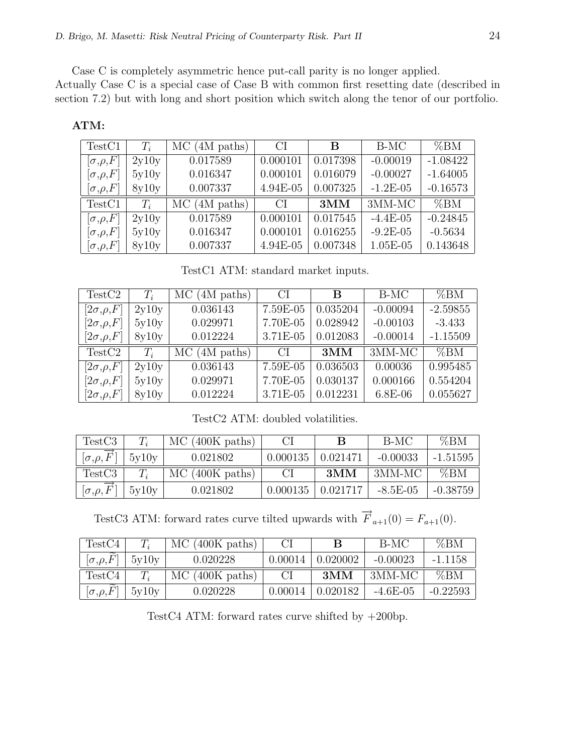Case C is completely asymmetric hence put-call parity is no longer applied. Actually Case C is a special case of Case B with common first resetting date (described in section 7.2) but with long and short position which switch along the tenor of our portfolio.

**ATM:**

| TestC1 | $T_i$ | MC (4M paths) | CI | **B** | B-MC | %BM |
|---|---|---|---|---|---|---|
| $[\sigma,\rho,F]$ | 2y10y | 0.017589 | 0.000101 | 0.017398 | -0.00019 | -1.08422 |
| $[\sigma,\rho,F]$ | 5y10y | 0.016347 | 0.000101 | 0.016079 | -0.00027 | -1.64005 |
| $[\sigma,\rho,F]$ | 8y10y | 0.007337 | 4.94E-05 | 0.007325 | -1.2E-05 | -0.16573 |
| TestC1 | $T_i$ | MC (4M paths) | CI | **3MM** | 3MM-MC | %BM |
| $[\sigma,\rho,F]$ | 2y10y | 0.017589 | 0.000101 | 0.017545 | -4.4E-05 | -0.24845 |
| $[\sigma,\rho,F]$ | 5y10y | 0.016347 | 0.000101 | 0.016255 | -9.2E-05 | -0.5634 |
| $[\sigma,\rho,F]$ | 8y10y | 0.007337 | 4.94E-05 | 0.007348 | 1.05E-05 | 0.143648 |

TestC1 ATM: standard market inputs.

| TestC2 | $T_i$ | MC (4M paths) | CI | **B** | B-MC | %BM |
|---|---|---|---|---|---|---|
| $[2\sigma,\rho,F]$ | 2y10y | 0.036143 | 7.59E-05 | 0.035204 | -0.00094 | -2.59855 |
| $[2\sigma,\rho,F]$ | 5y10y | 0.029971 | 7.70E-05 | 0.028942 | -0.00103 | -3.433 |
| $[2\sigma,\rho,F]$ | 8y10y | 0.012224 | 3.71E-05 | 0.012083 | -0.00014 | -1.15509 |
| TestC2 | $T_i$ | MC (4M paths) | CI | **3MM** | 3MM-MC | %BM |
| $[2\sigma,\rho,F]$ | 2y10y | 0.036143 | 7.59E-05 | 0.036503 | 0.00036 | 0.995485 |
| $[2\sigma,\rho,F]$ | 5y10y | 0.029971 | 7.70E-05 | 0.030137 | 0.000166 | 0.554204 |
| $[2\sigma,\rho,F]$ | 8y10y | 0.012224 | 3.71E-05 | 0.012231 | 6.8E-06 | 0.055627 |

TestC2 ATM: doubled volatilities.

| TestC3 | $T_i$ | MC (400K paths) | CI | **B** | B-MC | %BM |
|---|---|---|---|---|---|---|
| $[\sigma,\rho,\overrightarrow{F}]$ | 5y10y | 0.021802 | 0.000135 | 0.021471 | -0.00033 | -1.51595 |
| TestC3 | $T_i$ | MC (400K paths) | CI | **3MM** | 3MM-MC | %BM |
| $[\sigma,\rho,\overrightarrow{F}]$ | 5y10y | 0.021802 | 0.000135 | 0.021717 | -8.5E-05 | -0.38759 |

TestC3 ATM: forward rates curve tilted upwards with $\overrightarrow{F}_{a+1}(0) = F_{a+1}(0)$.

| TestC4 | $T_i$ | MC (400K paths) | CI | **B** | B-MC | %BM |
|---|---|---|---|---|---|---|
| $[\sigma,\rho,\widetilde{F}]$ | 5y10y | 0.020228 | 0.00014 | 0.020002 | -0.00023 | -1.1158 |
| TestC4 | $T_i$ | MC (400K paths) | CI | **3MM** | 3MM-MC | %BM |
| $[\sigma,\rho,\widetilde{F}]$ | 5y10y | 0.020228 | 0.00014 | 0.020182 | -4.6E-05 | -0.22593 |

TestC4 ATM: forward rates curve shifted by +200bp.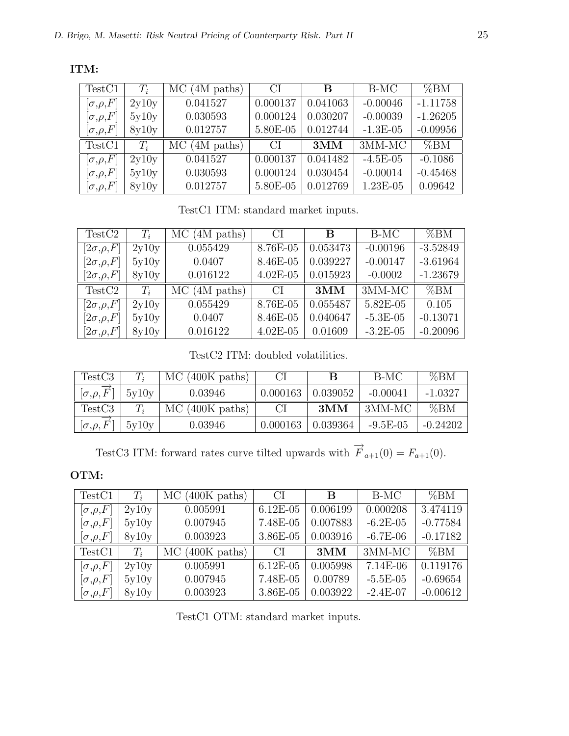**ITM:**

| TestC1 | $T_i$ | MC (4M paths) | CI | **B** | B-MC | %BM |
|---|---|---|---|---|---|---|
| $[\sigma,\rho,F]$ | 2y10y | 0.041527 | 0.000137 | 0.041063 | -0.00046 | -1.11758 |
| $[\sigma,\rho,F]$ | 5y10y | 0.030593 | 0.000124 | 0.030207 | -0.00039 | -1.26205 |
| $[\sigma,\rho,F]$ | 8y10y | 0.012757 | 5.80E-05 | 0.012744 | -1.3E-05 | -0.09956 |
| TestC1 | $T_i$ | MC (4M paths) | CI | **3MM** | 3MM-MC | %BM |
| $[\sigma,\rho,F]$ | 2y10y | 0.041527 | 0.000137 | 0.041482 | -4.5E-05 | -0.1086 |
| $[\sigma,\rho,F]$ | 5y10y | 0.030593 | 0.000124 | 0.030454 | -0.00014 | -0.45468 |
| $[\sigma,\rho,F]$ | 8y10y | 0.012757 | 5.80E-05 | 0.012769 | 1.23E-05 | 0.09642 |

TestC1 ITM: standard market inputs.

| TestC2 | $T_i$ | MC (4M paths) | CI | **B** | B-MC | %BM |
|---|---|---|---|---|---|---|
| $[2\sigma,\rho,F]$ | 2y10y | 0.055429 | 8.76E-05 | 0.053473 | -0.00196 | -3.52849 |
| $[2\sigma,\rho,F]$ | 5y10y | 0.0407 | 8.46E-05 | 0.039227 | -0.00147 | -3.61964 |
| $[2\sigma,\rho,F]$ | 8y10y | 0.016122 | 4.02E-05 | 0.015923 | -0.0002 | -1.23679 |
| TestC2 | $T_i$ | MC (4M paths) | CI | **3MM** | 3MM-MC | %BM |
| $[2\sigma,\rho,F]$ | 2y10y | 0.055429 | 8.76E-05 | 0.055487 | 5.82E-05 | 0.105 |
| $[2\sigma,\rho,F]$ | 5y10y | 0.0407 | 8.46E-05 | 0.040647 | -5.3E-05 | -0.13071 |
| $[2\sigma,\rho,F]$ | 8y10y | 0.016122 | 4.02E-05 | 0.01609 | -3.2E-05 | -0.20096 |

TestC2 ITM: doubled volatilities.

| TestC3 | $T_i$ | MC (400K paths) | CI | **B** | B-MC | %BM |
|---|---|---|---|---|---|---|
| $[\sigma,\rho,\overrightarrow{F}]$ | 5y10y | 0.03946 | 0.000163 | 0.039052 | -0.00041 | -1.0327 |
| TestC3 | $T_i$ | MC (400K paths) | CI | **3MM** | 3MM-MC | %BM |
| $[\sigma,\rho,\overrightarrow{F}]$ | 5y10y | 0.03946 | 0.000163 | 0.039364 | -9.5E-05 | -0.24202 |

TestC3 ITM: forward rates curve tilted upwards with $\overrightarrow{F}_{a+1}(0) = F_{a+1}(0)$.

**OTM:**

| TestC1 | $T_i$ | MC (400K paths) | CI | **B** | B-MC | %BM |
|---|---|---|---|---|---|---|
| $[\sigma,\rho,F]$ | 2y10y | 0.005991 | 6.12E-05 | 0.006199 | 0.000208 | 3.474119 |
| $[\sigma,\rho,F]$ | 5y10y | 0.007945 | 7.48E-05 | 0.007883 | -6.2E-05 | -0.77584 |
| $[\sigma,\rho,F]$ | 8y10y | 0.003923 | 3.86E-05 | 0.003916 | -6.7E-06 | -0.17182 |
| TestC1 | $T_i$ | MC (400K paths) | CI | **3MM** | 3MM-MC | %BM |
| $[\sigma,\rho,F]$ | 2y10y | 0.005991 | 6.12E-05 | 0.005998 | 7.14E-06 | 0.119176 |
| $[\sigma,\rho,F]$ | 5y10y | 0.007945 | 7.48E-05 | 0.00789 | -5.5E-05 | -0.69654 |
| $[\sigma,\rho,F]$ | 8y10y | 0.003923 | 3.86E-05 | 0.003922 | -2.4E-07 | -0.00612 |

TestC1 OTM: standard market inputs.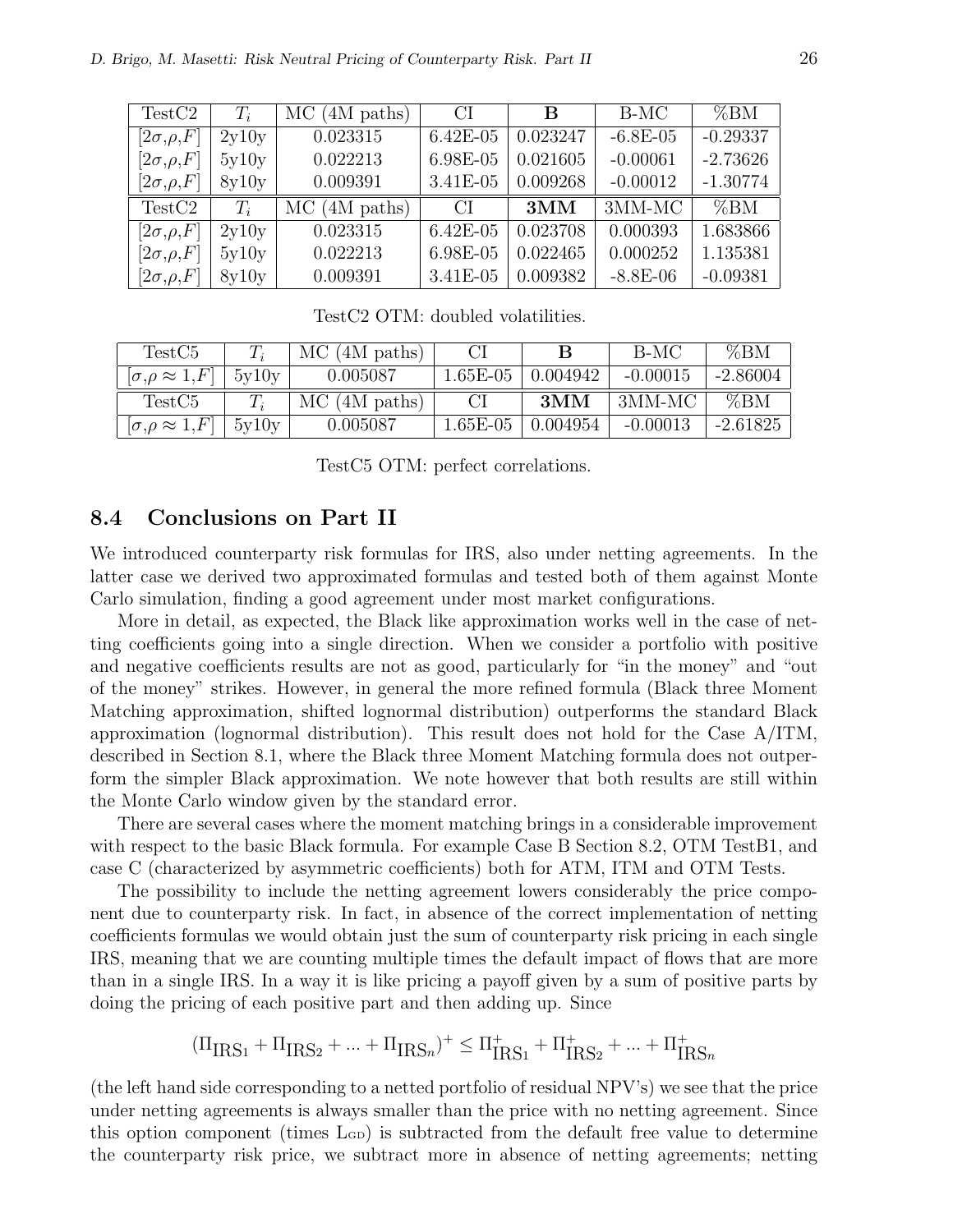| TestC2 | $T_i$ | MC (4M paths) | CI | **B** | B-MC | %BM |
|---|---|---|---|---|---|---|
| [$2\sigma$,$\rho$,$F$] | 2y10y | 0.023315 | 6.42E-05 | 0.023247 | -6.8E-05 | -0.29337 |
| [$2\sigma$,$\rho$,$F$] | 5y10y | 0.022213 | 6.98E-05 | 0.021605 | -0.00061 | -2.73626 |
| [$2\sigma$,$\rho$,$F$] | 8y10y | 0.009391 | 3.41E-05 | 0.009268 | -0.00012 | -1.30774 |
| TestC2 | $T_i$ | MC (4M paths) | CI | **3MM** | 3MM-MC | %BM |
| [$2\sigma$,$\rho$,$F$] | 2y10y | 0.023315 | 6.42E-05 | 0.023708 | 0.000393 | 1.683866 |
| [$2\sigma$,$\rho$,$F$] | 5y10y | 0.022213 | 6.98E-05 | 0.022465 | 0.000252 | 1.135381 |
| [$2\sigma$,$\rho$,$F$] | 8y10y | 0.009391 | 3.41E-05 | 0.009382 | -8.8E-06 | -0.09381 |

TestC2 OTM: doubled volatilities.

| TestC5 | $T_i$ | MC (4M paths) | CI | **B** | B-MC | %BM |
|---|---|---|---|---|---|---|
| [$\sigma$,$\rho \approx 1$,$F$] | 5y10y | 0.005087 | 1.65E-05 | 0.004942 | -0.00015 | -2.86004 |
| TestC5 | $T_i$ | MC (4M paths) | CI | **3MM** | 3MM-MC | %BM |
| [$\sigma$,$\rho \approx 1$,$F$] | 5y10y | 0.005087 | 1.65E-05 | 0.004954 | -0.00013 | -2.61825 |

TestC5 OTM: perfect correlations.

## 8.4 Conclusions on Part II

We introduced counterparty risk formulas for IRS, also under netting agreements. In the latter case we derived two approximated formulas and tested both of them against Monte Carlo simulation, finding a good agreement under most market configurations.

More in detail, as expected, the Black like approximation works well in the case of netting coefficients going into a single direction. When we consider a portfolio with positive and negative coefficients results are not as good, particularly for "in the money" and "out of the money" strikes. However, in general the more refined formula (Black three Moment Matching approximation, shifted lognormal distribution) outperforms the standard Black approximation (lognormal distribution). This result does not hold for the Case A/ITM, described in Section 8.1, where the Black three Moment Matching formula does not outperform the simpler Black approximation. We note however that both results are still within the Monte Carlo window given by the standard error.

There are several cases where the moment matching brings in a considerable improvement with respect to the basic Black formula. For example Case B Section 8.2, OTM TestB1, and case C (characterized by asymmetric coefficients) both for ATM, ITM and OTM Tests.

The possibility to include the netting agreement lowers considerably the price component due to counterparty risk. In fact, in absence of the correct implementation of netting coefficients formulas we would obtain just the sum of counterparty risk pricing in each single IRS, meaning that we are counting multiple times the default impact of flows that are more than in a single IRS. In a way it is like pricing a payoff given by a sum of positive parts by doing the pricing of each positive part and then adding up. Since

$$(\Pi_{\text{IRS}_1} + \Pi_{\text{IRS}_2} + ... + \Pi_{\text{IRS}_n})^+ \leq \Pi^+_{\text{IRS}_1} + \Pi^+_{\text{IRS}_2} + ... + \Pi^+_{\text{IRS}_n}$$

(the left hand side corresponding to a netted portfolio of residual NPV's) we see that the price under netting agreements is always smaller than the price with no netting agreement. Since this option component (times $\text{L}_{\text{GD}}$) is subtracted from the default free value to determine the counterparty risk price, we subtract more in absence of netting agreements; netting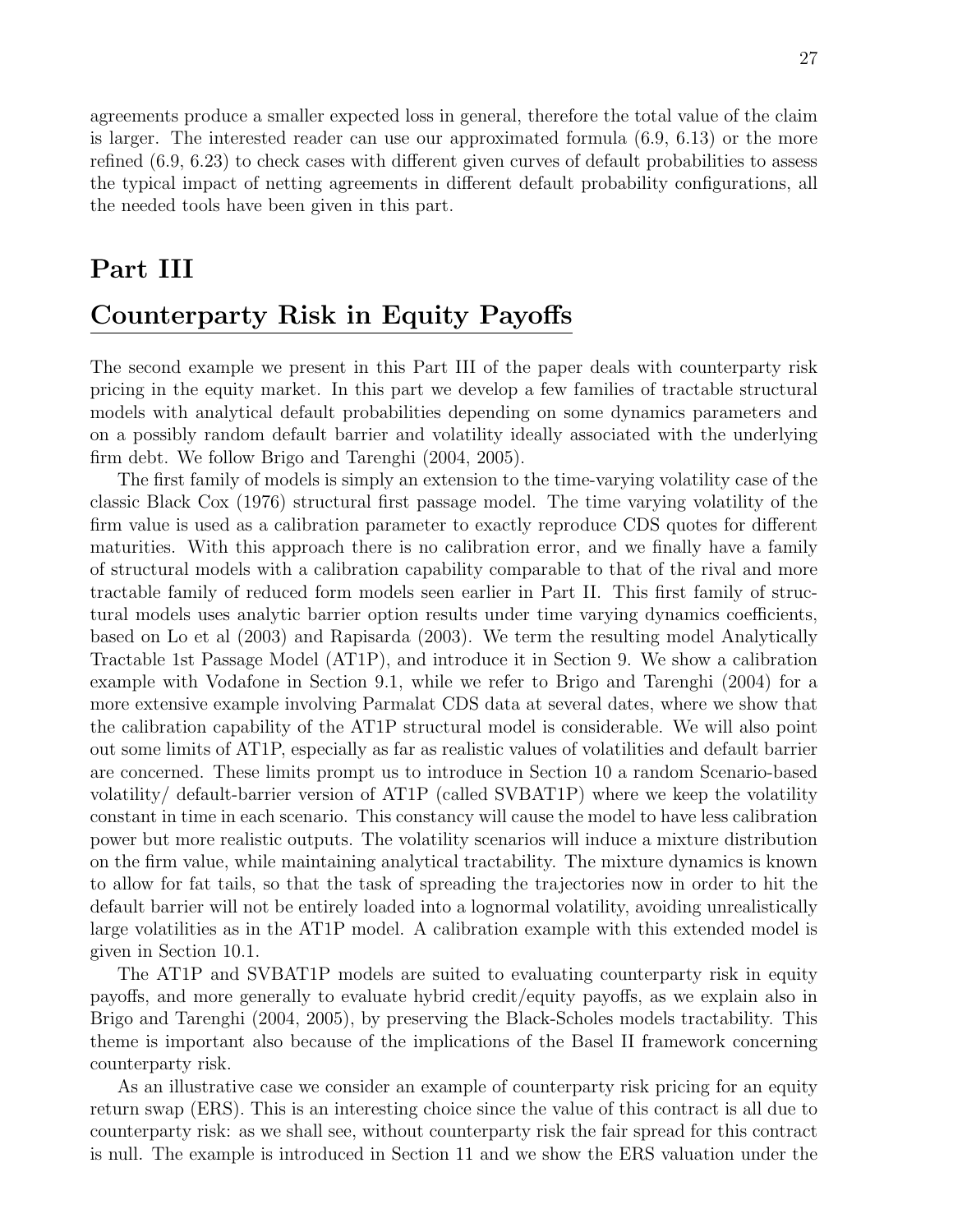agreements produce a smaller expected loss in general, therefore the total value of the claim is larger. The interested reader can use our approximated formula (6.9, 6.13) or the more refined (6.9, 6.23) to check cases with different given curves of default probabilities to assess the typical impact of netting agreements in different default probability configurations, all the needed tools have been given in this part.

# Part III

# Counterparty Risk in Equity Payoffs

The second example we present in this Part III of the paper deals with counterparty risk pricing in the equity market. In this part we develop a few families of tractable structural models with analytical default probabilities depending on some dynamics parameters and on a possibly random default barrier and volatility ideally associated with the underlying firm debt. We follow Brigo and Tarenghi (2004, 2005).

The first family of models is simply an extension to the time-varying volatility case of the classic Black Cox (1976) structural first passage model. The time varying volatility of the firm value is used as a calibration parameter to exactly reproduce CDS quotes for different maturities. With this approach there is no calibration error, and we finally have a family of structural models with a calibration capability comparable to that of the rival and more tractable family of reduced form models seen earlier in Part II. This first family of structural models uses analytic barrier option results under time varying dynamics coefficients, based on Lo et al (2003) and Rapisarda (2003). We term the resulting model Analytically Tractable 1st Passage Model (AT1P), and introduce it in Section 9. We show a calibration example with Vodafone in Section 9.1, while we refer to Brigo and Tarenghi (2004) for a more extensive example involving Parmalat CDS data at several dates, where we show that the calibration capability of the AT1P structural model is considerable. We will also point out some limits of AT1P, especially as far as realistic values of volatilities and default barrier are concerned. These limits prompt us to introduce in Section 10 a random Scenario-based volatility/ default-barrier version of AT1P (called SVBAT1P) where we keep the volatility constant in time in each scenario. This constancy will cause the model to have less calibration power but more realistic outputs. The volatility scenarios will induce a mixture distribution on the firm value, while maintaining analytical tractability. The mixture dynamics is known to allow for fat tails, so that the task of spreading the trajectories now in order to hit the default barrier will not be entirely loaded into a lognormal volatility, avoiding unrealistically large volatilities as in the AT1P model. A calibration example with this extended model is given in Section 10.1.

The AT1P and SVBAT1P models are suited to evaluating counterparty risk in equity payoffs, and more generally to evaluate hybrid credit/equity payoffs, as we explain also in Brigo and Tarenghi (2004, 2005), by preserving the Black-Scholes models tractability. This theme is important also because of the implications of the Basel II framework concerning counterparty risk.

As an illustrative case we consider an example of counterparty risk pricing for an equity return swap (ERS). This is an interesting choice since the value of this contract is all due to counterparty risk: as we shall see, without counterparty risk the fair spread for this contract is null. The example is introduced in Section 11 and we show the ERS valuation under the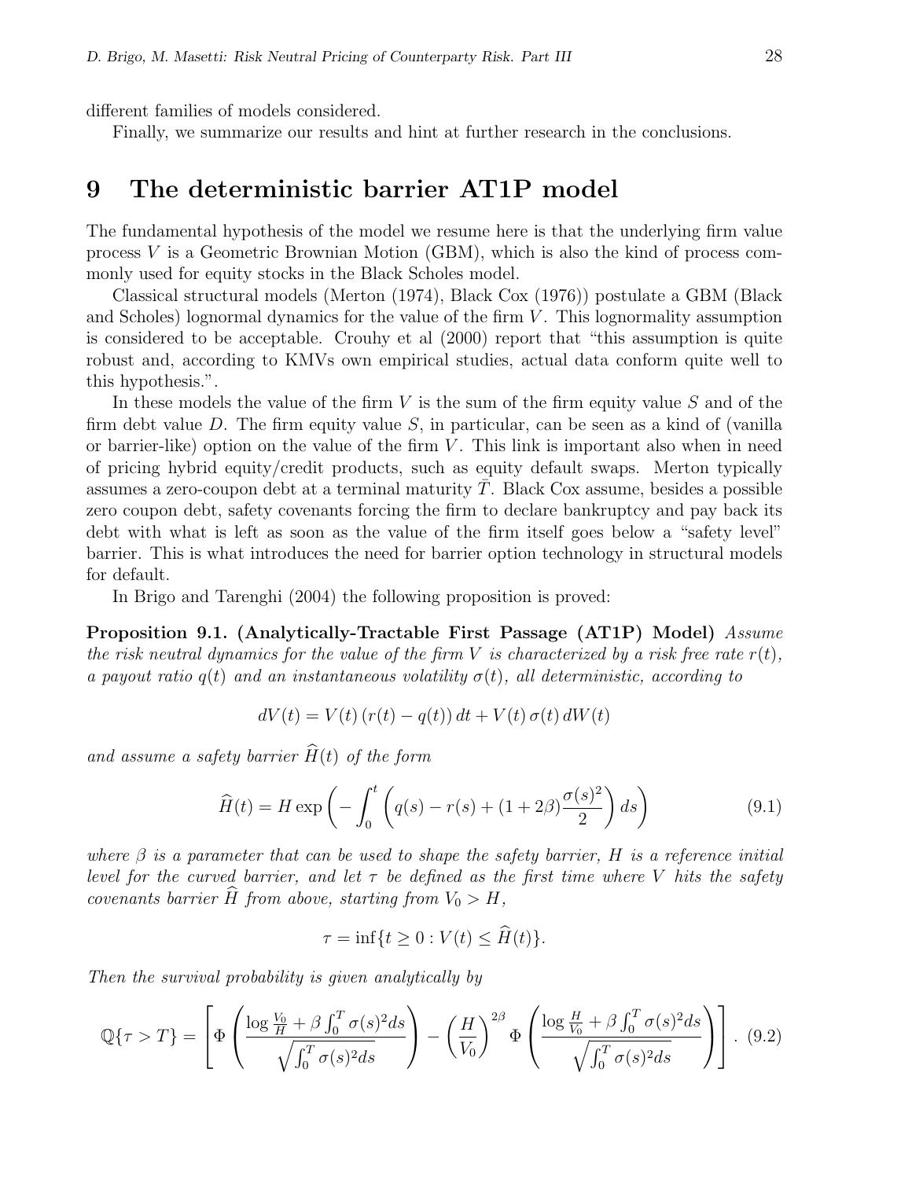different families of models considered.

Finally, we summarize our results and hint at further research in the conclusions.

# 9 The deterministic barrier AT1P model

The fundamental hypothesis of the model we resume here is that the underlying firm value process $V$ is a Geometric Brownian Motion (GBM), which is also the kind of process commonly used for equity stocks in the Black Scholes model.

Classical structural models (Merton (1974), Black Cox (1976)) postulate a GBM (Black and Scholes) lognormal dynamics for the value of the firm $V$. This lognormality assumption is considered to be acceptable. Crouhy et al (2000) report that "this assumption is quite robust and, according to KMVs own empirical studies, actual data conform quite well to this hypothesis.".

In these models the value of the firm $V$ is the sum of the firm equity value $S$ and of the firm debt value $D$. The firm equity value $S$, in particular, can be seen as a kind of (vanilla or barrier-like) option on the value of the firm $V$. This link is important also when in need of pricing hybrid equity/credit products, such as equity default swaps. Merton typically assumes a zero-coupon debt at a terminal maturity $\bar{T}$. Black Cox assume, besides a possible zero coupon debt, safety covenants forcing the firm to declare bankruptcy and pay back its debt with what is left as soon as the value of the firm itself goes below a "safety level" barrier. This is what introduces the need for barrier option technology in structural models for default.

In Brigo and Tarenghi (2004) the following proposition is proved:

**Proposition 9.1. (Analytically-Tractable First Passage (AT1P) Model)** *Assume the risk neutral dynamics for the value of the firm $V$ is characterized by a risk free rate $r(t)$, a payout ratio $q(t)$ and an instantaneous volatility $\sigma(t)$, all deterministic, according to*

$$dV(t) = V(t)\,(r(t) - q(t))\,dt + V(t)\,\sigma(t)\,dW(t)$$

*and assume a safety barrier $\widehat{H}(t)$ of the form*

$$\widehat{H}(t) = H \exp\left(-\int_0^t \left(q(s) - r(s) + (1+2\beta)\frac{\sigma(s)^2}{2}\right) ds\right) \tag{9.1}$$

*where $\beta$ is a parameter that can be used to shape the safety barrier, $H$ is a reference initial level for the curved barrier, and let $\tau$ be defined as the first time where $V$ hits the safety covenants barrier $\widehat{H}$ from above, starting from $V_0 > H$,*

$$\tau = \inf\{t \geq 0 : V(t) \leq \widehat{H}(t)\}.$$

*Then the survival probability is given analytically by*

$$\mathbb{Q}\{\tau > T\} = \left[\Phi\left(\frac{\log\frac{V_0}{H} + \beta\int_0^T \sigma(s)^2 ds}{\sqrt{\int_0^T \sigma(s)^2 ds}}\right) - \left(\frac{H}{V_0}\right)^{2\beta} \Phi\left(\frac{\log\frac{H}{V_0} + \beta\int_0^T \sigma(s)^2 ds}{\sqrt{\int_0^T \sigma(s)^2 ds}}\right)\right]. \tag{9.2}$$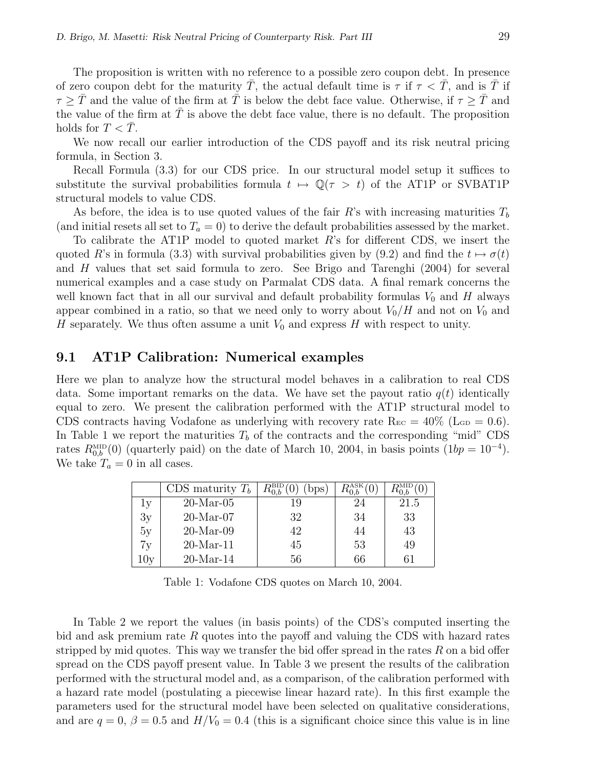The proposition is written with no reference to a possible zero coupon debt. In presence of zero coupon debt for the maturity $\bar{T}$, the actual default time is $\tau$ if $\tau < \bar{T}$, and is $\bar{T}$ if $\tau \geq \bar{T}$ and the value of the firm at $\bar{T}$ is below the debt face value. Otherwise, if $\tau \geq \bar{T}$ and the value of the firm at $\bar{T}$ is above the debt face value, there is no default. The proposition holds for $T < \bar{T}$.

We now recall our earlier introduction of the CDS payoff and its risk neutral pricing formula, in Section 3.

Recall Formula (3.3) for our CDS price. In our structural model setup it suffices to substitute the survival probabilities formula $t \mapsto \mathbb{Q}(\tau > t)$ of the AT1P or SVBAT1P structural models to value CDS.

As before, the idea is to use quoted values of the fair $R$'s with increasing maturities $T_b$ (and initial resets all set to $T_a = 0$) to derive the default probabilities assessed by the market.

To calibrate the AT1P model to quoted market $R$'s for different CDS, we insert the quoted $R$'s in formula (3.3) with survival probabilities given by (9.2) and find the $t \mapsto \sigma(t)$ and $H$ values that set said formula to zero. See Brigo and Tarenghi (2004) for several numerical examples and a case study on Parmalat CDS data. A final remark concerns the well known fact that in all our survival and default probability formulas $V_0$ and $H$ always appear combined in a ratio, so that we need only to worry about $V_0/H$ and not on $V_0$ and $H$ separately. We thus often assume a unit $V_0$ and express $H$ with respect to unity.

## 9.1 AT1P Calibration: Numerical examples

Here we plan to analyze how the structural model behaves in a calibration to real CDS data. Some important remarks on the data. We have set the payout ratio $q(t)$ identically equal to zero. We present the calibration performed with the AT1P structural model to CDS contracts having Vodafone as underlying with recovery rate $\mathrm{R_{EC}} = 40\%$ ($\mathrm{L_{GD}} = 0.6$). In Table 1 we report the maturities $T_b$ of the contracts and the corresponding "mid" CDS rates $R^{\text{MID}}_{0,b}(0)$ (quarterly paid) on the date of March 10, 2004, in basis points ($1bp = 10^{-4}$). We take $T_a = 0$ in all cases.

| | CDS maturity $T_b$ | $R^{\text{BID}}_{0,b}(0)$ (bps) | $R^{\text{ASK}}_{0,b}(0)$ | $R^{\text{MID}}_{0,b}(0)$ |
|---|---|---|---|---|
| 1y | 20-Mar-05 | 19 | 24 | 21.5 |
| 3y | 20-Mar-07 | 32 | 34 | 33 |
| 5y | 20-Mar-09 | 42 | 44 | 43 |
| 7y | 20-Mar-11 | 45 | 53 | 49 |
| 10y | 20-Mar-14 | 56 | 66 | 61 |

Table 1: Vodafone CDS quotes on March 10, 2004.

In Table 2 we report the values (in basis points) of the CDS's computed inserting the bid and ask premium rate $R$ quotes into the payoff and valuing the CDS with hazard rates stripped by mid quotes. This way we transfer the bid offer spread in the rates $R$ on a bid offer spread on the CDS payoff present value. In Table 3 we present the results of the calibration performed with the structural model and, as a comparison, of the calibration performed with a hazard rate model (postulating a piecewise linear hazard rate). In this first example the parameters used for the structural model have been selected on qualitative considerations, and are $q = 0$, $\beta = 0.5$ and $H/V_0 = 0.4$ (this is a significant choice since this value is in line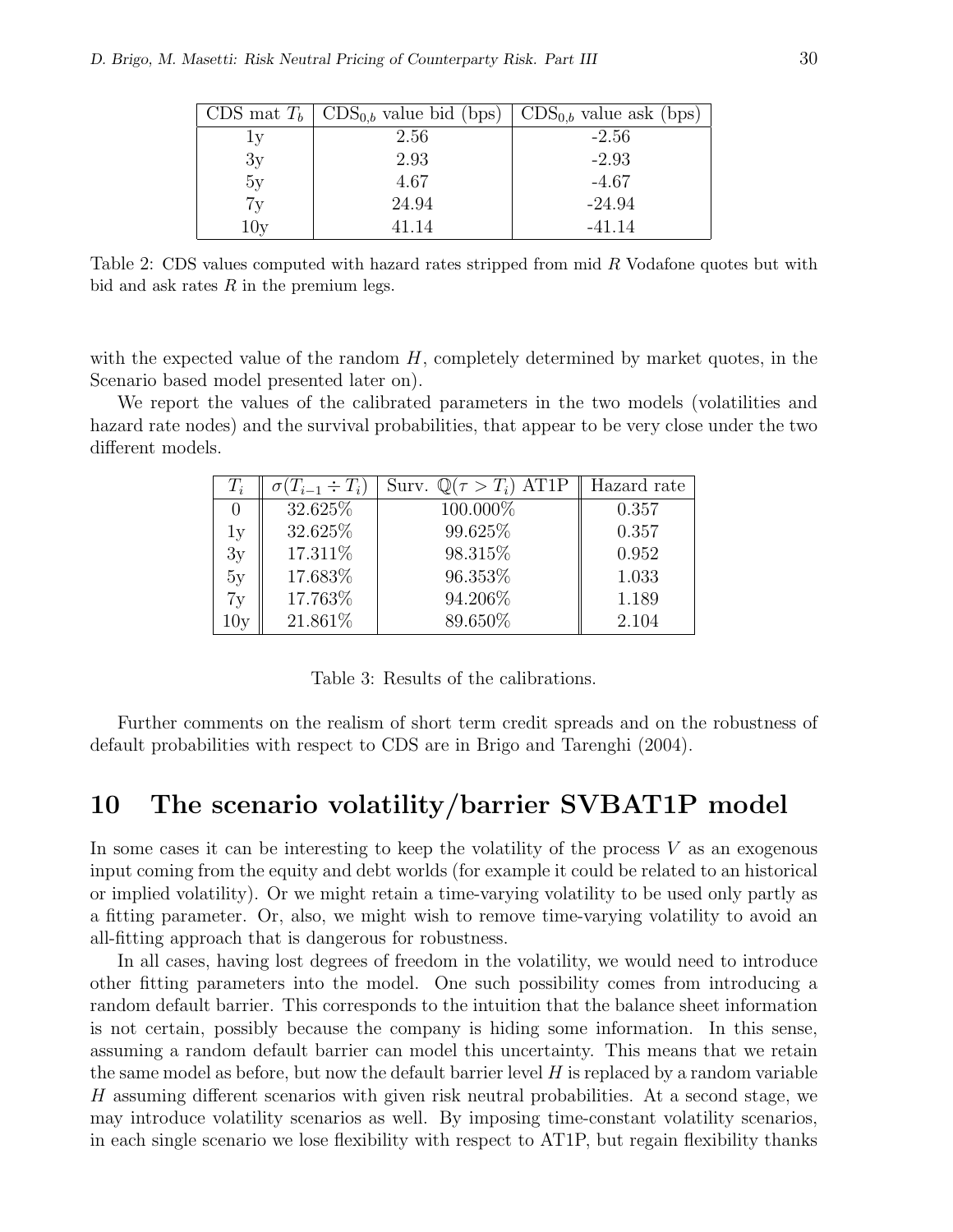| CDS mat $T_b$ | $\mathrm{CDS}_{0,b}$ value bid (bps) | $\mathrm{CDS}_{0,b}$ value ask (bps) |
|---|---|---|
| 1y | 2.56 | -2.56 |
| 3y | 2.93 | -2.93 |
| 5y | 4.67 | -4.67 |
| 7y | 24.94 | -24.94 |
| 10y | 41.14 | -41.14 |

Table 2: CDS values computed with hazard rates stripped from mid $R$ Vodafone quotes but with bid and ask rates $R$ in the premium legs.

with the expected value of the random $H$, completely determined by market quotes, in the Scenario based model presented later on).

We report the values of the calibrated parameters in the two models (volatilities and hazard rate nodes) and the survival probabilities, that appear to be very close under the two different models.

| $T_i$ | $\sigma(T_{i-1} \div T_i)$ | Surv. $\mathbb{Q}(\tau > T_i)$ AT1P | Hazard rate |
|---|---|---|---|
| 0 | 32.625% | 100.000% | 0.357 |
| 1y | 32.625% | 99.625% | 0.357 |
| 3y | 17.311% | 98.315% | 0.952 |
| 5y | 17.683% | 96.353% | 1.033 |
| 7y | 17.763% | 94.206% | 1.189 |
| 10y | 21.861% | 89.650% | 2.104 |

Table 3: Results of the calibrations.

Further comments on the realism of short term credit spreads and on the robustness of default probabilities with respect to CDS are in Brigo and Tarenghi (2004).

# 10 The scenario volatility/barrier SVBAT1P model

In some cases it can be interesting to keep the volatility of the process $V$ as an exogenous input coming from the equity and debt worlds (for example it could be related to an historical or implied volatility). Or we might retain a time-varying volatility to be used only partly as a fitting parameter. Or, also, we might wish to remove time-varying volatility to avoid an all-fitting approach that is dangerous for robustness.

In all cases, having lost degrees of freedom in the volatility, we would need to introduce other fitting parameters into the model. One such possibility comes from introducing a random default barrier. This corresponds to the intuition that the balance sheet information is not certain, possibly because the company is hiding some information. In this sense, assuming a random default barrier can model this uncertainty. This means that we retain the same model as before, but now the default barrier level $H$ is replaced by a random variable $H$ assuming different scenarios with given risk neutral probabilities. At a second stage, we may introduce volatility scenarios as well. By imposing time-constant volatility scenarios, in each single scenario we lose flexibility with respect to AT1P, but regain flexibility thanks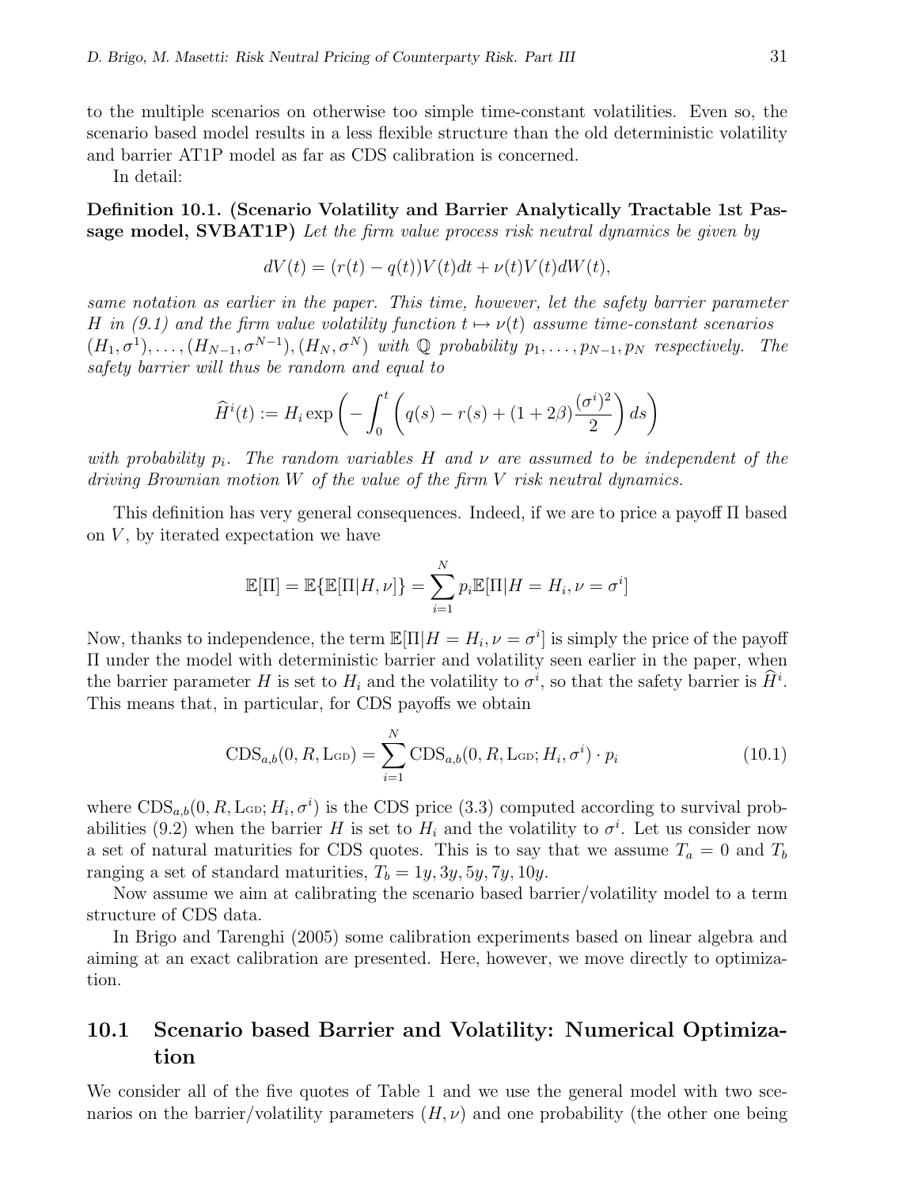to the multiple scenarios on otherwise too simple time-constant volatilities. Even so, the scenario based model results in a less flexible structure than the old deterministic volatility and barrier AT1P model as far as CDS calibration is concerned.

In detail:

**Definition 10.1. (Scenario Volatility and Barrier Analytically Tractable 1st Passage model, SVBAT1P)** *Let the firm value process risk neutral dynamics be given by*

$$dV(t) = (r(t) - q(t))V(t)dt + \nu(t)V(t)dW(t),$$

*same notation as earlier in the paper. This time, however, let the safety barrier parameter $H$ in (9.1) and the firm value volatility function $t \mapsto \nu(t)$ assume time-constant scenarios $(H_1, \sigma^1), \ldots, (H_{N-1}, \sigma^{N-1}), (H_N, \sigma^N)$ with $\mathbb{Q}$ probability $p_1, \ldots, p_{N-1}, p_N$ respectively. The safety barrier will thus be random and equal to*

$$\widehat{H}^i(t) := H_i \exp\left(-\int_0^t \left(q(s) - r(s) + (1 + 2\beta)\frac{(\sigma^i)^2}{2}\right) ds\right)$$

*with probability $p_i$. The random variables $H$ and $\nu$ are assumed to be independent of the driving Brownian motion $W$ of the value of the firm $V$ risk neutral dynamics.*

This definition has very general consequences. Indeed, if we are to price a payoff $\Pi$ based on $V$, by iterated expectation we have

$$\mathbb{E}[\Pi] = \mathbb{E}\{\mathbb{E}[\Pi|H, \nu]\} = \sum_{i=1}^{N} p_i \mathbb{E}[\Pi|H = H_i, \nu = \sigma^i]$$

Now, thanks to independence, the term $\mathbb{E}[\Pi|H = H_i, \nu = \sigma^i]$ is simply the price of the payoff $\Pi$ under the model with deterministic barrier and volatility seen earlier in the paper, when the barrier parameter $H$ is set to $H_i$ and the volatility to $\sigma^i$, so that the safety barrier is $\widehat{H}^i$. This means that, in particular, for CDS payoffs we obtain

$$\mathrm{CDS}_{a,b}(0, R, \mathrm{L_{GD}}) = \sum_{i=1}^{N} \mathrm{CDS}_{a,b}(0, R, \mathrm{L_{GD}}; H_i, \sigma^i) \cdot p_i \tag{10.1}$$

where $\mathrm{CDS}_{a,b}(0, R, \mathrm{L_{GD}}; H_i, \sigma^i)$ is the CDS price (3.3) computed according to survival probabilities (9.2) when the barrier $H$ is set to $H_i$ and the volatility to $\sigma^i$. Let us consider now a set of natural maturities for CDS quotes. This is to say that we assume $T_a = 0$ and $T_b$ ranging a set of standard maturities, $T_b = 1y, 3y, 5y, 7y, 10y$.

Now assume we aim at calibrating the scenario based barrier/volatility model to a term structure of CDS data.

In Brigo and Tarenghi (2005) some calibration experiments based on linear algebra and aiming at an exact calibration are presented. Here, however, we move directly to optimization.

## 10.1 Scenario based Barrier and Volatility: Numerical Optimization

We consider all of the five quotes of Table 1 and we use the general model with two scenarios on the barrier/volatility parameters $(H, \nu)$ and one probability (the other one being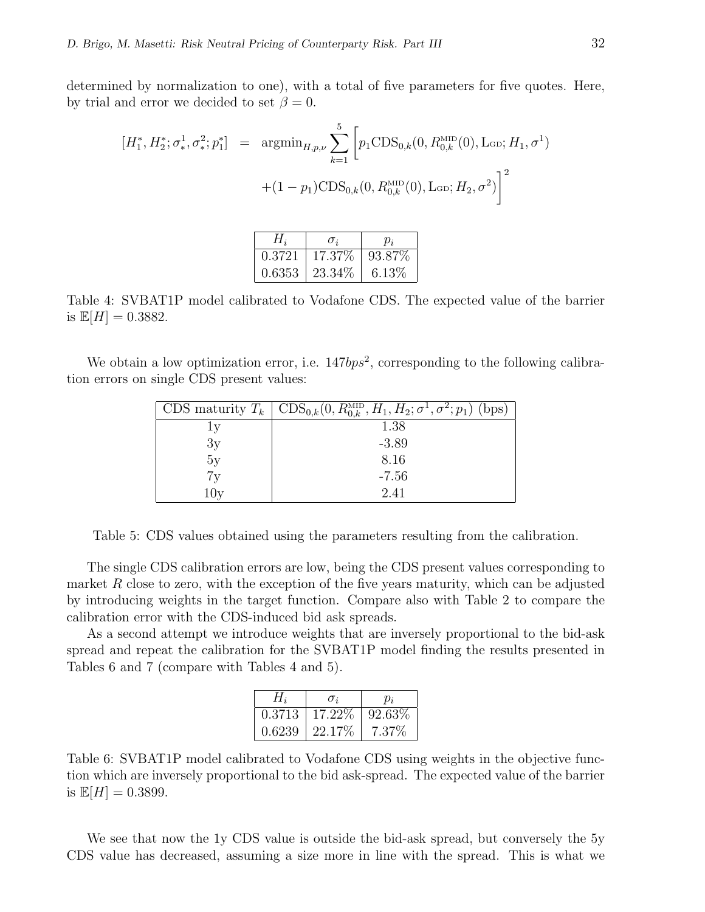determined by normalization to one), with a total of five parameters for five quotes. Here, by trial and error we decided to set $\beta = 0$.

$$
\begin{aligned}
[H_1^*, H_2^*; \sigma_*^1, \sigma_*^2; p_1^*] \;=\; & \text{argmin}_{H,p,\nu} \sum_{k=1}^{5} \Big[ p_1 \text{CDS}_{0,k}(0, R_{0,k}^{\text{MID}}(0), \text{L}_{\text{GD}}; H_1, \sigma^1) \\
& + (1-p_1)\text{CDS}_{0,k}(0, R_{0,k}^{\text{MID}}(0), \text{L}_{\text{GD}}; H_2, \sigma^2) \Big]^2
\end{aligned}
$$

| $H_i$ | $\sigma_i$ | $p_i$ |
|---|---|---|
| 0.3721 | 17.37% | 93.87% |
| 0.6353 | 23.34% | 6.13% |

Table 4: SVBAT1P model calibrated to Vodafone CDS. The expected value of the barrier is $\mathbb{E}[H] = 0.3882$.

We obtain a low optimization error, i.e. $147bps^2$, corresponding to the following calibration errors on single CDS present values:

| CDS maturity $T_k$ | $\text{CDS}_{0,k}(0, R_{0,k}^{\text{MID}}, H_1, H_2; \sigma^1, \sigma^2; p_1)$ (bps) |
|---|---|
| 1y | 1.38 |
| 3y | -3.89 |
| 5y | 8.16 |
| 7y | -7.56 |
| 10y | 2.41 |

Table 5: CDS values obtained using the parameters resulting from the calibration.

The single CDS calibration errors are low, being the CDS present values corresponding to market $R$ close to zero, with the exception of the five years maturity, which can be adjusted by introducing weights in the target function. Compare also with Table 2 to compare the calibration error with the CDS-induced bid ask spreads.

As a second attempt we introduce weights that are inversely proportional to the bid-ask spread and repeat the calibration for the SVBAT1P model finding the results presented in Tables 6 and 7 (compare with Tables 4 and 5).

| $H_i$ | $\sigma_i$ | $p_i$ |
|---|---|---|
| 0.3713 | 17.22% | 92.63% |
| 0.6239 | 22.17% | 7.37% |

Table 6: SVBAT1P model calibrated to Vodafone CDS using weights in the objective function which are inversely proportional to the bid ask-spread. The expected value of the barrier is $\mathbb{E}[H] = 0.3899$.

We see that now the 1y CDS value is outside the bid-ask spread, but conversely the 5y CDS value has decreased, assuming a size more in line with the spread. This is what we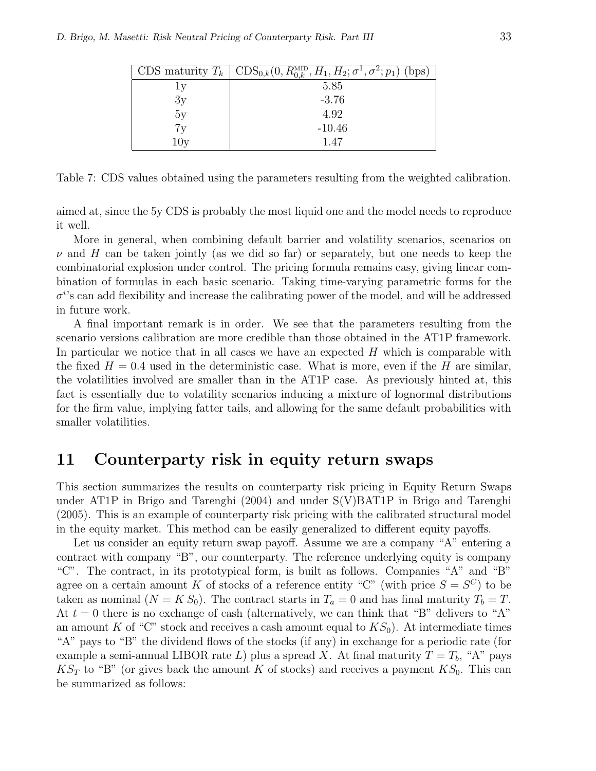| CDS maturity $T_k$ | $\text{CDS}_{0,k}(0, R^{\text{MID}}_{0,k}, H_1, H_2; \sigma^1, \sigma^2; p_1)$ (bps) |
|---|---|
| 1y | 5.85 |
| 3y | -3.76 |
| 5y | 4.92 |
| 7y | -10.46 |
| 10y | 1.47 |

Table 7: CDS values obtained using the parameters resulting from the weighted calibration.

aimed at, since the 5y CDS is probably the most liquid one and the model needs to reproduce it well.

More in general, when combining default barrier and volatility scenarios, scenarios on $\nu$ and $H$ can be taken jointly (as we did so far) or separately, but one needs to keep the combinatorial explosion under control. The pricing formula remains easy, giving linear combination of formulas in each basic scenario. Taking time-varying parametric forms for the $\sigma^i$'s can add flexibility and increase the calibrating power of the model, and will be addressed in future work.

A final important remark is in order. We see that the parameters resulting from the scenario versions calibration are more credible than those obtained in the AT1P framework. In particular we notice that in all cases we have an expected $H$ which is comparable with the fixed $H = 0.4$ used in the deterministic case. What is more, even if the $H$ are similar, the volatilities involved are smaller than in the AT1P case. As previously hinted at, this fact is essentially due to volatility scenarios inducing a mixture of lognormal distributions for the firm value, implying fatter tails, and allowing for the same default probabilities with smaller volatilities.

# 11 Counterparty risk in equity return swaps

This section summarizes the results on counterparty risk pricing in Equity Return Swaps under AT1P in Brigo and Tarenghi (2004) and under S(V)BAT1P in Brigo and Tarenghi (2005). This is an example of counterparty risk pricing with the calibrated structural model in the equity market. This method can be easily generalized to different equity payoffs.

Let us consider an equity return swap payoff. Assume we are a company "A" entering a contract with company "B", our counterparty. The reference underlying equity is company "C". The contract, in its prototypical form, is built as follows. Companies "A" and "B" agree on a certain amount $K$ of stocks of a reference entity "C" (with price $S = S^C$) to be taken as nominal ($N = K\,S_0$). The contract starts in $T_a = 0$ and has final maturity $T_b = T$. At $t = 0$ there is no exchange of cash (alternatively, we can think that "B" delivers to "A" an amount $K$ of "C" stock and receives a cash amount equal to $KS_0$). At intermediate times "A" pays to "B" the dividend flows of the stocks (if any) in exchange for a periodic rate (for example a semi-annual LIBOR rate $L$) plus a spread $X$. At final maturity $T = T_b$, "A" pays $KS_T$ to "B" (or gives back the amount $K$ of stocks) and receives a payment $KS_0$. This can be summarized as follows: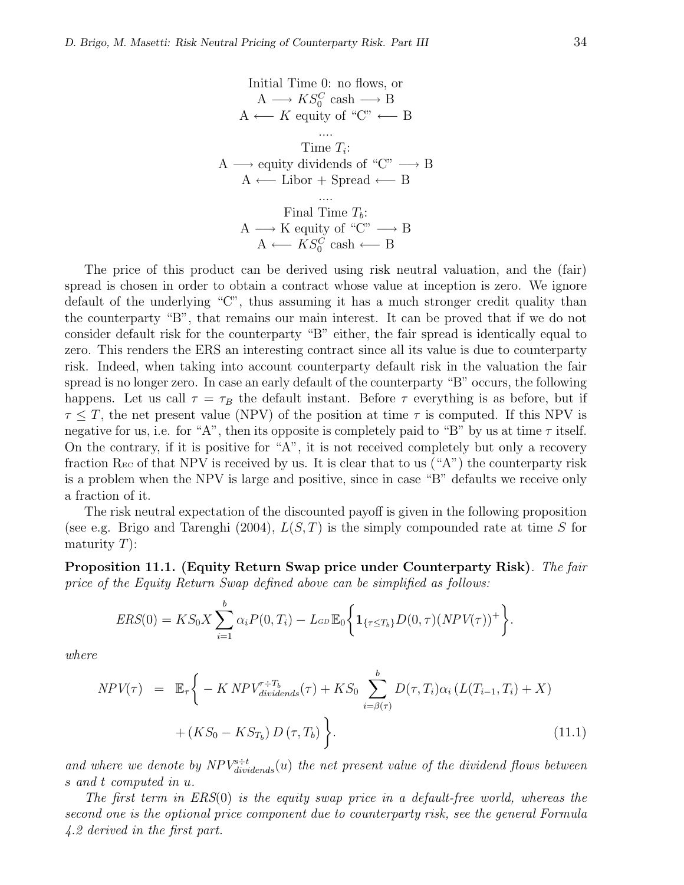Initial Time 0: no flows, or

A $\longrightarrow$ $KS_0^C$ cash $\longrightarrow$ B

A $\longleftarrow$ $K$ equity of "C" $\longleftarrow$ B

....

Time $T_i$:

A $\longrightarrow$ equity dividends of "C" $\longrightarrow$ B

A $\longleftarrow$ Libor + Spread $\longleftarrow$ B

....

Final Time $T_b$:

A $\longrightarrow$ K equity of "C" $\longrightarrow$ B

A $\longleftarrow$ $KS_0^C$ cash $\longleftarrow$ B

The price of this product can be derived using risk neutral valuation, and the (fair) spread is chosen in order to obtain a contract whose value at inception is zero. We ignore default of the underlying "C", thus assuming it has a much stronger credit quality than the counterparty "B", that remains our main interest. It can be proved that if we do not consider default risk for the counterparty "B" either, the fair spread is identically equal to zero. This renders the ERS an interesting contract since all its value is due to counterparty risk. Indeed, when taking into account counterparty default risk in the valuation the fair spread is no longer zero. In case an early default of the counterparty "B" occurs, the following happens. Let us call $\tau = \tau_B$ the default instant. Before $\tau$ everything is as before, but if $\tau \le T$, the net present value (NPV) of the position at time $\tau$ is computed. If this NPV is negative for us, i.e. for "A", then its opposite is completely paid to "B" by us at time $\tau$ itself. On the contrary, if it is positive for "A", it is not received completely but only a recovery fraction $\mathrm{R}_{\mathrm{EC}}$ of that NPV is received by us. It is clear that to us ("A") the counterparty risk is a problem when the NPV is large and positive, since in case "B" defaults we receive only a fraction of it.

The risk neutral expectation of the discounted payoff is given in the following proposition (see e.g. Brigo and Tarenghi (2004), $L(S,T)$ is the simply compounded rate at time $S$ for maturity $T$):

**Proposition 11.1. (Equity Return Swap price under Counterparty Risk)**. *The fair price of the Equity Return Swap defined above can be simplified as follows:*

$$ERS(0) = KS_0 X \sum_{i=1}^{b} \alpha_i P(0,T_i) - L_{GD}\,\mathbb{E}_0\Big\{ \mathbf{1}_{\{\tau \le T_b\}} D(0,\tau) (NPV(\tau))^+ \Big\}.$$

*where*

$$\begin{aligned} NPV(\tau) \;\; = \;\; & \mathbb{E}_\tau \Big\{ -K\, NPV_{dividends}^{\tau \div T_b}(\tau) + KS_0 \sum_{i=\beta(\tau)}^{b} D(\tau,T_i)\alpha_i \left(L(T_{i-1},T_i) + X\right) \\ & + \left(KS_0 - KS_{T_b}\right) D\left(\tau, T_b\right) \Big\}. \end{aligned} \tag{11.1}$$

*and where we denote by $NPV_{dividends}^{s \div t}(u)$ the net present value of the dividend flows between $s$ and $t$ computed in $u$.*

*The first term in $ERS(0)$ is the equity swap price in a default-free world, whereas the second one is the optional price component due to counterparty risk, see the general Formula 4.2 derived in the first part.*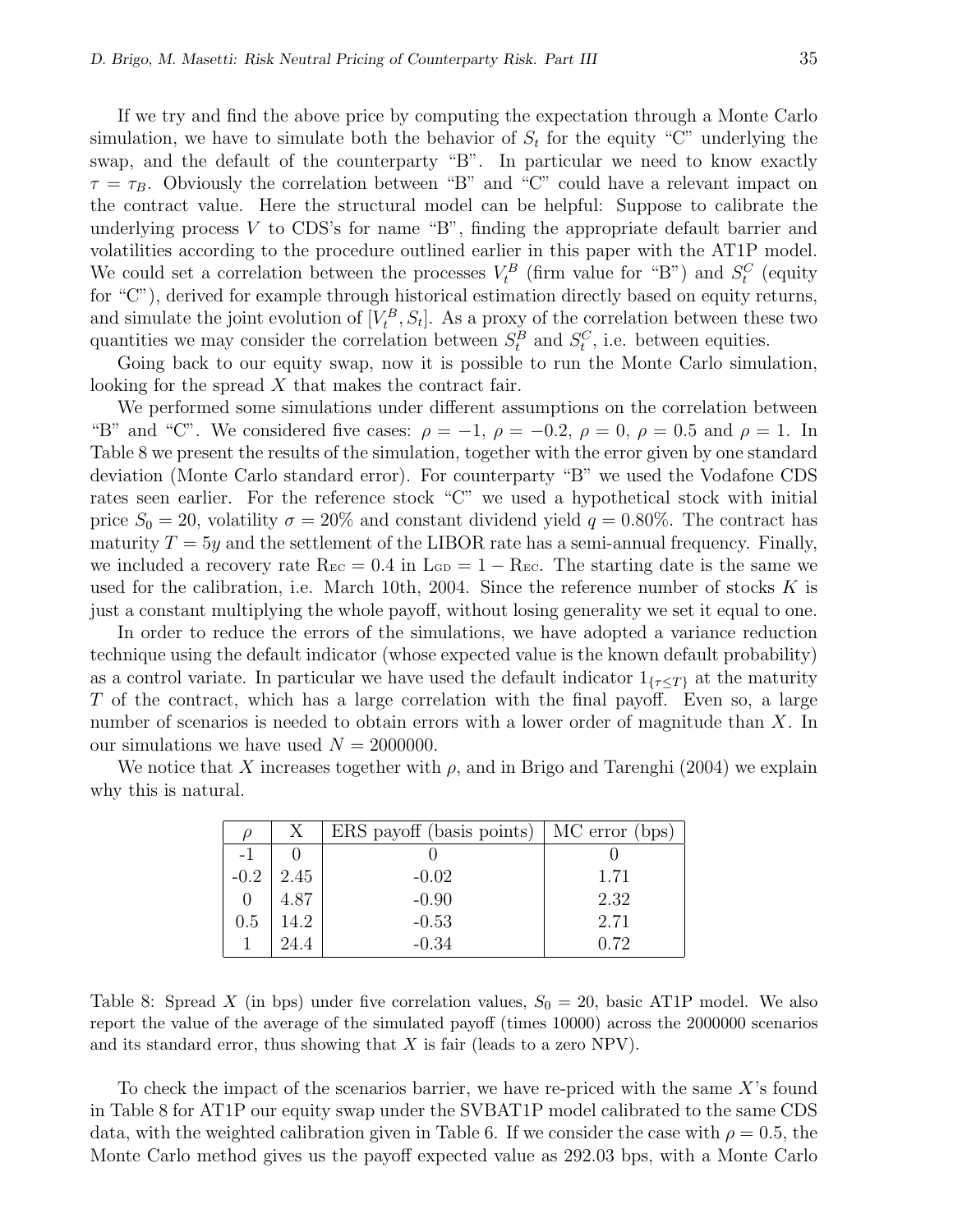If we try and find the above price by computing the expectation through a Monte Carlo simulation, we have to simulate both the behavior of $S_t$ for the equity "C" underlying the swap, and the default of the counterparty "B". In particular we need to know exactly $\tau = \tau_B$. Obviously the correlation between "B" and "C" could have a relevant impact on the contract value. Here the structural model can be helpful: Suppose to calibrate the underlying process $V$ to CDS's for name "B", finding the appropriate default barrier and volatilities according to the procedure outlined earlier in this paper with the AT1P model. We could set a correlation between the processes $V_t^B$ (firm value for "B") and $S_t^C$ (equity for "C"), derived for example through historical estimation directly based on equity returns, and simulate the joint evolution of $[V_t^B, S_t]$. As a proxy of the correlation between these two quantities we may consider the correlation between $S_t^B$ and $S_t^C$, i.e. between equities.

Going back to our equity swap, now it is possible to run the Monte Carlo simulation, looking for the spread $X$ that makes the contract fair.

We performed some simulations under different assumptions on the correlation between "B" and "C". We considered five cases: $\rho = -1$, $\rho = -0.2$, $\rho = 0$, $\rho = 0.5$ and $\rho = 1$. In Table 8 we present the results of the simulation, together with the error given by one standard deviation (Monte Carlo standard error). For counterparty "B" we used the Vodafone CDS rates seen earlier. For the reference stock "C" we used a hypothetical stock with initial price $S_0 = 20$, volatility $\sigma = 20\%$ and constant dividend yield $q = 0.80\%$. The contract has maturity $T = 5y$ and the settlement of the LIBOR rate has a semi-annual frequency. Finally, we included a recovery rate $\text{R}_{\text{EC}} = 0.4$ in $\text{L}_{\text{GD}} = 1 - \text{R}_{\text{EC}}$. The starting date is the same we used for the calibration, i.e. March 10th, 2004. Since the reference number of stocks $K$ is just a constant multiplying the whole payoff, without losing generality we set it equal to one.

In order to reduce the errors of the simulations, we have adopted a variance reduction technique using the default indicator (whose expected value is the known default probability) as a control variate. In particular we have used the default indicator $1_{\{\tau \le T\}}$ at the maturity $T$ of the contract, which has a large correlation with the final payoff. Even so, a large number of scenarios is needed to obtain errors with a lower order of magnitude than $X$. In our simulations we have used $N = 2000000$.

We notice that $X$ increases together with $\rho$, and in Brigo and Tarenghi (2004) we explain why this is natural.

| $\rho$ | X | ERS payoff (basis points) | MC error (bps) |
|---|---|---|---|
| -1 | 0 | 0 | 0 |
| -0.2 | 2.45 | -0.02 | 1.71 |
| 0 | 4.87 | -0.90 | 2.32 |
| 0.5 | 14.2 | -0.53 | 2.71 |
| 1 | 24.4 | -0.34 | 0.72 |

Table 8: Spread $X$ (in bps) under five correlation values, $S_0 = 20$, basic AT1P model. We also report the value of the average of the simulated payoff (times 10000) across the 2000000 scenarios and its standard error, thus showing that $X$ is fair (leads to a zero NPV).

To check the impact of the scenarios barrier, we have re-priced with the same $X$'s found in Table 8 for AT1P our equity swap under the SVBAT1P model calibrated to the same CDS data, with the weighted calibration given in Table 6. If we consider the case with $\rho = 0.5$, the Monte Carlo method gives us the payoff expected value as 292.03 bps, with a Monte Carlo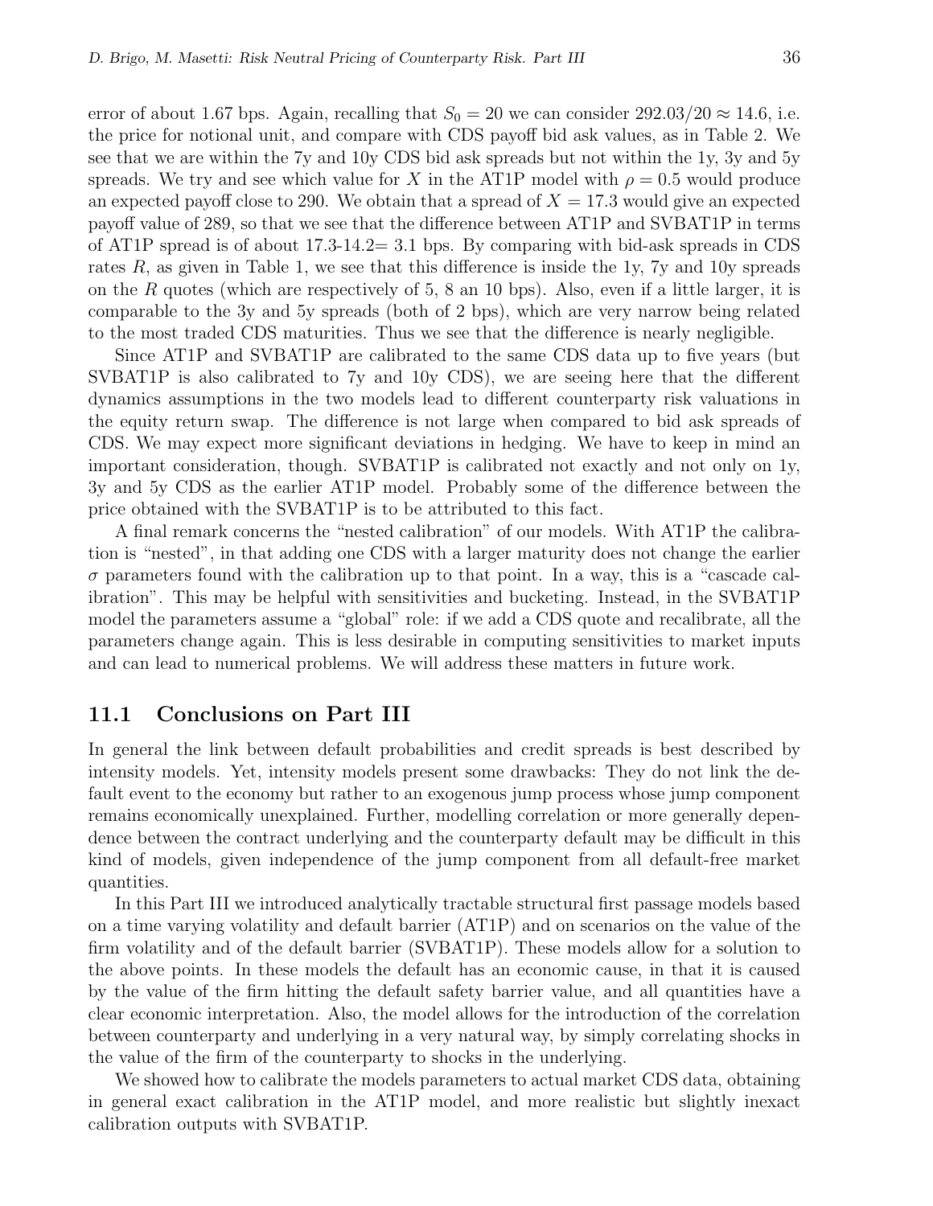error of about 1.67 bps. Again, recalling that $S_0 = 20$ we can consider $292.03/20 \approx 14.6$, i.e. the price for notional unit, and compare with CDS payoff bid ask values, as in Table 2. We see that we are within the 7y and 10y CDS bid ask spreads but not within the 1y, 3y and 5y spreads. We try and see which value for $X$ in the AT1P model with $\rho = 0.5$ would produce an expected payoff close to 290. We obtain that a spread of $X = 17.3$ would give an expected payoff value of 289, so that we see that the difference between AT1P and SVBAT1P in terms of AT1P spread is of about 17.3-14.2= 3.1 bps. By comparing with bid-ask spreads in CDS rates $R$, as given in Table 1, we see that this difference is inside the 1y, 7y and 10y spreads on the $R$ quotes (which are respectively of 5, 8 an 10 bps). Also, even if a little larger, it is comparable to the 3y and 5y spreads (both of 2 bps), which are very narrow being related to the most traded CDS maturities. Thus we see that the difference is nearly negligible.

Since AT1P and SVBAT1P are calibrated to the same CDS data up to five years (but SVBAT1P is also calibrated to 7y and 10y CDS), we are seeing here that the different dynamics assumptions in the two models lead to different counterparty risk valuations in the equity return swap. The difference is not large when compared to bid ask spreads of CDS. We may expect more significant deviations in hedging. We have to keep in mind an important consideration, though. SVBAT1P is calibrated not exactly and not only on 1y, 3y and 5y CDS as the earlier AT1P model. Probably some of the difference between the price obtained with the SVBAT1P is to be attributed to this fact.

A final remark concerns the "nested calibration" of our models. With AT1P the calibration is "nested", in that adding one CDS with a larger maturity does not change the earlier $\sigma$ parameters found with the calibration up to that point. In a way, this is a "cascade calibration". This may be helpful with sensitivities and bucketing. Instead, in the SVBAT1P model the parameters assume a "global" role: if we add a CDS quote and recalibrate, all the parameters change again. This is less desirable in computing sensitivities to market inputs and can lead to numerical problems. We will address these matters in future work.

## 11.1 Conclusions on Part III

In general the link between default probabilities and credit spreads is best described by intensity models. Yet, intensity models present some drawbacks: They do not link the default event to the economy but rather to an exogenous jump process whose jump component remains economically unexplained. Further, modelling correlation or more generally dependence between the contract underlying and the counterparty default may be difficult in this kind of models, given independence of the jump component from all default-free market quantities.

In this Part III we introduced analytically tractable structural first passage models based on a time varying volatility and default barrier (AT1P) and on scenarios on the value of the firm volatility and of the default barrier (SVBAT1P). These models allow for a solution to the above points. In these models the default has an economic cause, in that it is caused by the value of the firm hitting the default safety barrier value, and all quantities have a clear economic interpretation. Also, the model allows for the introduction of the correlation between counterparty and underlying in a very natural way, by simply correlating shocks in the value of the firm of the counterparty to shocks in the underlying.

We showed how to calibrate the models parameters to actual market CDS data, obtaining in general exact calibration in the AT1P model, and more realistic but slightly inexact calibration outputs with SVBAT1P.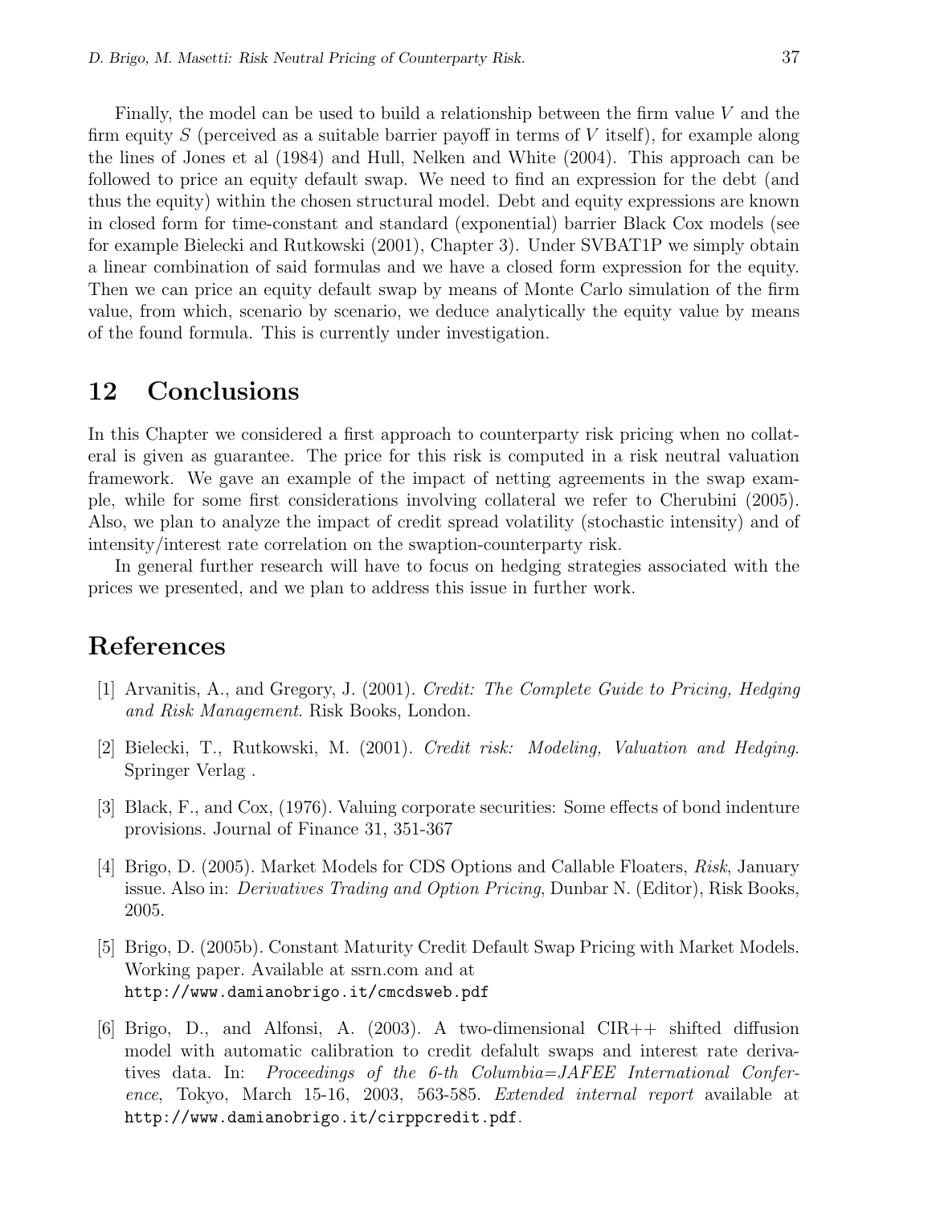Finally, the model can be used to build a relationship between the firm value $V$ and the firm equity $S$ (perceived as a suitable barrier payoff in terms of $V$ itself), for example along the lines of Jones et al (1984) and Hull, Nelken and White (2004). This approach can be followed to price an equity default swap. We need to find an expression for the debt (and thus the equity) within the chosen structural model. Debt and equity expressions are known in closed form for time-constant and standard (exponential) barrier Black Cox models (see for example Bielecki and Rutkowski (2001), Chapter 3). Under SVBAT1P we simply obtain a linear combination of said formulas and we have a closed form expression for the equity. Then we can price an equity default swap by means of Monte Carlo simulation of the firm value, from which, scenario by scenario, we deduce analytically the equity value by means of the found formula. This is currently under investigation.

## 12 Conclusions

In this Chapter we considered a first approach to counterparty risk pricing when no collateral is given as guarantee. The price for this risk is computed in a risk neutral valuation framework. We gave an example of the impact of netting agreements in the swap example, while for some first considerations involving collateral we refer to Cherubini (2005). Also, we plan to analyze the impact of credit spread volatility (stochastic intensity) and of intensity/interest rate correlation on the swaption-counterparty risk.

In general further research will have to focus on hedging strategies associated with the prices we presented, and we plan to address this issue in further work.

## References

[1] Arvanitis, A., and Gregory, J. (2001). *Credit: The Complete Guide to Pricing, Hedging and Risk Management*. Risk Books, London.

[2] Bielecki, T., Rutkowski, M. (2001). *Credit risk: Modeling, Valuation and Hedging*. Springer Verlag .

[3] Black, F., and Cox, (1976). Valuing corporate securities: Some effects of bond indenture provisions. Journal of Finance 31, 351-367

[4] Brigo, D. (2005). Market Models for CDS Options and Callable Floaters, *Risk*, January issue. Also in: *Derivatives Trading and Option Pricing*, Dunbar N. (Editor), Risk Books, 2005.

[5] Brigo, D. (2005b). Constant Maturity Credit Default Swap Pricing with Market Models. Working paper. Available at ssrn.com and at `http://www.damianobrigo.it/cmcdsweb.pdf`

[6] Brigo, D., and Alfonsi, A. (2003). A two-dimensional CIR++ shifted diffusion model with automatic calibration to credit defalult swaps and interest rate derivatives data. In: *Proceedings of the 6-th Columbia=JAFEE International Conference*, Tokyo, March 15-16, 2003, 563-585. *Extended internal report* available at `http://www.damianobrigo.it/cirppcredit.pdf`.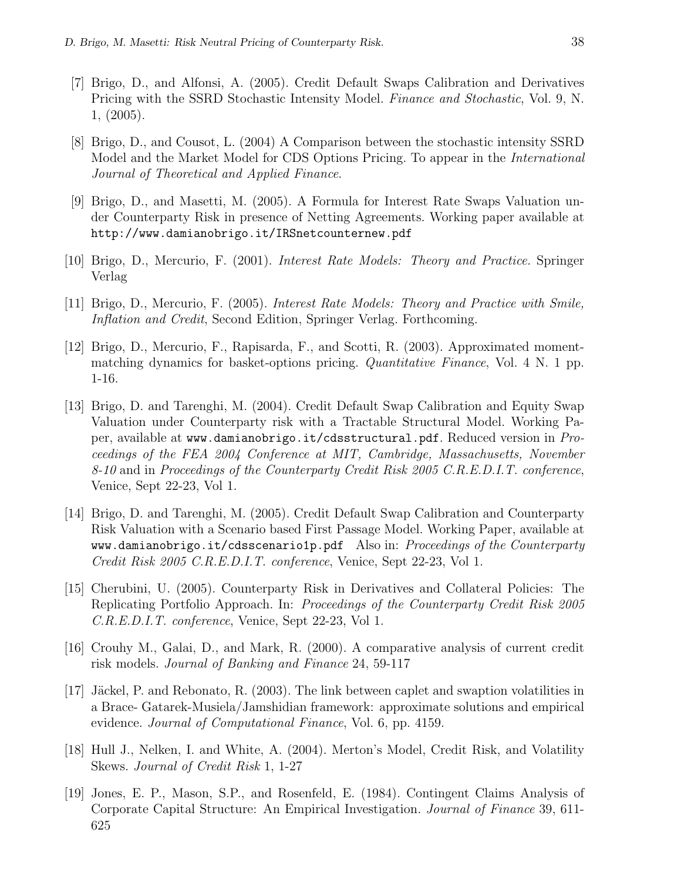[7] Brigo, D., and Alfonsi, A. (2005). Credit Default Swaps Calibration and Derivatives Pricing with the SSRD Stochastic Intensity Model. *Finance and Stochastic*, Vol. 9, N. 1, (2005).

[8] Brigo, D., and Cousot, L. (2004) A Comparison between the stochastic intensity SSRD Model and the Market Model for CDS Options Pricing. To appear in the *International Journal of Theoretical and Applied Finance*.

[9] Brigo, D., and Masetti, M. (2005). A Formula for Interest Rate Swaps Valuation under Counterparty Risk in presence of Netting Agreements. Working paper available at `http://www.damianobrigo.it/IRSnetcounternew.pdf`

[10] Brigo, D., Mercurio, F. (2001). *Interest Rate Models: Theory and Practice.* Springer Verlag

[11] Brigo, D., Mercurio, F. (2005). *Interest Rate Models: Theory and Practice with Smile, Inflation and Credit*, Second Edition, Springer Verlag. Forthcoming.

[12] Brigo, D., Mercurio, F., Rapisarda, F., and Scotti, R. (2003). Approximated moment-matching dynamics for basket-options pricing. *Quantitative Finance*, Vol. 4 N. 1 pp. 1-16.

[13] Brigo, D. and Tarenghi, M. (2004). Credit Default Swap Calibration and Equity Swap Valuation under Counterparty risk with a Tractable Structural Model. Working Paper, available at `www.damianobrigo.it/cdsstructural.pdf`. Reduced version in *Proceedings of the FEA 2004 Conference at MIT, Cambridge, Massachusetts, November 8-10* and in *Proceedings of the Counterparty Credit Risk 2005 C.R.E.D.I.T. conference*, Venice, Sept 22-23, Vol 1.

[14] Brigo, D. and Tarenghi, M. (2005). Credit Default Swap Calibration and Counterparty Risk Valuation with a Scenario based First Passage Model. Working Paper, available at `www.damianobrigo.it/cdsscenario1p.pdf` Also in: *Proceedings of the Counterparty Credit Risk 2005 C.R.E.D.I.T. conference*, Venice, Sept 22-23, Vol 1.

[15] Cherubini, U. (2005). Counterparty Risk in Derivatives and Collateral Policies: The Replicating Portfolio Approach. In: *Proceedings of the Counterparty Credit Risk 2005 C.R.E.D.I.T. conference*, Venice, Sept 22-23, Vol 1.

[16] Crouhy M., Galai, D., and Mark, R. (2000). A comparative analysis of current credit risk models. *Journal of Banking and Finance* 24, 59-117

[17] Jäckel, P. and Rebonato, R. (2003). The link between caplet and swaption volatilities in a Brace- Gatarek-Musiela/Jamshidian framework: approximate solutions and empirical evidence. *Journal of Computational Finance*, Vol. 6, pp. 4159.

[18] Hull J., Nelken, I. and White, A. (2004). Merton's Model, Credit Risk, and Volatility Skews. *Journal of Credit Risk* 1, 1-27

[19] Jones, E. P., Mason, S.P., and Rosenfeld, E. (1984). Contingent Claims Analysis of Corporate Capital Structure: An Empirical Investigation. *Journal of Finance* 39, 611-625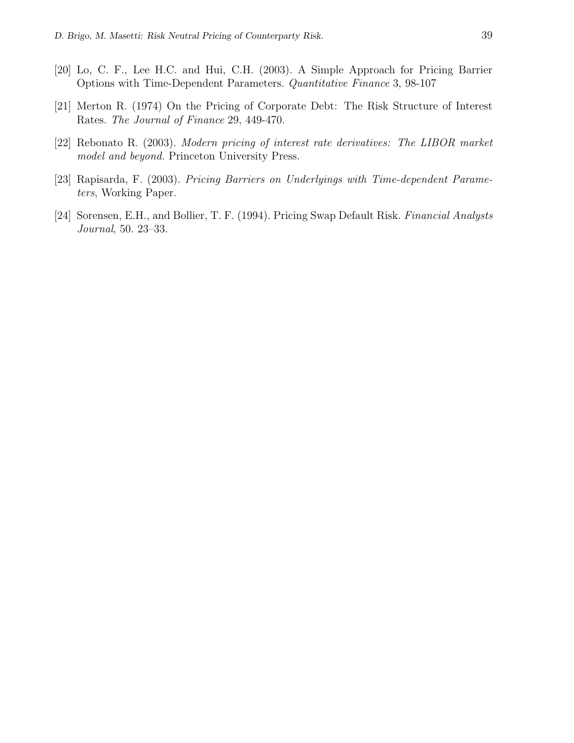[20] Lo, C. F., Lee H.C. and Hui, C.H. (2003). A Simple Approach for Pricing Barrier Options with Time-Dependent Parameters. *Quantitative Finance* 3, 98-107

[21] Merton R. (1974) On the Pricing of Corporate Debt: The Risk Structure of Interest Rates. *The Journal of Finance* 29, 449-470.

[22] Rebonato R. (2003). *Modern pricing of interest rate derivatives: The LIBOR market model and beyond*. Princeton University Press.

[23] Rapisarda, F. (2003). *Pricing Barriers on Underlyings with Time-dependent Parameters*, Working Paper.

[24] Sorensen, E.H., and Bollier, T. F. (1994). Pricing Swap Default Risk. *Financial Analysts Journal*, 50. 23–33.